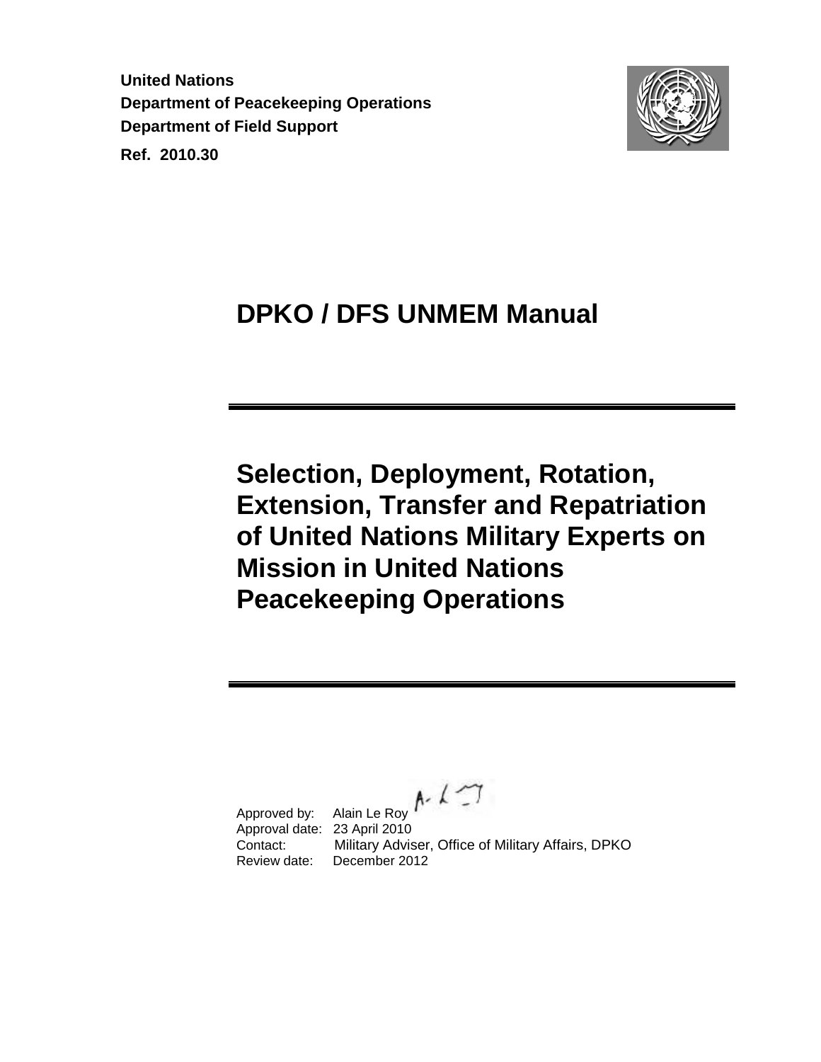**United Nations**
**Department of Peacekeeping Operations**
**Department of Field Support**
**Ref. 2010.30**

# DPKO / DFS UNMEM Manual

## Selection, Deployment, Rotation, Extension, Transfer and Repatriation of United Nations Military Experts on Mission in United Nations Peacekeeping Operations

Approved by: Alain Le Roy
Approval date: 23 April 2010
Contact: Military Adviser, Office of Military Affairs, DPKO
Review date: December 2012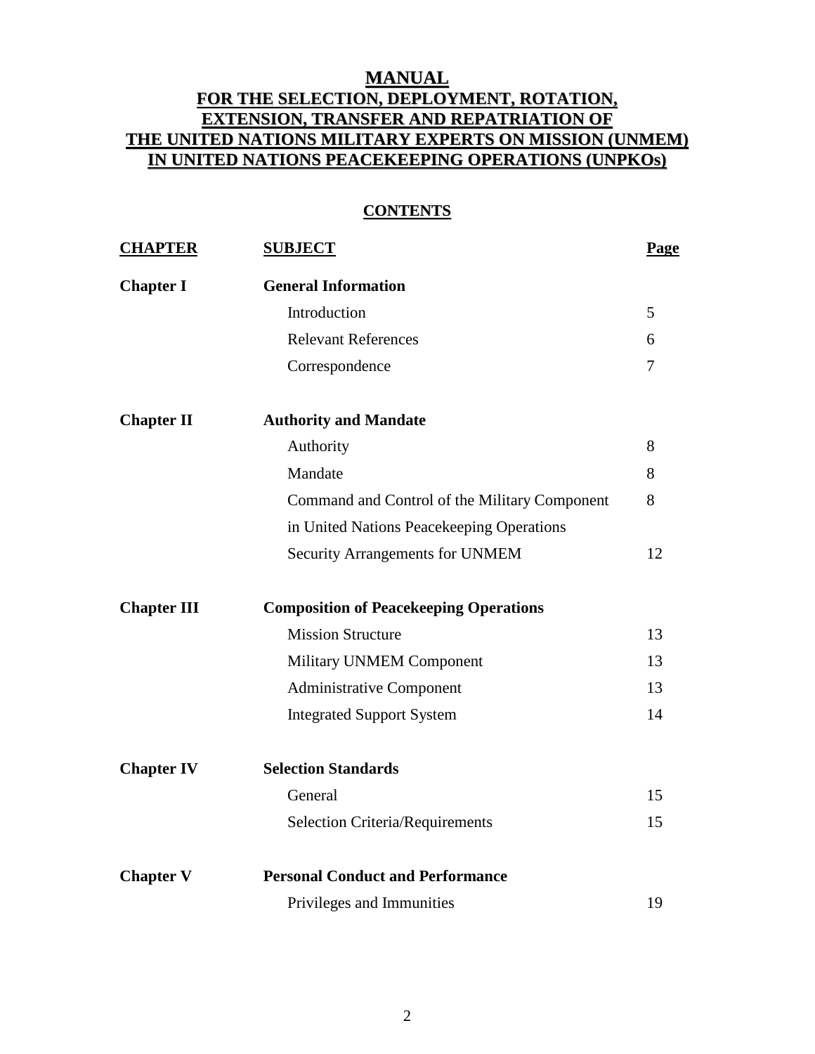# MANUAL
## FOR THE SELECTION, DEPLOYMENT, ROTATION, EXTENSION, TRANSFER AND REPATRIATION OF THE UNITED NATIONS MILITARY EXPERTS ON MISSION (UNMEM) IN UNITED NATIONS PEACEKEEPING OPERATIONS (UNPKOs)

### CONTENTS

| CHAPTER | SUBJECT | Page |
|---|---|---|
| **Chapter I** | **General Information** | |
| | Introduction | 5 |
| | Relevant References | 6 |
| | Correspondence | 7 |
| **Chapter II** | **Authority and Mandate** | |
| | Authority | 8 |
| | Mandate | 8 |
| | Command and Control of the Military Component in United Nations Peacekeeping Operations | 8 |
| | Security Arrangements for UNMEM | 12 |
| **Chapter III** | **Composition of Peacekeeping Operations** | |
| | Mission Structure | 13 |
| | Military UNMEM Component | 13 |
| | Administrative Component | 13 |
| | Integrated Support System | 14 |
| **Chapter IV** | **Selection Standards** | |
| | General | 15 |
| | Selection Criteria/Requirements | 15 |
| **Chapter V** | **Personal Conduct and Performance** | |
| | Privileges and Immunities | 19 |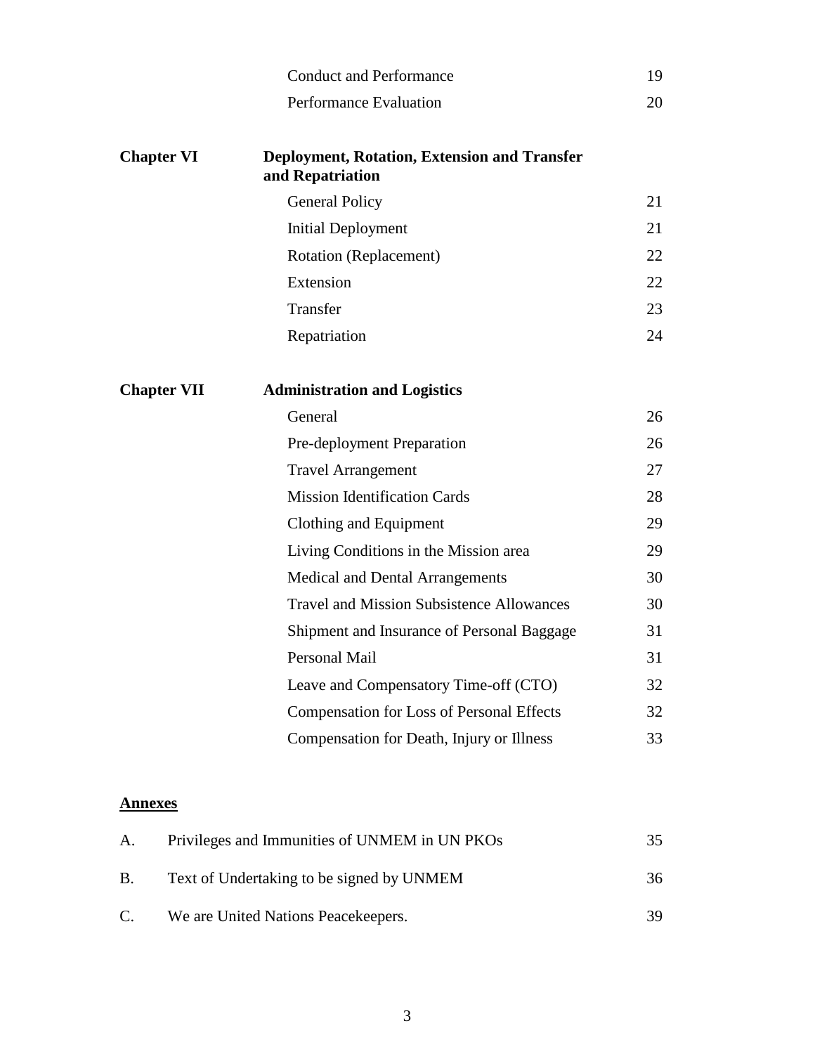| | | |
|---|---|---|
| | Conduct and Performance | 19 |
| | Performance Evaluation | 20 |
| **Chapter VI** | **Deployment, Rotation, Extension and Transfer and Repatriation** | |
| | General Policy | 21 |
| | Initial Deployment | 21 |
| | Rotation (Replacement) | 22 |
| | Extension | 22 |
| | Transfer | 23 |
| | Repatriation | 24 |
| **Chapter VII** | **Administration and Logistics** | |
| | General | 26 |
| | Pre-deployment Preparation | 26 |
| | Travel Arrangement | 27 |
| | Mission Identification Cards | 28 |
| | Clothing and Equipment | 29 |
| | Living Conditions in the Mission area | 29 |
| | Medical and Dental Arrangements | 30 |
| | Travel and Mission Subsistence Allowances | 30 |
| | Shipment and Insurance of Personal Baggage | 31 |
| | Personal Mail | 31 |
| | Leave and Compensatory Time-off (CTO) | 32 |
| | Compensation for Loss of Personal Effects | 32 |
| | Compensation for Death, Injury or Illness | 33 |

**Annexes**

| | | |
|---|---|---|
| A. | Privileges and Immunities of UNMEM in UN PKOs | 35 |
| B. | Text of Undertaking to be signed by UNMEM | 36 |
| C. | We are United Nations Peacekeepers. | 39 |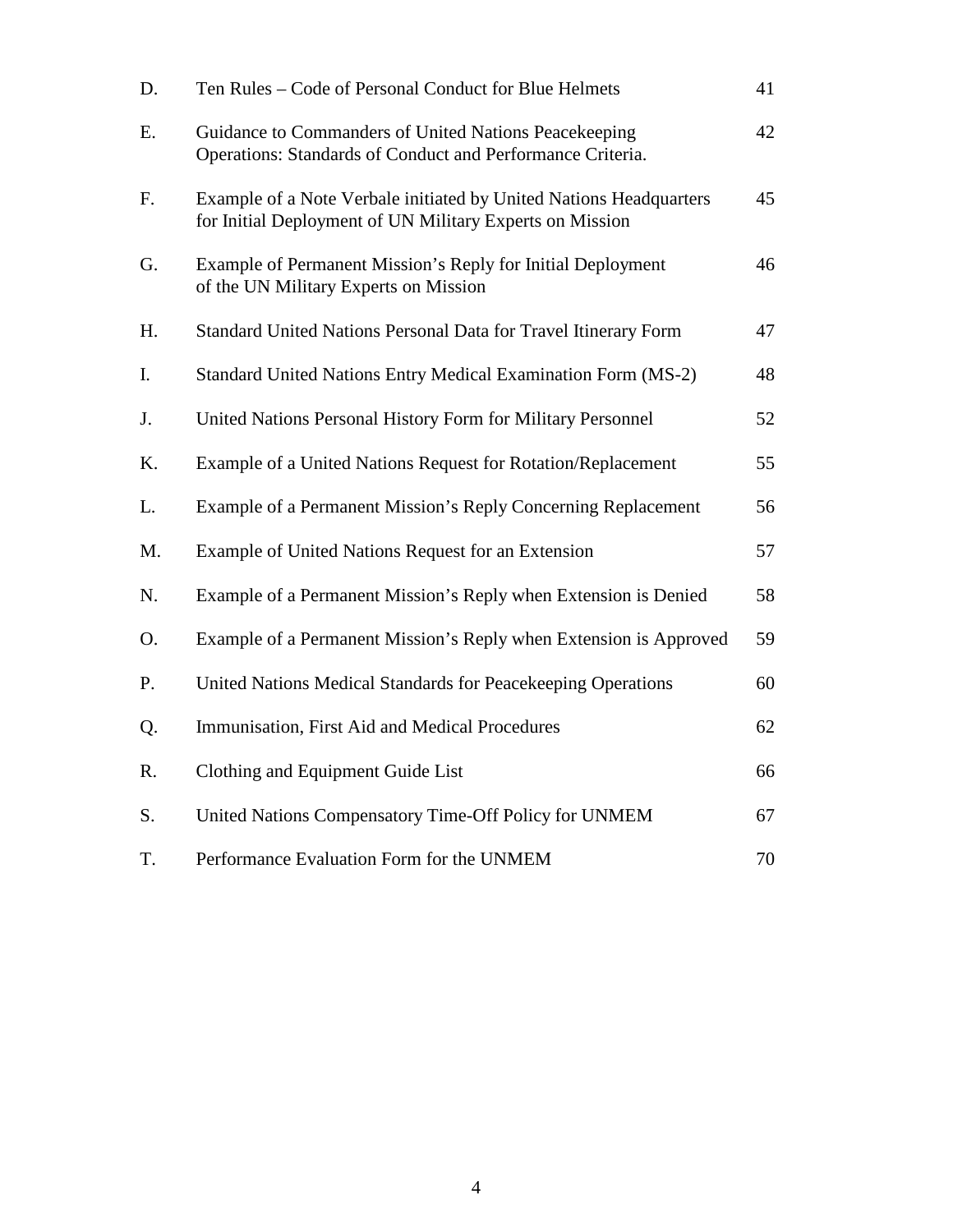| | | |
|---|---|---|
| D. | Ten Rules – Code of Personal Conduct for Blue Helmets | 41 |
| E. | Guidance to Commanders of United Nations Peacekeeping Operations: Standards of Conduct and Performance Criteria. | 42 |
| F. | Example of a Note Verbale initiated by United Nations Headquarters for Initial Deployment of UN Military Experts on Mission | 45 |
| G. | Example of Permanent Mission's Reply for Initial Deployment of the UN Military Experts on Mission | 46 |
| H. | Standard United Nations Personal Data for Travel Itinerary Form | 47 |
| I. | Standard United Nations Entry Medical Examination Form (MS-2) | 48 |
| J. | United Nations Personal History Form for Military Personnel | 52 |
| K. | Example of a United Nations Request for Rotation/Replacement | 55 |
| L. | Example of a Permanent Mission's Reply Concerning Replacement | 56 |
| M. | Example of United Nations Request for an Extension | 57 |
| N. | Example of a Permanent Mission's Reply when Extension is Denied | 58 |
| O. | Example of a Permanent Mission's Reply when Extension is Approved | 59 |
| P. | United Nations Medical Standards for Peacekeeping Operations | 60 |
| Q. | Immunisation, First Aid and Medical Procedures | 62 |
| R. | Clothing and Equipment Guide List | 66 |
| S. | United Nations Compensatory Time-Off Policy for UNMEM | 67 |
| T. | Performance Evaluation Form for the UNMEM | 70 |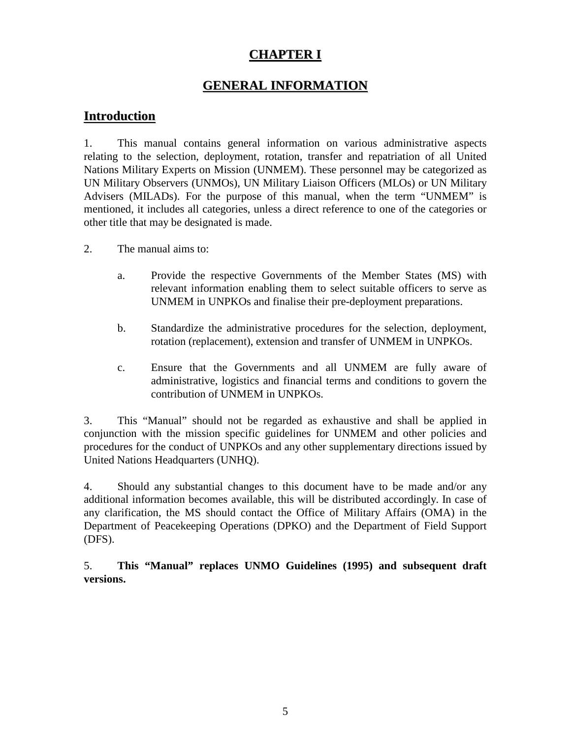# CHAPTER I

# GENERAL INFORMATION

## Introduction

1. This manual contains general information on various administrative aspects relating to the selection, deployment, rotation, transfer and repatriation of all United Nations Military Experts on Mission (UNMEM). These personnel may be categorized as UN Military Observers (UNMOs), UN Military Liaison Officers (MLOs) or UN Military Advisers (MILADs). For the purpose of this manual, when the term "UNMEM" is mentioned, it includes all categories, unless a direct reference to one of the categories or other title that may be designated is made.

2. The manual aims to:

   a. Provide the respective Governments of the Member States (MS) with relevant information enabling them to select suitable officers to serve as UNMEM in UNPKOs and finalise their pre-deployment preparations.

   b. Standardize the administrative procedures for the selection, deployment, rotation (replacement), extension and transfer of UNMEM in UNPKOs.

   c. Ensure that the Governments and all UNMEM are fully aware of administrative, logistics and financial terms and conditions to govern the contribution of UNMEM in UNPKOs.

3. This "Manual" should not be regarded as exhaustive and shall be applied in conjunction with the mission specific guidelines for UNMEM and other policies and procedures for the conduct of UNPKOs and any other supplementary directions issued by United Nations Headquarters (UNHQ).

4. Should any substantial changes to this document have to be made and/or any additional information becomes available, this will be distributed accordingly. In case of any clarification, the MS should contact the Office of Military Affairs (OMA) in the Department of Peacekeeping Operations (DPKO) and the Department of Field Support (DFS).

5. **This "Manual" replaces UNMO Guidelines (1995) and subsequent draft versions.**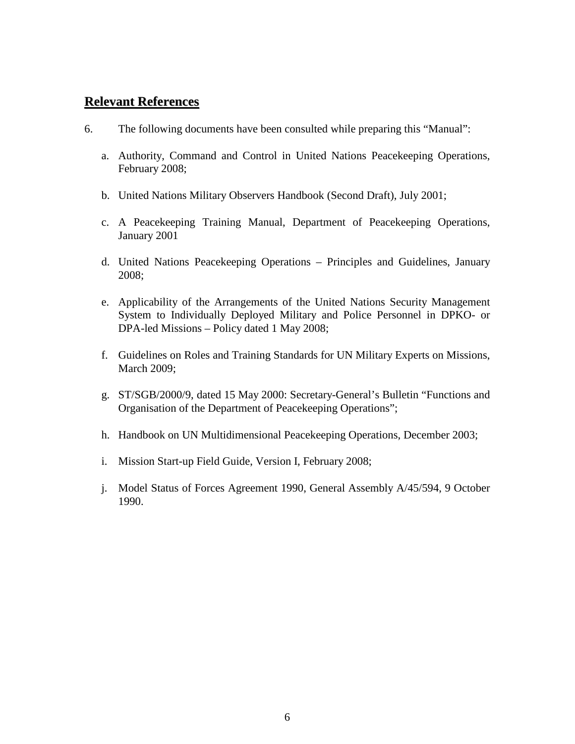## **Relevant References**

6. The following documents have been consulted while preparing this "Manual":

   a. Authority, Command and Control in United Nations Peacekeeping Operations, February 2008;

   b. United Nations Military Observers Handbook (Second Draft), July 2001;

   c. A Peacekeeping Training Manual, Department of Peacekeeping Operations, January 2001

   d. United Nations Peacekeeping Operations – Principles and Guidelines, January 2008;

   e. Applicability of the Arrangements of the United Nations Security Management System to Individually Deployed Military and Police Personnel in DPKO- or DPA-led Missions – Policy dated 1 May 2008;

   f. Guidelines on Roles and Training Standards for UN Military Experts on Missions, March 2009;

   g. ST/SGB/2000/9, dated 15 May 2000: Secretary-General's Bulletin "Functions and Organisation of the Department of Peacekeeping Operations";

   h. Handbook on UN Multidimensional Peacekeeping Operations, December 2003;

   i. Mission Start-up Field Guide, Version I, February 2008;

   j. Model Status of Forces Agreement 1990, General Assembly A/45/594, 9 October 1990.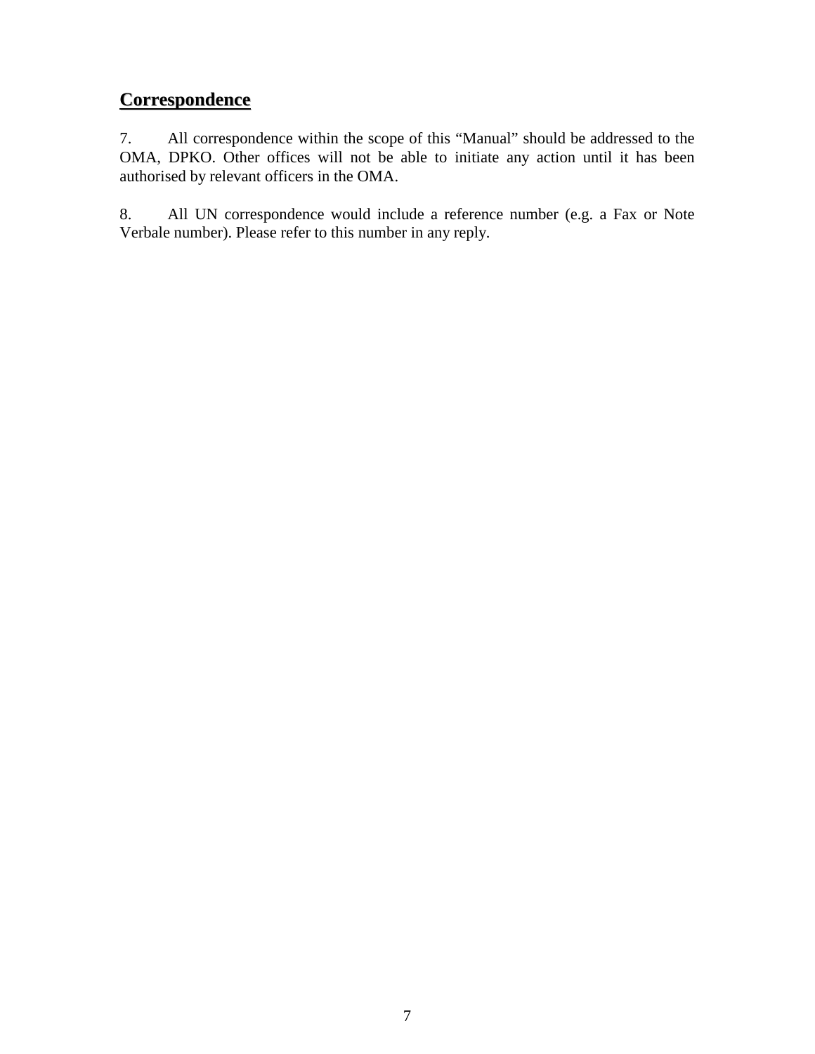## Correspondence

7. All correspondence within the scope of this “Manual” should be addressed to the OMA, DPKO. Other offices will not be able to initiate any action until it has been authorised by relevant officers in the OMA.

8. All UN correspondence would include a reference number (e.g. a Fax or Note Verbale number). Please refer to this number in any reply.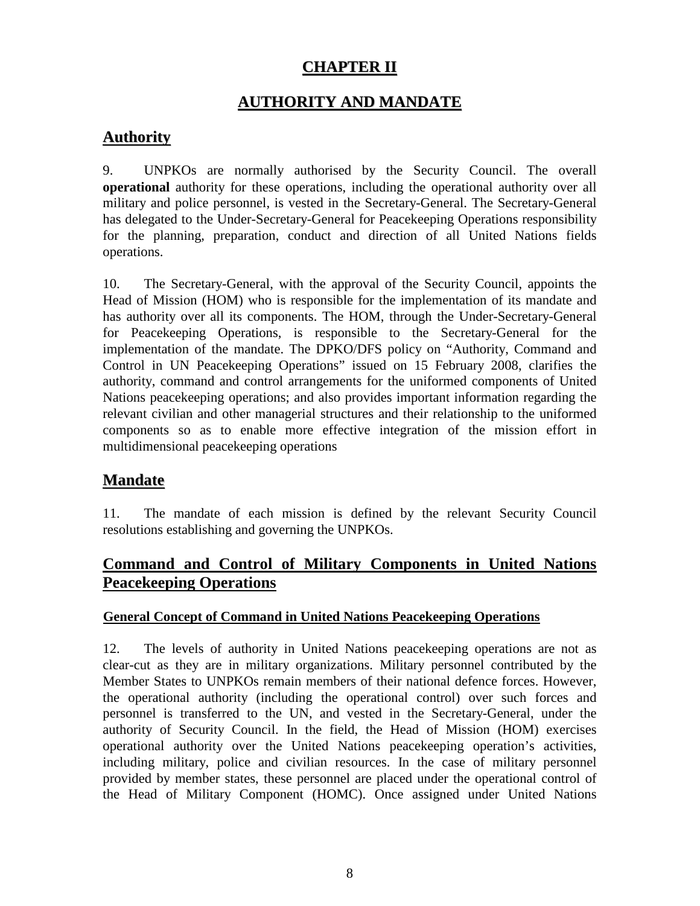# CHAPTER II

# AUTHORITY AND MANDATE

## Authority

9. UNPKOs are normally authorised by the Security Council. The overall **operational** authority for these operations, including the operational authority over all military and police personnel, is vested in the Secretary-General. The Secretary-General has delegated to the Under-Secretary-General for Peacekeeping Operations responsibility for the planning, preparation, conduct and direction of all United Nations fields operations.

10. The Secretary-General, with the approval of the Security Council, appoints the Head of Mission (HOM) who is responsible for the implementation of its mandate and has authority over all its components. The HOM, through the Under-Secretary-General for Peacekeeping Operations, is responsible to the Secretary-General for the implementation of the mandate. The DPKO/DFS policy on "Authority, Command and Control in UN Peacekeeping Operations" issued on 15 February 2008, clarifies the authority, command and control arrangements for the uniformed components of United Nations peacekeeping operations; and also provides important information regarding the relevant civilian and other managerial structures and their relationship to the uniformed components so as to enable more effective integration of the mission effort in multidimensional peacekeeping operations

## Mandate

11. The mandate of each mission is defined by the relevant Security Council resolutions establishing and governing the UNPKOs.

## Command and Control of Military Components in United Nations Peacekeeping Operations

### General Concept of Command in United Nations Peacekeeping Operations

12. The levels of authority in United Nations peacekeeping operations are not as clear-cut as they are in military organizations. Military personnel contributed by the Member States to UNPKOs remain members of their national defence forces. However, the operational authority (including the operational control) over such forces and personnel is transferred to the UN, and vested in the Secretary-General, under the authority of Security Council. In the field, the Head of Mission (HOM) exercises operational authority over the United Nations peacekeeping operation's activities, including military, police and civilian resources. In the case of military personnel provided by member states, these personnel are placed under the operational control of the Head of Military Component (HOMC). Once assigned under United Nations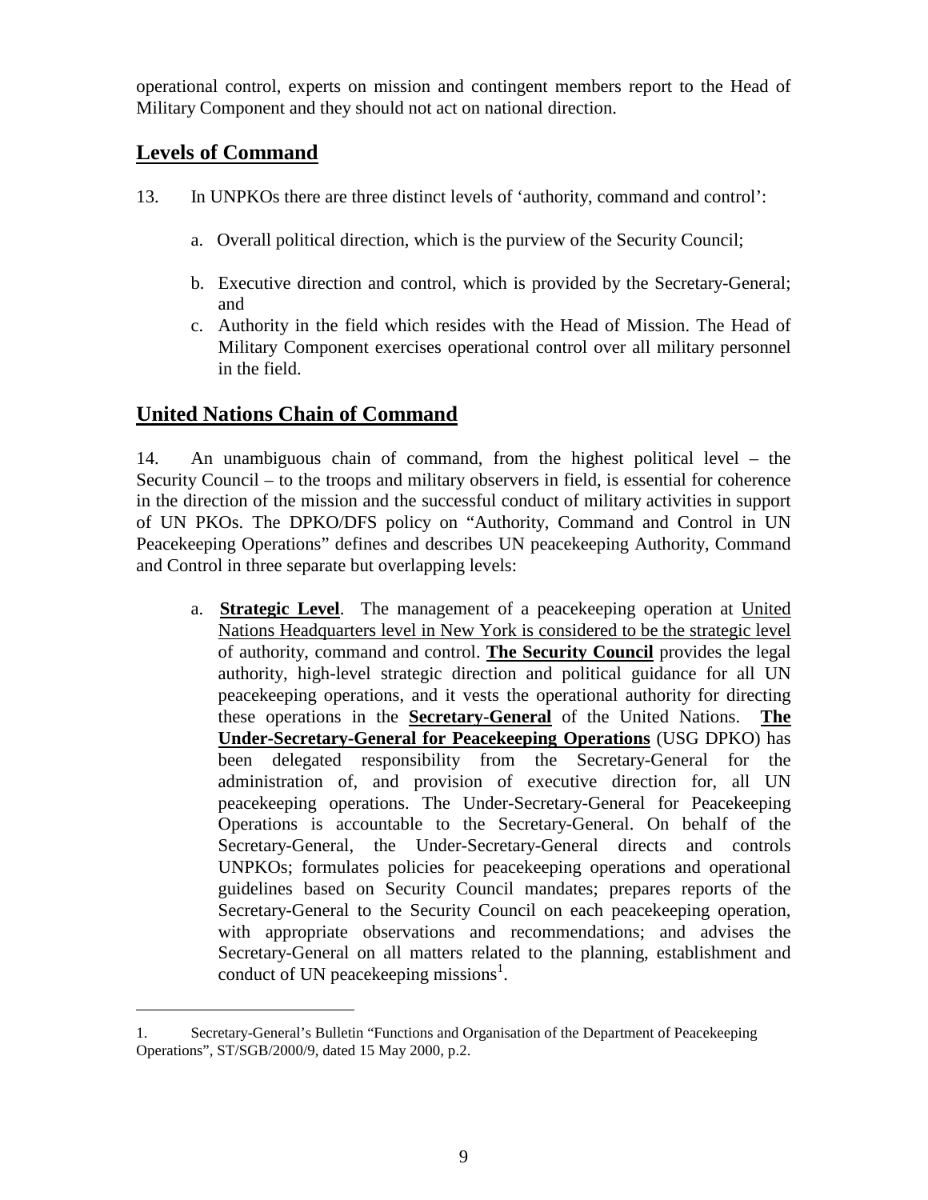operational control, experts on mission and contingent members report to the Head of Military Component and they should not act on national direction.

## Levels of Command

13. In UNPKOs there are three distinct levels of 'authority, command and control':

a. Overall political direction, which is the purview of the Security Council;

b. Executive direction and control, which is provided by the Secretary-General; and

c. Authority in the field which resides with the Head of Mission. The Head of Military Component exercises operational control over all military personnel in the field.

## United Nations Chain of Command

14. An unambiguous chain of command, from the highest political level – the Security Council – to the troops and military observers in field, is essential for coherence in the direction of the mission and the successful conduct of military activities in support of UN PKOs. The DPKO/DFS policy on "Authority, Command and Control in UN Peacekeeping Operations" defines and describes UN peacekeeping Authority, Command and Control in three separate but overlapping levels:

a. **Strategic Level**. The management of a peacekeeping operation at United Nations Headquarters level in New York is considered to be the strategic level of authority, command and control. **The Security Council** provides the legal authority, high-level strategic direction and political guidance for all UN peacekeeping operations, and it vests the operational authority for directing these operations in the **Secretary-General** of the United Nations. **The Under-Secretary-General for Peacekeeping Operations** (USG DPKO) has been delegated responsibility from the Secretary-General for the administration of, and provision of executive direction for, all UN peacekeeping operations. The Under-Secretary-General for Peacekeeping Operations is accountable to the Secretary-General. On behalf of the Secretary-General, the Under-Secretary-General directs and controls UNPKOs; formulates policies for peacekeeping operations and operational guidelines based on Security Council mandates; prepares reports of the Secretary-General to the Security Council on each peacekeeping operation, with appropriate observations and recommendations; and advises the Secretary-General on all matters related to the planning, establishment and conduct of UN peacekeeping missions[1].

---

1. Secretary-General's Bulletin "Functions and Organisation of the Department of Peacekeeping Operations", ST/SGB/2000/9, dated 15 May 2000, p.2.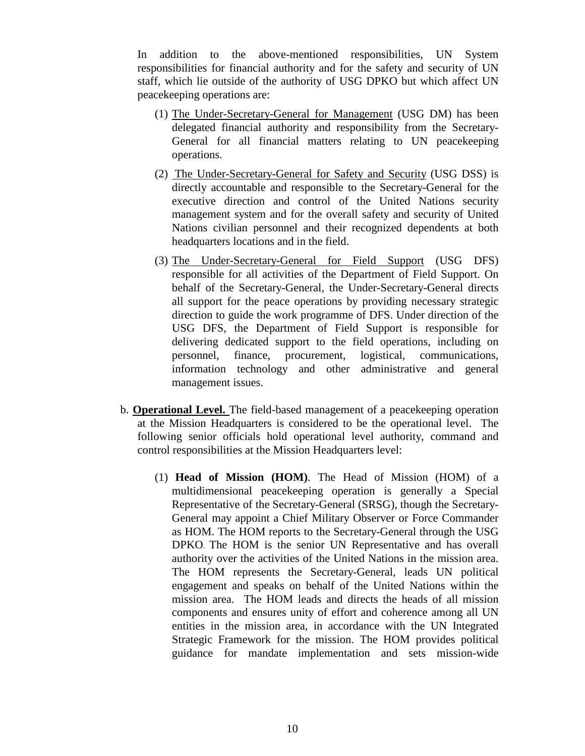In addition to the above-mentioned responsibilities, UN System responsibilities for financial authority and for the safety and security of UN staff, which lie outside of the authority of USG DPKO but which affect UN peacekeeping operations are:

(1) The Under-Secretary-General for Management (USG DM) has been delegated financial authority and responsibility from the Secretary-General for all financial matters relating to UN peacekeeping operations.

(2) The Under-Secretary-General for Safety and Security (USG DSS) is directly accountable and responsible to the Secretary-General for the executive direction and control of the United Nations security management system and for the overall safety and security of United Nations civilian personnel and their recognized dependents at both headquarters locations and in the field.

(3) The Under-Secretary-General for Field Support (USG DFS) responsible for all activities of the Department of Field Support. On behalf of the Secretary-General, the Under-Secretary-General directs all support for the peace operations by providing necessary strategic direction to guide the work programme of DFS. Under direction of the USG DFS, the Department of Field Support is responsible for delivering dedicated support to the field operations, including on personnel, finance, procurement, logistical, communications, information technology and other administrative and general management issues.

b. **Operational Level.** The field-based management of a peacekeeping operation at the Mission Headquarters is considered to be the operational level. The following senior officials hold operational level authority, command and control responsibilities at the Mission Headquarters level:

(1) **Head of Mission (HOM)**. The Head of Mission (HOM) of a multidimensional peacekeeping operation is generally a Special Representative of the Secretary-General (SRSG), though the Secretary-General may appoint a Chief Military Observer or Force Commander as HOM. The HOM reports to the Secretary-General through the USG DPKO. The HOM is the senior UN Representative and has overall authority over the activities of the United Nations in the mission area. The HOM represents the Secretary-General, leads UN political engagement and speaks on behalf of the United Nations within the mission area. The HOM leads and directs the heads of all mission components and ensures unity of effort and coherence among all UN entities in the mission area, in accordance with the UN Integrated Strategic Framework for the mission. The HOM provides political guidance for mandate implementation and sets mission-wide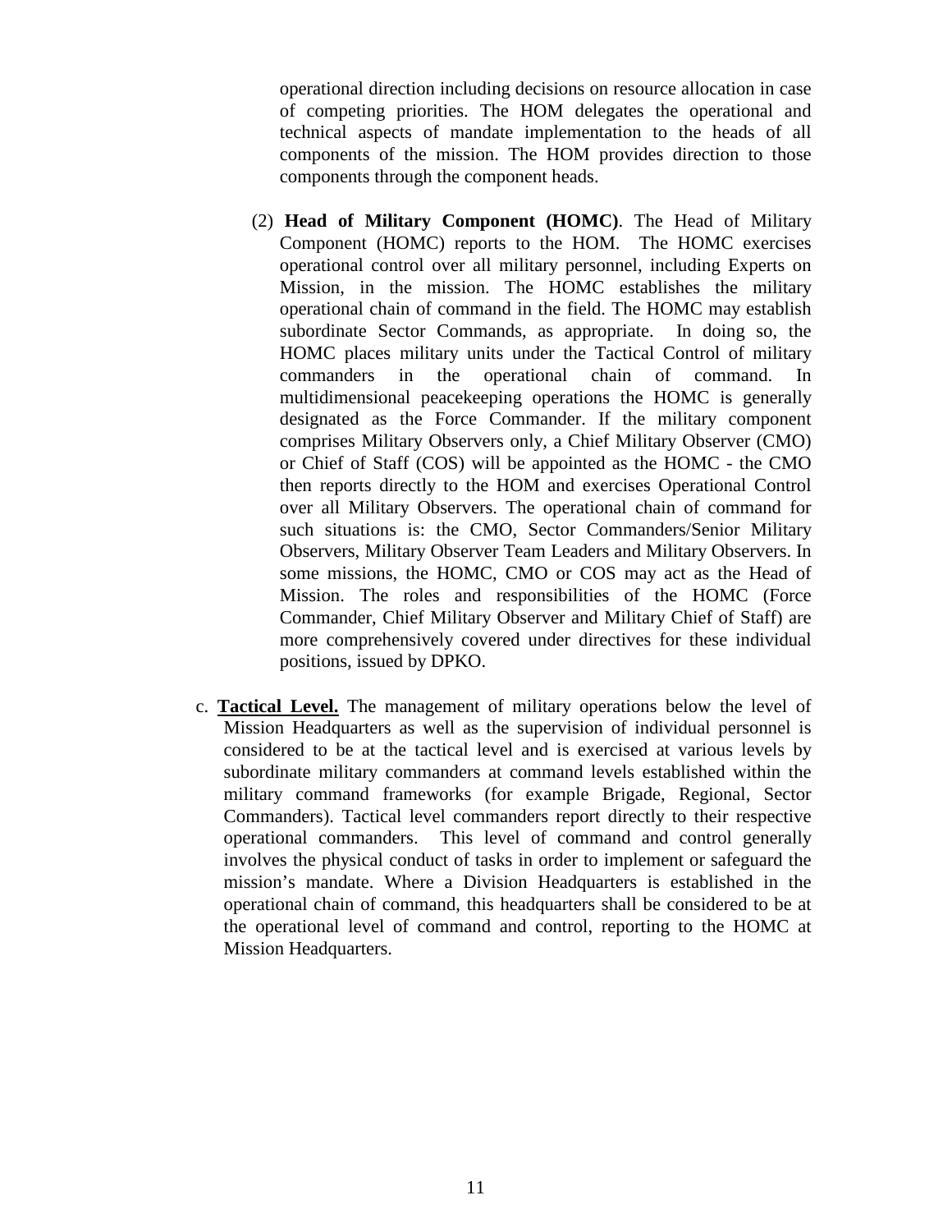operational direction including decisions on resource allocation in case of competing priorities. The HOM delegates the operational and technical aspects of mandate implementation to the heads of all components of the mission. The HOM provides direction to those components through the component heads.

(2) **Head of Military Component (HOMC)**. The Head of Military Component (HOMC) reports to the HOM. The HOMC exercises operational control over all military personnel, including Experts on Mission, in the mission. The HOMC establishes the military operational chain of command in the field. The HOMC may establish subordinate Sector Commands, as appropriate. In doing so, the HOMC places military units under the Tactical Control of military commanders in the operational chain of command. In multidimensional peacekeeping operations the HOMC is generally designated as the Force Commander. If the military component comprises Military Observers only, a Chief Military Observer (CMO) or Chief of Staff (COS) will be appointed as the HOMC - the CMO then reports directly to the HOM and exercises Operational Control over all Military Observers. The operational chain of command for such situations is: the CMO, Sector Commanders/Senior Military Observers, Military Observer Team Leaders and Military Observers. In some missions, the HOMC, CMO or COS may act as the Head of Mission. The roles and responsibilities of the HOMC (Force Commander, Chief Military Observer and Military Chief of Staff) are more comprehensively covered under directives for these individual positions, issued by DPKO.

c. **Tactical Level.** The management of military operations below the level of Mission Headquarters as well as the supervision of individual personnel is considered to be at the tactical level and is exercised at various levels by subordinate military commanders at command levels established within the military command frameworks (for example Brigade, Regional, Sector Commanders). Tactical level commanders report directly to their respective operational commanders. This level of command and control generally involves the physical conduct of tasks in order to implement or safeguard the mission's mandate. Where a Division Headquarters is established in the operational chain of command, this headquarters shall be considered to be at the operational level of command and control, reporting to the HOMC at Mission Headquarters.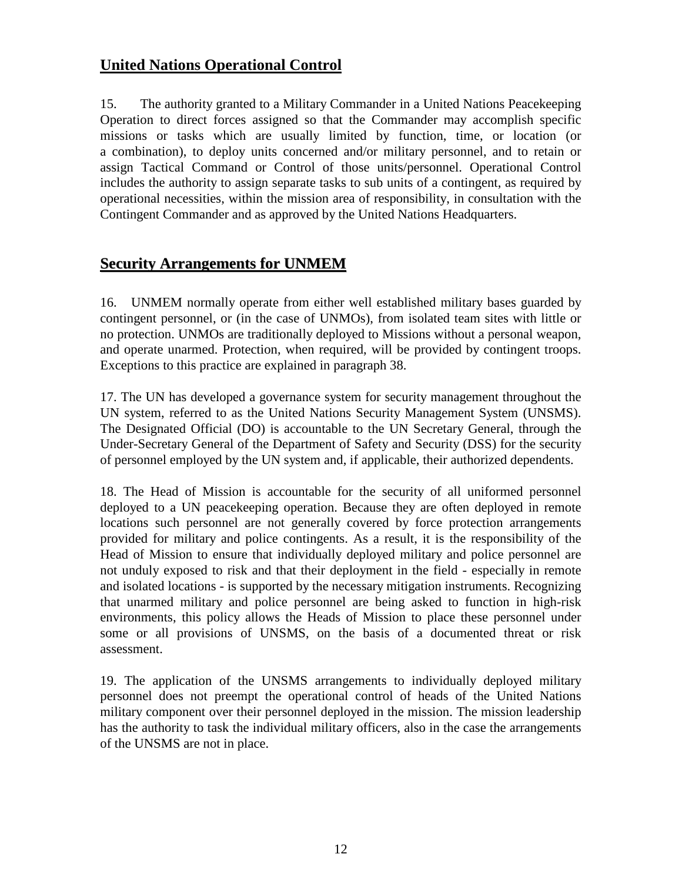## United Nations Operational Control

15. The authority granted to a Military Commander in a United Nations Peacekeeping Operation to direct forces assigned so that the Commander may accomplish specific missions or tasks which are usually limited by function, time, or location (or a combination), to deploy units concerned and/or military personnel, and to retain or assign Tactical Command or Control of those units/personnel. Operational Control includes the authority to assign separate tasks to sub units of a contingent, as required by operational necessities, within the mission area of responsibility, in consultation with the Contingent Commander and as approved by the United Nations Headquarters.

## Security Arrangements for UNMEM

16. UNMEM normally operate from either well established military bases guarded by contingent personnel, or (in the case of UNMOs), from isolated team sites with little or no protection. UNMOs are traditionally deployed to Missions without a personal weapon, and operate unarmed. Protection, when required, will be provided by contingent troops. Exceptions to this practice are explained in paragraph 38.

17. The UN has developed a governance system for security management throughout the UN system, referred to as the United Nations Security Management System (UNSMS). The Designated Official (DO) is accountable to the UN Secretary General, through the Under-Secretary General of the Department of Safety and Security (DSS) for the security of personnel employed by the UN system and, if applicable, their authorized dependents.

18. The Head of Mission is accountable for the security of all uniformed personnel deployed to a UN peacekeeping operation. Because they are often deployed in remote locations such personnel are not generally covered by force protection arrangements provided for military and police contingents. As a result, it is the responsibility of the Head of Mission to ensure that individually deployed military and police personnel are not unduly exposed to risk and that their deployment in the field - especially in remote and isolated locations - is supported by the necessary mitigation instruments. Recognizing that unarmed military and police personnel are being asked to function in high-risk environments, this policy allows the Heads of Mission to place these personnel under some or all provisions of UNSMS, on the basis of a documented threat or risk assessment.

19. The application of the UNSMS arrangements to individually deployed military personnel does not preempt the operational control of heads of the United Nations military component over their personnel deployed in the mission. The mission leadership has the authority to task the individual military officers, also in the case the arrangements of the UNSMS are not in place.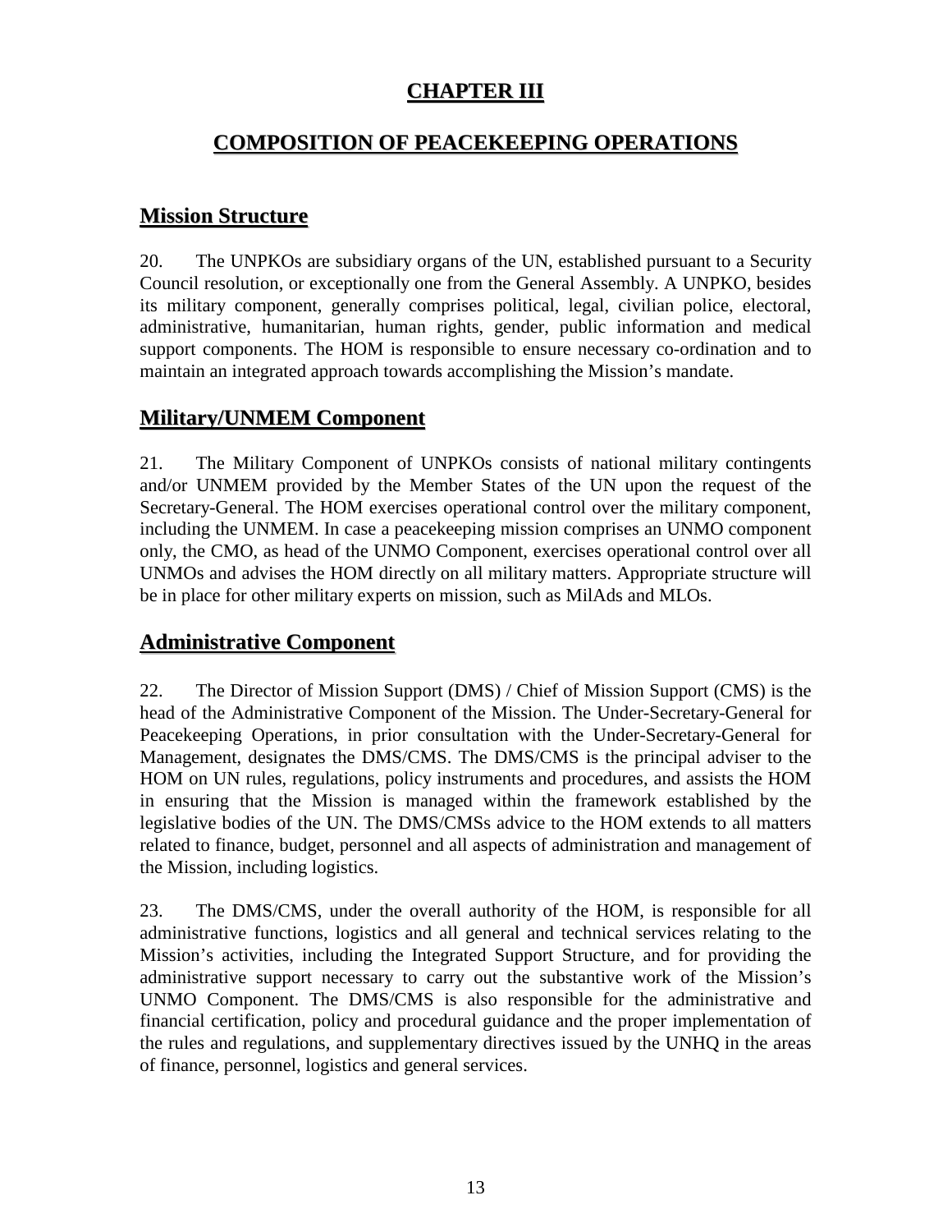# CHAPTER III

# COMPOSITION OF PEACEKEEPING OPERATIONS

## Mission Structure

20. The UNPKOs are subsidiary organs of the UN, established pursuant to a Security Council resolution, or exceptionally one from the General Assembly. A UNPKO, besides its military component, generally comprises political, legal, civilian police, electoral, administrative, humanitarian, human rights, gender, public information and medical support components. The HOM is responsible to ensure necessary co-ordination and to maintain an integrated approach towards accomplishing the Mission's mandate.

## Military/UNMEM Component

21. The Military Component of UNPKOs consists of national military contingents and/or UNMEM provided by the Member States of the UN upon the request of the Secretary-General. The HOM exercises operational control over the military component, including the UNMEM. In case a peacekeeping mission comprises an UNMO component only, the CMO, as head of the UNMO Component, exercises operational control over all UNMOs and advises the HOM directly on all military matters. Appropriate structure will be in place for other military experts on mission, such as MilAds and MLOs.

## Administrative Component

22. The Director of Mission Support (DMS) / Chief of Mission Support (CMS) is the head of the Administrative Component of the Mission. The Under-Secretary-General for Peacekeeping Operations, in prior consultation with the Under-Secretary-General for Management, designates the DMS/CMS. The DMS/CMS is the principal adviser to the HOM on UN rules, regulations, policy instruments and procedures, and assists the HOM in ensuring that the Mission is managed within the framework established by the legislative bodies of the UN. The DMS/CMSs advice to the HOM extends to all matters related to finance, budget, personnel and all aspects of administration and management of the Mission, including logistics.

23. The DMS/CMS, under the overall authority of the HOM, is responsible for all administrative functions, logistics and all general and technical services relating to the Mission's activities, including the Integrated Support Structure, and for providing the administrative support necessary to carry out the substantive work of the Mission's UNMO Component. The DMS/CMS is also responsible for the administrative and financial certification, policy and procedural guidance and the proper implementation of the rules and regulations, and supplementary directives issued by the UNHQ in the areas of finance, personnel, logistics and general services.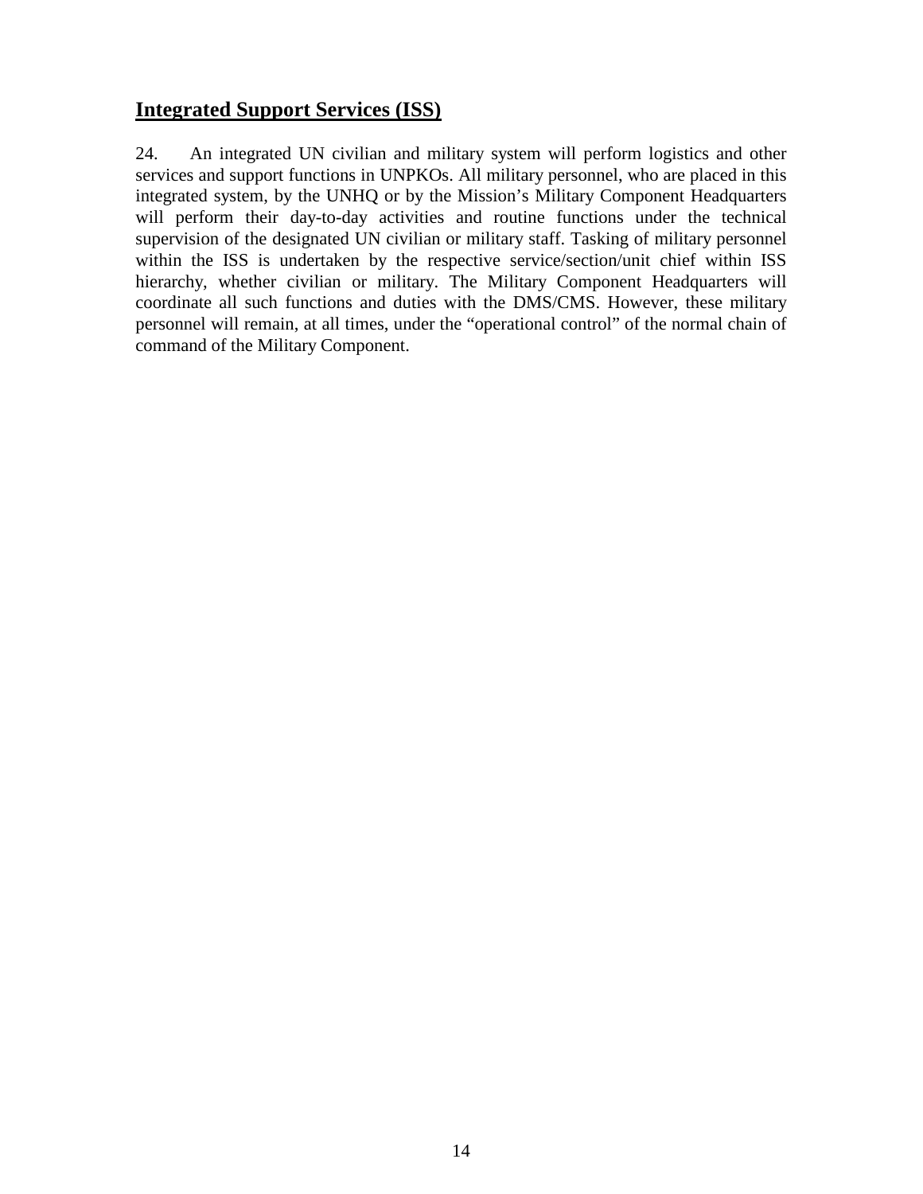## Integrated Support Services (ISS)

24. An integrated UN civilian and military system will perform logistics and other services and support functions in UNPKOs. All military personnel, who are placed in this integrated system, by the UNHQ or by the Mission's Military Component Headquarters will perform their day-to-day activities and routine functions under the technical supervision of the designated UN civilian or military staff. Tasking of military personnel within the ISS is undertaken by the respective service/section/unit chief within ISS hierarchy, whether civilian or military. The Military Component Headquarters will coordinate all such functions and duties with the DMS/CMS. However, these military personnel will remain, at all times, under the "operational control" of the normal chain of command of the Military Component.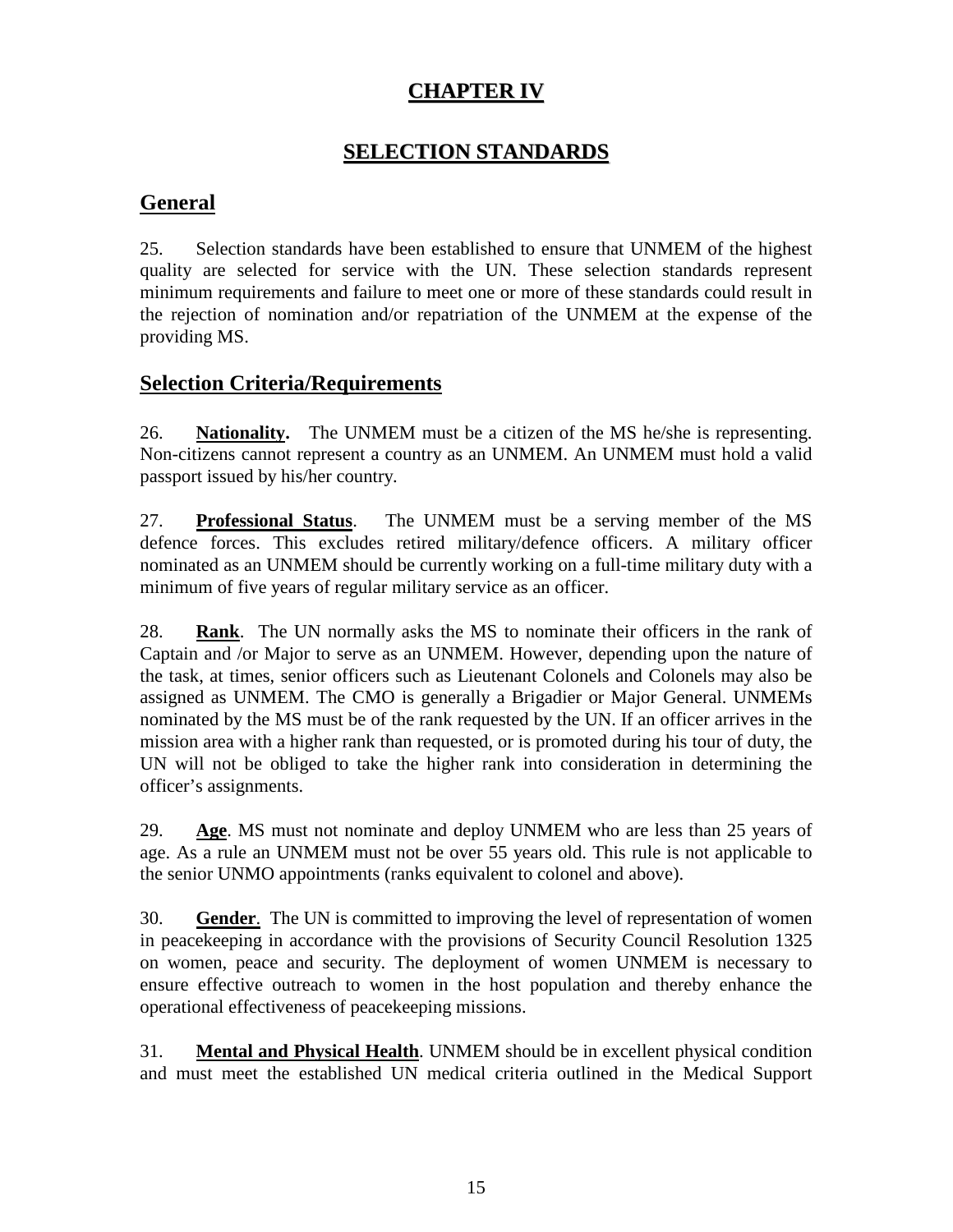# CHAPTER IV

# SELECTION STANDARDS

## General

25. Selection standards have been established to ensure that UNMEM of the highest quality are selected for service with the UN. These selection standards represent minimum requirements and failure to meet one or more of these standards could result in the rejection of nomination and/or repatriation of the UNMEM at the expense of the providing MS.

## Selection Criteria/Requirements

26. **Nationality.** The UNMEM must be a citizen of the MS he/she is representing. Non-citizens cannot represent a country as an UNMEM. An UNMEM must hold a valid passport issued by his/her country.

27. **Professional Status**. The UNMEM must be a serving member of the MS defence forces. This excludes retired military/defence officers. A military officer nominated as an UNMEM should be currently working on a full-time military duty with a minimum of five years of regular military service as an officer.

28. **Rank**. The UN normally asks the MS to nominate their officers in the rank of Captain and /or Major to serve as an UNMEM. However, depending upon the nature of the task, at times, senior officers such as Lieutenant Colonels and Colonels may also be assigned as UNMEM. The CMO is generally a Brigadier or Major General. UNMEMs nominated by the MS must be of the rank requested by the UN. If an officer arrives in the mission area with a higher rank than requested, or is promoted during his tour of duty, the UN will not be obliged to take the higher rank into consideration in determining the officer's assignments.

29. **Age**. MS must not nominate and deploy UNMEM who are less than 25 years of age. As a rule an UNMEM must not be over 55 years old. This rule is not applicable to the senior UNMO appointments (ranks equivalent to colonel and above).

30. **Gender**. The UN is committed to improving the level of representation of women in peacekeeping in accordance with the provisions of Security Council Resolution 1325 on women, peace and security. The deployment of women UNMEM is necessary to ensure effective outreach to women in the host population and thereby enhance the operational effectiveness of peacekeeping missions.

31. **Mental and Physical Health**. UNMEM should be in excellent physical condition and must meet the established UN medical criteria outlined in the Medical Support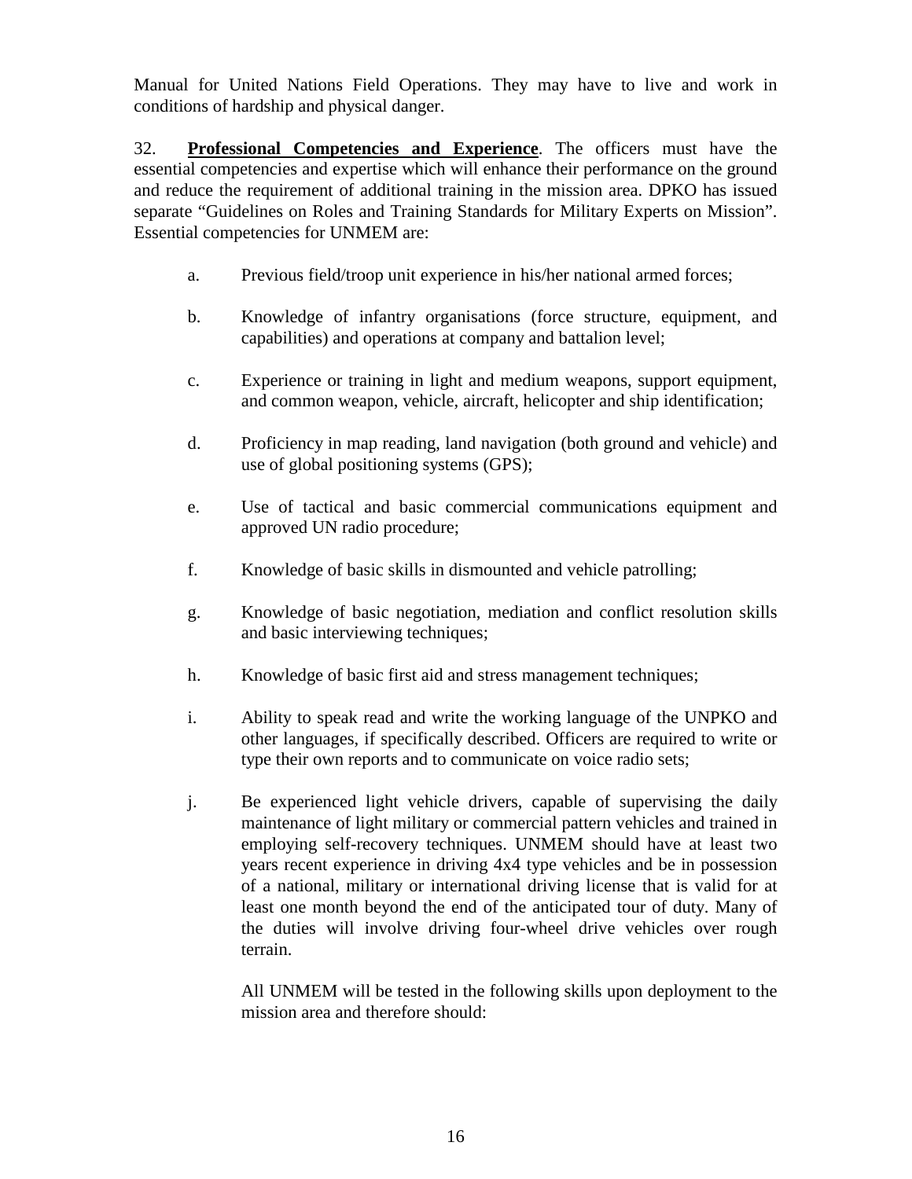Manual for United Nations Field Operations. They may have to live and work in conditions of hardship and physical danger.

32. **Professional Competencies and Experience**. The officers must have the essential competencies and expertise which will enhance their performance on the ground and reduce the requirement of additional training in the mission area. DPKO has issued separate "Guidelines on Roles and Training Standards for Military Experts on Mission". Essential competencies for UNMEM are:

a. Previous field/troop unit experience in his/her national armed forces;

b. Knowledge of infantry organisations (force structure, equipment, and capabilities) and operations at company and battalion level;

c. Experience or training in light and medium weapons, support equipment, and common weapon, vehicle, aircraft, helicopter and ship identification;

d. Proficiency in map reading, land navigation (both ground and vehicle) and use of global positioning systems (GPS);

e. Use of tactical and basic commercial communications equipment and approved UN radio procedure;

f. Knowledge of basic skills in dismounted and vehicle patrolling;

g. Knowledge of basic negotiation, mediation and conflict resolution skills and basic interviewing techniques;

h. Knowledge of basic first aid and stress management techniques;

i. Ability to speak read and write the working language of the UNPKO and other languages, if specifically described. Officers are required to write or type their own reports and to communicate on voice radio sets;

j. Be experienced light vehicle drivers, capable of supervising the daily maintenance of light military or commercial pattern vehicles and trained in employing self-recovery techniques. UNMEM should have at least two years recent experience in driving 4x4 type vehicles and be in possession of a national, military or international driving license that is valid for at least one month beyond the end of the anticipated tour of duty. Many of the duties will involve driving four-wheel drive vehicles over rough terrain.

All UNMEM will be tested in the following skills upon deployment to the mission area and therefore should: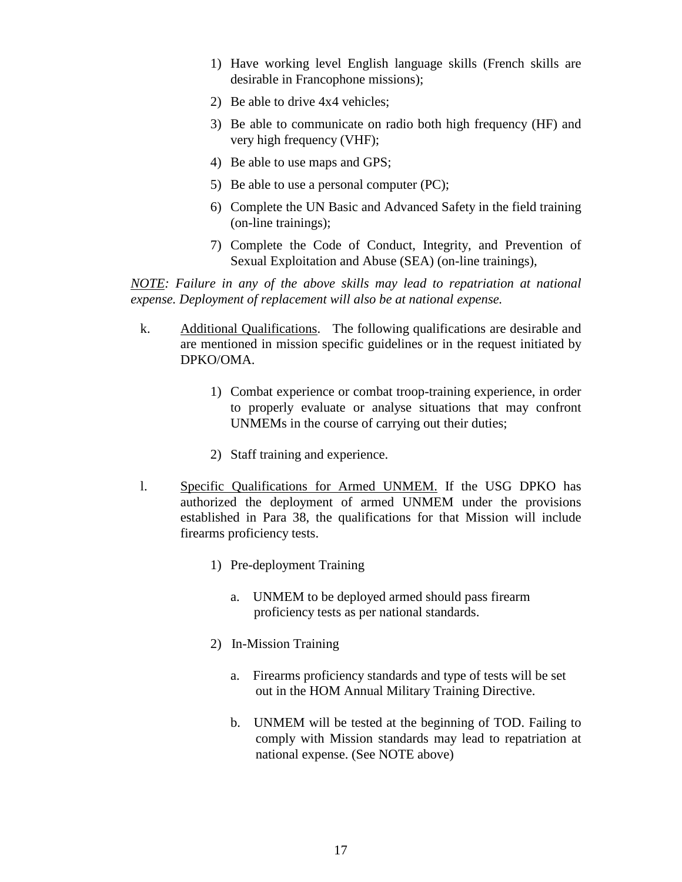1) Have working level English language skills (French skills are desirable in Francophone missions);

2) Be able to drive 4x4 vehicles;

3) Be able to communicate on radio both high frequency (HF) and very high frequency (VHF);

4) Be able to use maps and GPS;

5) Be able to use a personal computer (PC);

6) Complete the UN Basic and Advanced Safety in the field training (on-line trainings);

7) Complete the Code of Conduct, Integrity, and Prevention of Sexual Exploitation and Abuse (SEA) (on-line trainings),

*<u>NOTE</u>: Failure in any of the above skills may lead to repatriation at national expense. Deployment of replacement will also be at national expense.*

k. <u>Additional Qualifications</u>. The following qualifications are desirable and are mentioned in mission specific guidelines or in the request initiated by DPKO/OMA.

1) Combat experience or combat troop-training experience, in order to properly evaluate or analyse situations that may confront UNMEMs in the course of carrying out their duties;

2) Staff training and experience.

l. <u>Specific Qualifications for Armed UNMEM.</u> If the USG DPKO has authorized the deployment of armed UNMEM under the provisions established in Para 38, the qualifications for that Mission will include firearms proficiency tests.

1) Pre-deployment Training

a. UNMEM to be deployed armed should pass firearm proficiency tests as per national standards.

2) In-Mission Training

a. Firearms proficiency standards and type of tests will be set out in the HOM Annual Military Training Directive.

b. UNMEM will be tested at the beginning of TOD. Failing to comply with Mission standards may lead to repatriation at national expense. (See NOTE above)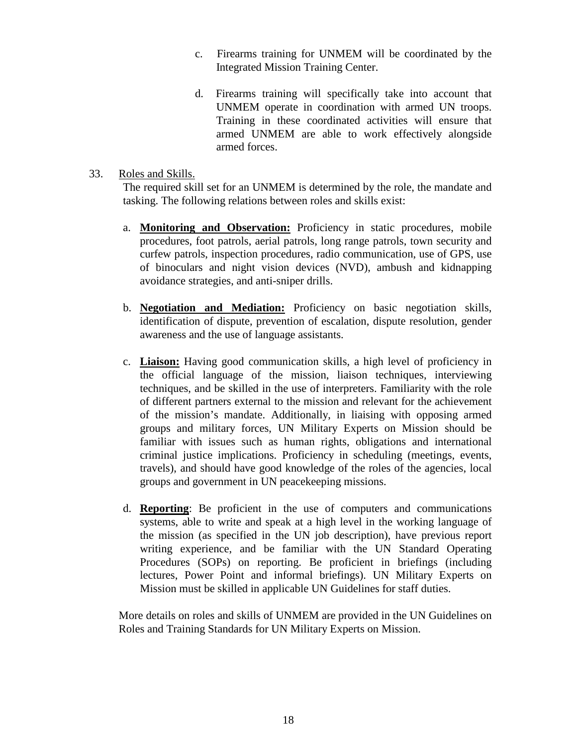c. Firearms training for UNMEM will be coordinated by the Integrated Mission Training Center.

d. Firearms training will specifically take into account that UNMEM operate in coordination with armed UN troops. Training in these coordinated activities will ensure that armed UNMEM are able to work effectively alongside armed forces.

33. Roles and Skills.

The required skill set for an UNMEM is determined by the role, the mandate and tasking. The following relations between roles and skills exist:

a. **Monitoring and Observation:** Proficiency in static procedures, mobile procedures, foot patrols, aerial patrols, long range patrols, town security and curfew patrols, inspection procedures, radio communication, use of GPS, use of binoculars and night vision devices (NVD), ambush and kidnapping avoidance strategies, and anti-sniper drills.

b. **Negotiation and Mediation:** Proficiency on basic negotiation skills, identification of dispute, prevention of escalation, dispute resolution, gender awareness and the use of language assistants.

c. **Liaison:** Having good communication skills, a high level of proficiency in the official language of the mission, liaison techniques, interviewing techniques, and be skilled in the use of interpreters. Familiarity with the role of different partners external to the mission and relevant for the achievement of the mission's mandate. Additionally, in liaising with opposing armed groups and military forces, UN Military Experts on Mission should be familiar with issues such as human rights, obligations and international criminal justice implications. Proficiency in scheduling (meetings, events, travels), and should have good knowledge of the roles of the agencies, local groups and government in UN peacekeeping missions.

d. **Reporting**: Be proficient in the use of computers and communications systems, able to write and speak at a high level in the working language of the mission (as specified in the UN job description), have previous report writing experience, and be familiar with the UN Standard Operating Procedures (SOPs) on reporting. Be proficient in briefings (including lectures, Power Point and informal briefings). UN Military Experts on Mission must be skilled in applicable UN Guidelines for staff duties.

More details on roles and skills of UNMEM are provided in the UN Guidelines on Roles and Training Standards for UN Military Experts on Mission.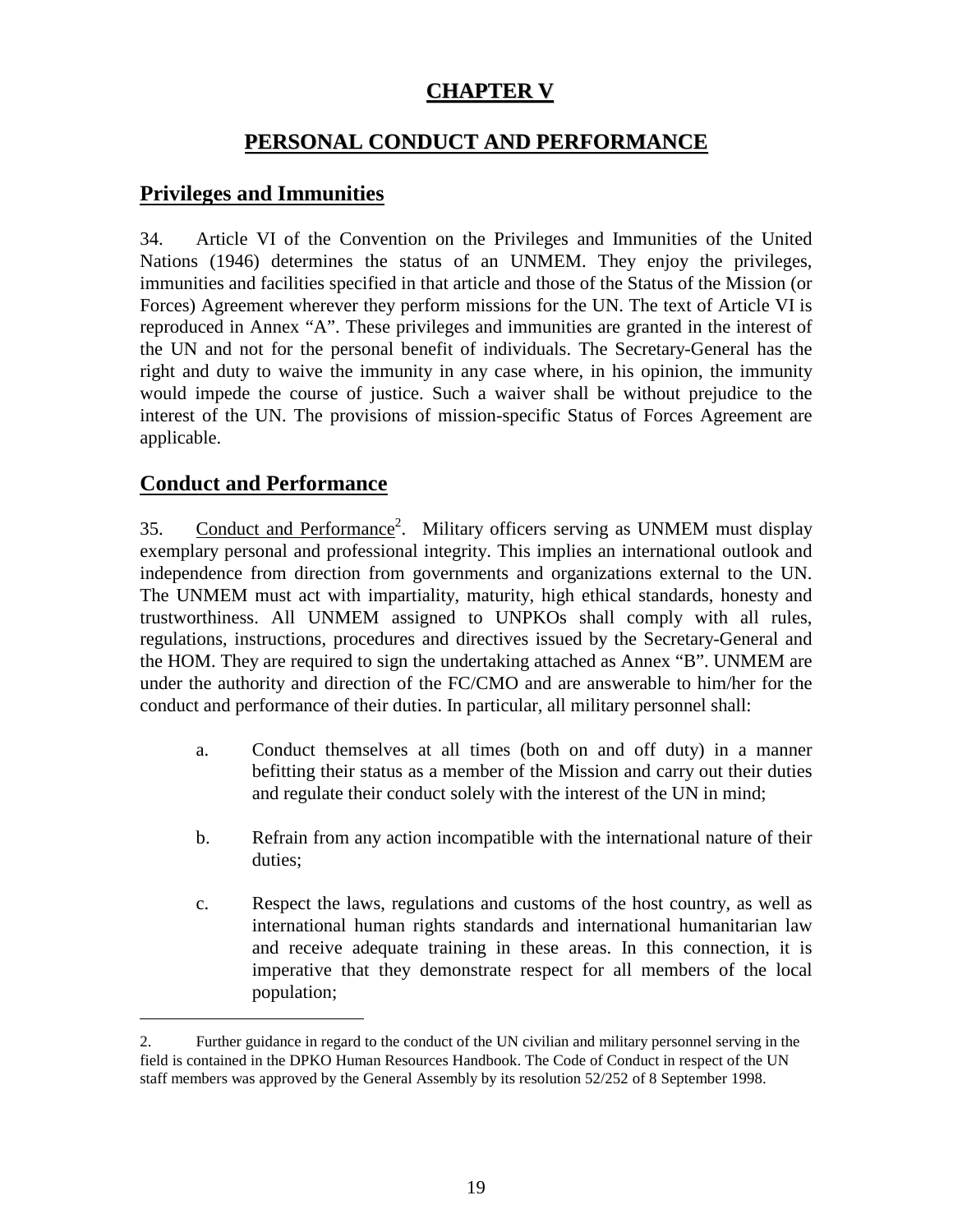# CHAPTER V

# PERSONAL CONDUCT AND PERFORMANCE

## Privileges and Immunities

34. Article VI of the Convention on the Privileges and Immunities of the United Nations (1946) determines the status of an UNMEM. They enjoy the privileges, immunities and facilities specified in that article and those of the Status of the Mission (or Forces) Agreement wherever they perform missions for the UN. The text of Article VI is reproduced in Annex "A". These privileges and immunities are granted in the interest of the UN and not for the personal benefit of individuals. The Secretary-General has the right and duty to waive the immunity in any case where, in his opinion, the immunity would impede the course of justice. Such a waiver shall be without prejudice to the interest of the UN. The provisions of mission-specific Status of Forces Agreement are applicable.

## Conduct and Performance

35. Conduct and Performance[2]. Military officers serving as UNMEM must display exemplary personal and professional integrity. This implies an international outlook and independence from direction from governments and organizations external to the UN. The UNMEM must act with impartiality, maturity, high ethical standards, honesty and trustworthiness. All UNMEM assigned to UNPKOs shall comply with all rules, regulations, instructions, procedures and directives issued by the Secretary-General and the HOM. They are required to sign the undertaking attached as Annex "B". UNMEM are under the authority and direction of the FC/CMO and are answerable to him/her for the conduct and performance of their duties. In particular, all military personnel shall:

a. Conduct themselves at all times (both on and off duty) in a manner befitting their status as a member of the Mission and carry out their duties and regulate their conduct solely with the interest of the UN in mind;

b. Refrain from any action incompatible with the international nature of their duties;

c. Respect the laws, regulations and customs of the host country, as well as international human rights standards and international humanitarian law and receive adequate training in these areas. In this connection, it is imperative that they demonstrate respect for all members of the local population;

---

2. Further guidance in regard to the conduct of the UN civilian and military personnel serving in the field is contained in the DPKO Human Resources Handbook. The Code of Conduct in respect of the UN staff members was approved by the General Assembly by its resolution 52/252 of 8 September 1998.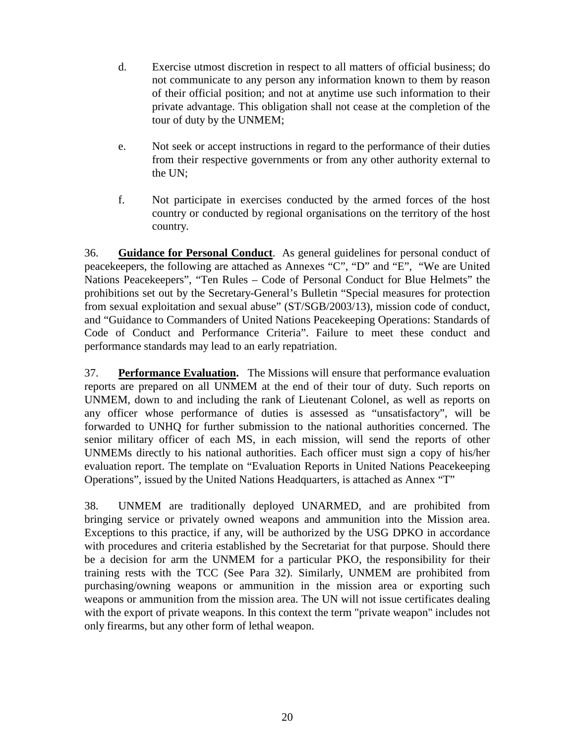d. Exercise utmost discretion in respect to all matters of official business; do not communicate to any person any information known to them by reason of their official position; and not at anytime use such information to their private advantage. This obligation shall not cease at the completion of the tour of duty by the UNMEM;

e. Not seek or accept instructions in regard to the performance of their duties from their respective governments or from any other authority external to the UN;

f. Not participate in exercises conducted by the armed forces of the host country or conducted by regional organisations on the territory of the host country.

36. **Guidance for Personal Conduct**. As general guidelines for personal conduct of peacekeepers, the following are attached as Annexes "C", "D" and "E", "We are United Nations Peacekeepers", "Ten Rules – Code of Personal Conduct for Blue Helmets" the prohibitions set out by the Secretary-General's Bulletin "Special measures for protection from sexual exploitation and sexual abuse" (ST/SGB/2003/13), mission code of conduct, and "Guidance to Commanders of United Nations Peacekeeping Operations: Standards of Code of Conduct and Performance Criteria". Failure to meet these conduct and performance standards may lead to an early repatriation.

37. **Performance Evaluation.** The Missions will ensure that performance evaluation reports are prepared on all UNMEM at the end of their tour of duty. Such reports on UNMEM, down to and including the rank of Lieutenant Colonel, as well as reports on any officer whose performance of duties is assessed as "unsatisfactory", will be forwarded to UNHQ for further submission to the national authorities concerned. The senior military officer of each MS, in each mission, will send the reports of other UNMEMs directly to his national authorities. Each officer must sign a copy of his/her evaluation report. The template on "Evaluation Reports in United Nations Peacekeeping Operations", issued by the United Nations Headquarters, is attached as Annex "T"

38. UNMEM are traditionally deployed UNARMED, and are prohibited from bringing service or privately owned weapons and ammunition into the Mission area. Exceptions to this practice, if any, will be authorized by the USG DPKO in accordance with procedures and criteria established by the Secretariat for that purpose. Should there be a decision for arm the UNMEM for a particular PKO, the responsibility for their training rests with the TCC (See Para 32). Similarly, UNMEM are prohibited from purchasing/owning weapons or ammunition in the mission area or exporting such weapons or ammunition from the mission area. The UN will not issue certificates dealing with the export of private weapons. In this context the term "private weapon" includes not only firearms, but any other form of lethal weapon.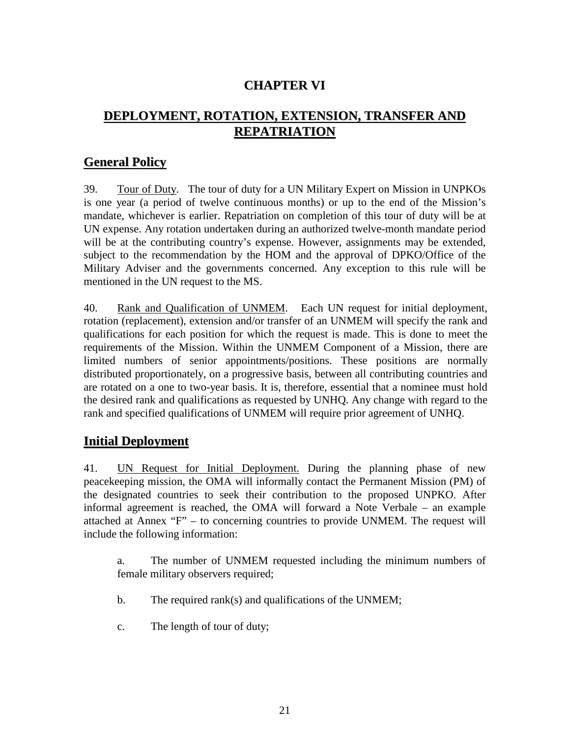# CHAPTER VI

# DEPLOYMENT, ROTATION, EXTENSION, TRANSFER AND REPATRIATION

## General Policy

39. Tour of Duty. The tour of duty for a UN Military Expert on Mission in UNPKOs is one year (a period of twelve continuous months) or up to the end of the Mission's mandate, whichever is earlier. Repatriation on completion of this tour of duty will be at UN expense. Any rotation undertaken during an authorized twelve-month mandate period will be at the contributing country's expense. However, assignments may be extended, subject to the recommendation by the HOM and the approval of DPKO/Office of the Military Adviser and the governments concerned. Any exception to this rule will be mentioned in the UN request to the MS.

40. Rank and Qualification of UNMEM. Each UN request for initial deployment, rotation (replacement), extension and/or transfer of an UNMEM will specify the rank and qualifications for each position for which the request is made. This is done to meet the requirements of the Mission. Within the UNMEM Component of a Mission, there are limited numbers of senior appointments/positions. These positions are normally distributed proportionately, on a progressive basis, between all contributing countries and are rotated on a one to two-year basis. It is, therefore, essential that a nominee must hold the desired rank and qualifications as requested by UNHQ. Any change with regard to the rank and specified qualifications of UNMEM will require prior agreement of UNHQ.

## Initial Deployment

41. UN Request for Initial Deployment. During the planning phase of new peacekeeping mission, the OMA will informally contact the Permanent Mission (PM) of the designated countries to seek their contribution to the proposed UNPKO. After informal agreement is reached, the OMA will forward a Note Verbale – an example attached at Annex "F" – to concerning countries to provide UNMEM. The request will include the following information:

a. The number of UNMEM requested including the minimum numbers of female military observers required;

b. The required rank(s) and qualifications of the UNMEM;

c. The length of tour of duty;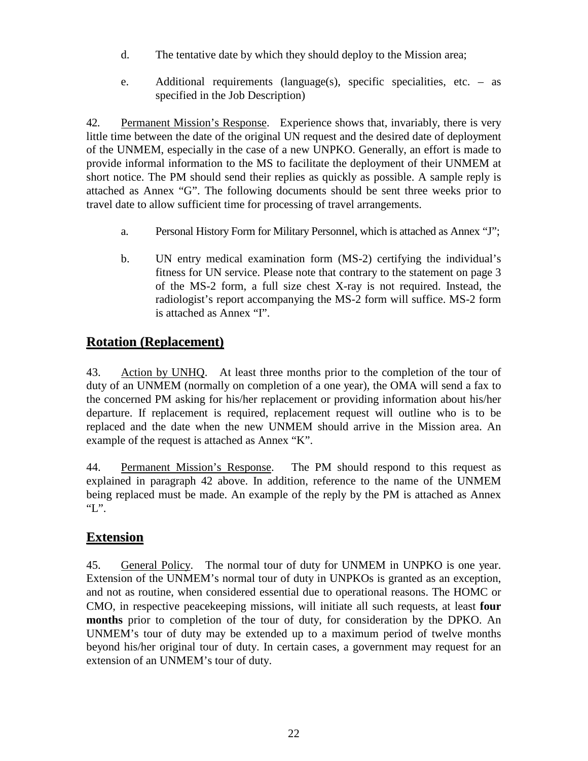d. The tentative date by which they should deploy to the Mission area;

e. Additional requirements (language(s), specific specialities, etc. – as specified in the Job Description)

42. Permanent Mission's Response. Experience shows that, invariably, there is very little time between the date of the original UN request and the desired date of deployment of the UNMEM, especially in the case of a new UNPKO. Generally, an effort is made to provide informal information to the MS to facilitate the deployment of their UNMEM at short notice. The PM should send their replies as quickly as possible. A sample reply is attached as Annex "G". The following documents should be sent three weeks prior to travel date to allow sufficient time for processing of travel arrangements.

a. Personal History Form for Military Personnel, which is attached as Annex "J";

b. UN entry medical examination form (MS-2) certifying the individual's fitness for UN service. Please note that contrary to the statement on page 3 of the MS-2 form, a full size chest X-ray is not required. Instead, the radiologist's report accompanying the MS-2 form will suffice. MS-2 form is attached as Annex "I".

## Rotation (Replacement)

43. Action by UNHQ. At least three months prior to the completion of the tour of duty of an UNMEM (normally on completion of a one year), the OMA will send a fax to the concerned PM asking for his/her replacement or providing information about his/her departure. If replacement is required, replacement request will outline who is to be replaced and the date when the new UNMEM should arrive in the Mission area. An example of the request is attached as Annex "K".

44. Permanent Mission's Response. The PM should respond to this request as explained in paragraph 42 above. In addition, reference to the name of the UNMEM being replaced must be made. An example of the reply by the PM is attached as Annex "L".

## Extension

45. General Policy. The normal tour of duty for UNMEM in UNPKO is one year. Extension of the UNMEM's normal tour of duty in UNPKOs is granted as an exception, and not as routine, when considered essential due to operational reasons. The HOMC or CMO, in respective peacekeeping missions, will initiate all such requests, at least **four months** prior to completion of the tour of duty, for consideration by the DPKO. An UNMEM's tour of duty may be extended up to a maximum period of twelve months beyond his/her original tour of duty. In certain cases, a government may request for an extension of an UNMEM's tour of duty.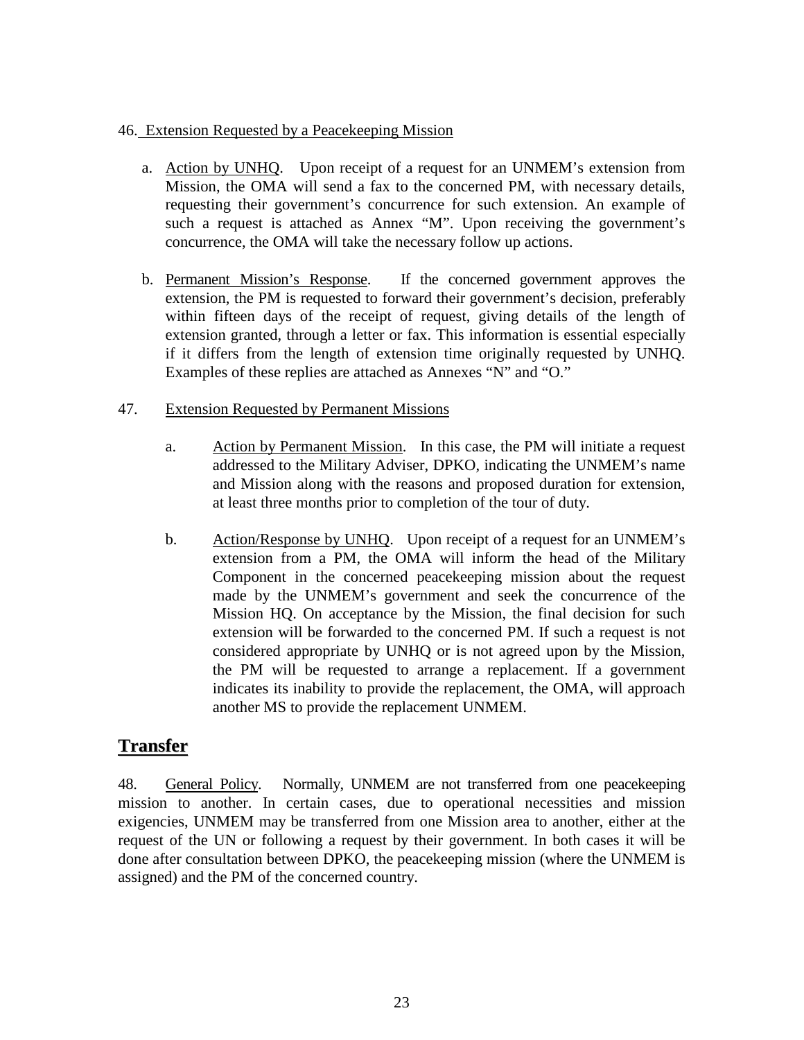46. Extension Requested by a Peacekeeping Mission

a. Action by UNHQ. Upon receipt of a request for an UNMEM's extension from Mission, the OMA will send a fax to the concerned PM, with necessary details, requesting their government's concurrence for such extension. An example of such a request is attached as Annex "M". Upon receiving the government's concurrence, the OMA will take the necessary follow up actions.

b. Permanent Mission's Response. If the concerned government approves the extension, the PM is requested to forward their government's decision, preferably within fifteen days of the receipt of request, giving details of the length of extension granted, through a letter or fax. This information is essential especially if it differs from the length of extension time originally requested by UNHQ. Examples of these replies are attached as Annexes "N" and "O."

47. Extension Requested by Permanent Missions

a. Action by Permanent Mission. In this case, the PM will initiate a request addressed to the Military Adviser, DPKO, indicating the UNMEM's name and Mission along with the reasons and proposed duration for extension, at least three months prior to completion of the tour of duty.

b. Action/Response by UNHQ. Upon receipt of a request for an UNMEM's extension from a PM, the OMA will inform the head of the Military Component in the concerned peacekeeping mission about the request made by the UNMEM's government and seek the concurrence of the Mission HQ. On acceptance by the Mission, the final decision for such extension will be forwarded to the concerned PM. If such a request is not considered appropriate by UNHQ or is not agreed upon by the Mission, the PM will be requested to arrange a replacement. If a government indicates its inability to provide the replacement, the OMA, will approach another MS to provide the replacement UNMEM.

## Transfer

48. General Policy. Normally, UNMEM are not transferred from one peacekeeping mission to another. In certain cases, due to operational necessities and mission exigencies, UNMEM may be transferred from one Mission area to another, either at the request of the UN or following a request by their government. In both cases it will be done after consultation between DPKO, the peacekeeping mission (where the UNMEM is assigned) and the PM of the concerned country.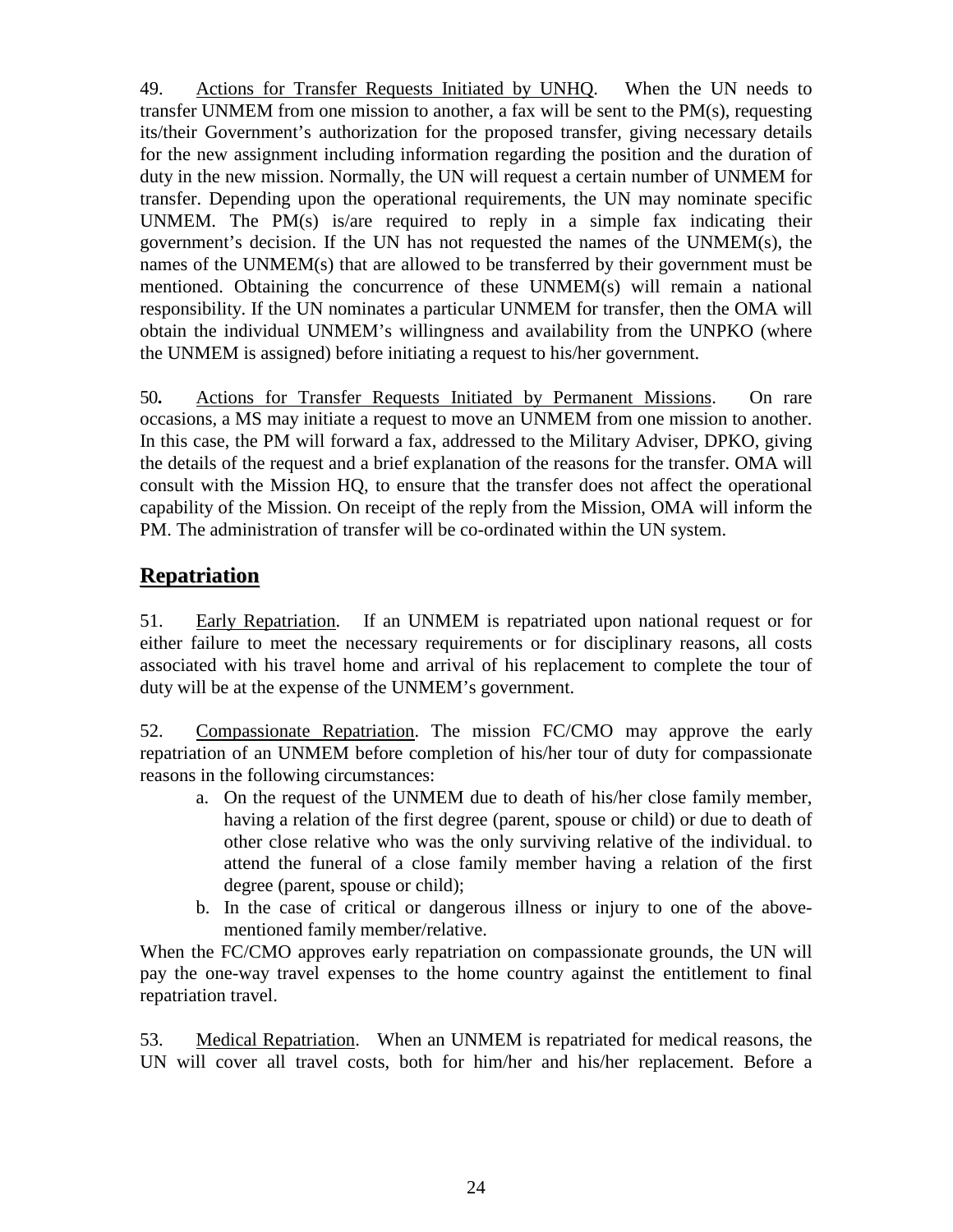49. Actions for Transfer Requests Initiated by UNHQ. When the UN needs to transfer UNMEM from one mission to another, a fax will be sent to the PM(s), requesting its/their Government's authorization for the proposed transfer, giving necessary details for the new assignment including information regarding the position and the duration of duty in the new mission. Normally, the UN will request a certain number of UNMEM for transfer. Depending upon the operational requirements, the UN may nominate specific UNMEM. The PM(s) is/are required to reply in a simple fax indicating their government's decision. If the UN has not requested the names of the UNMEM(s), the names of the UNMEM(s) that are allowed to be transferred by their government must be mentioned. Obtaining the concurrence of these UNMEM(s) will remain a national responsibility. If the UN nominates a particular UNMEM for transfer, then the OMA will obtain the individual UNMEM's willingness and availability from the UNPKO (where the UNMEM is assigned) before initiating a request to his/her government.

50**.** Actions for Transfer Requests Initiated by Permanent Missions. On rare occasions, a MS may initiate a request to move an UNMEM from one mission to another. In this case, the PM will forward a fax, addressed to the Military Adviser, DPKO, giving the details of the request and a brief explanation of the reasons for the transfer. OMA will consult with the Mission HQ, to ensure that the transfer does not affect the operational capability of the Mission. On receipt of the reply from the Mission, OMA will inform the PM. The administration of transfer will be co-ordinated within the UN system.

## Repatriation

51. Early Repatriation. If an UNMEM is repatriated upon national request or for either failure to meet the necessary requirements or for disciplinary reasons, all costs associated with his travel home and arrival of his replacement to complete the tour of duty will be at the expense of the UNMEM's government.

52. Compassionate Repatriation. The mission FC/CMO may approve the early repatriation of an UNMEM before completion of his/her tour of duty for compassionate reasons in the following circumstances:

a. On the request of the UNMEM due to death of his/her close family member, having a relation of the first degree (parent, spouse or child) or due to death of other close relative who was the only surviving relative of the individual. to attend the funeral of a close family member having a relation of the first degree (parent, spouse or child);
b. In the case of critical or dangerous illness or injury to one of the above-mentioned family member/relative.

When the FC/CMO approves early repatriation on compassionate grounds, the UN will pay the one-way travel expenses to the home country against the entitlement to final repatriation travel.

53. Medical Repatriation. When an UNMEM is repatriated for medical reasons, the UN will cover all travel costs, both for him/her and his/her replacement. Before a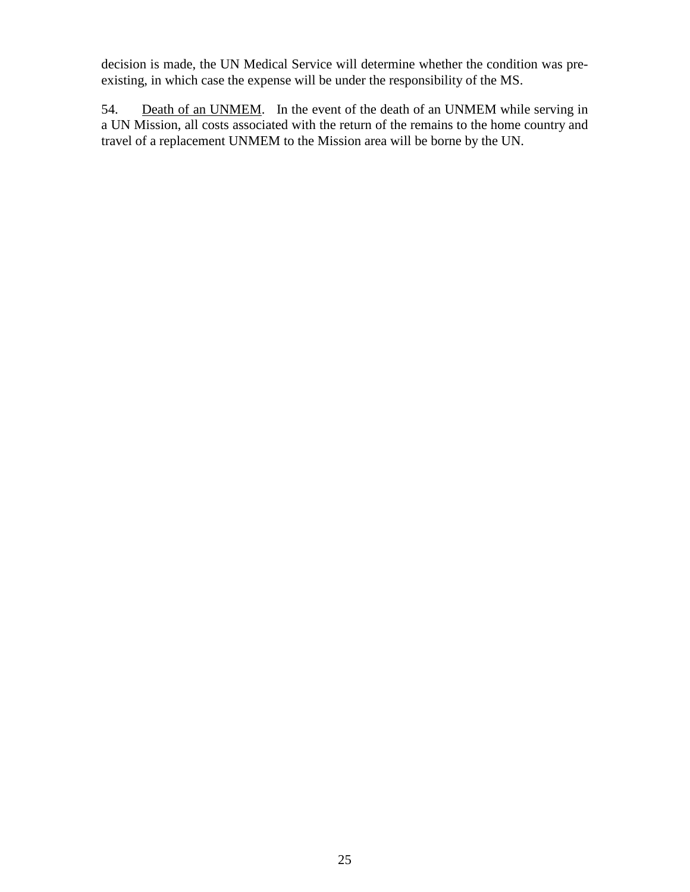decision is made, the UN Medical Service will determine whether the condition was pre-existing, in which case the expense will be under the responsibility of the MS.

54. <u>Death of an UNMEM</u>. In the event of the death of an UNMEM while serving in a UN Mission, all costs associated with the return of the remains to the home country and travel of a replacement UNMEM to the Mission area will be borne by the UN.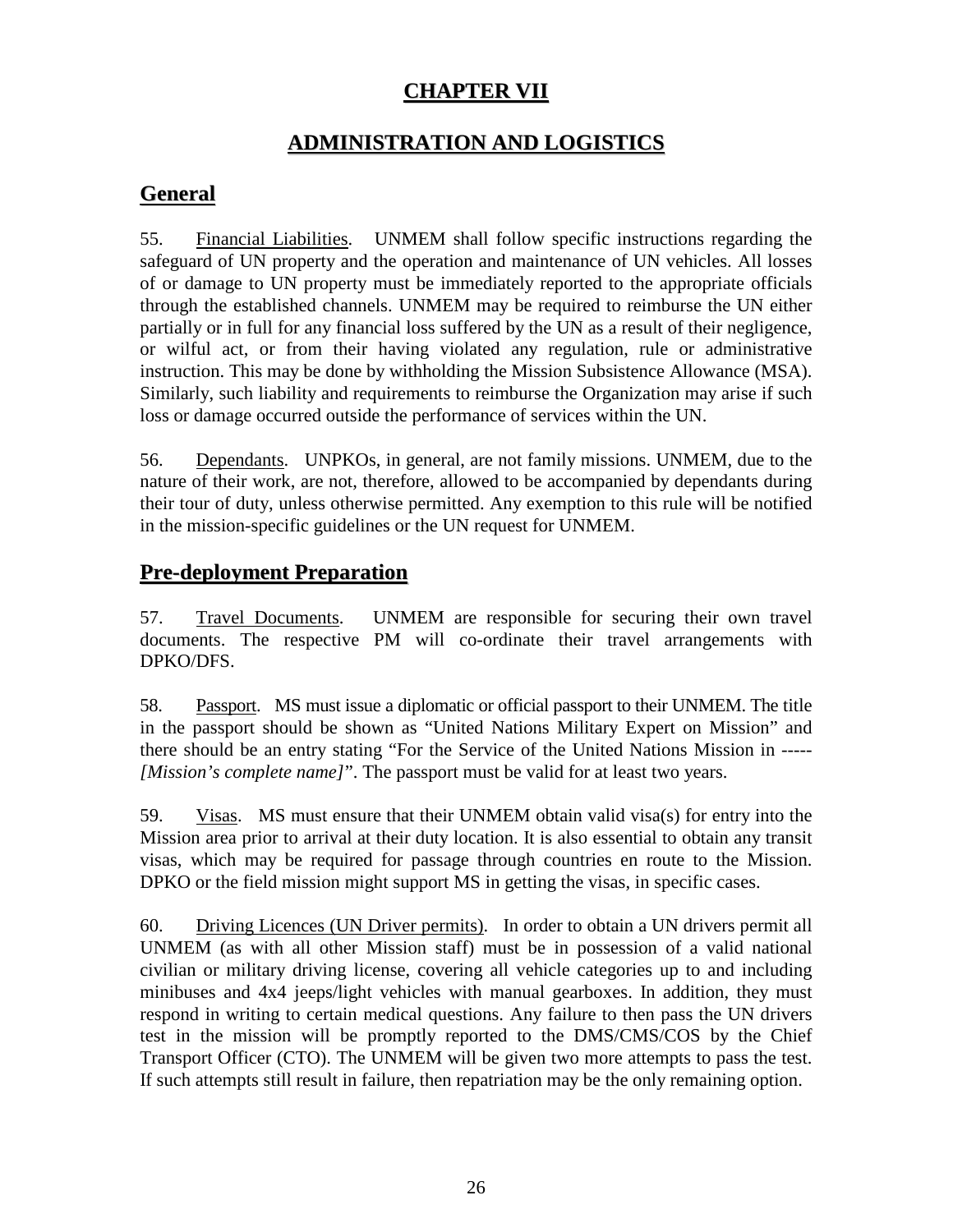# CHAPTER VII

# ADMINISTRATION AND LOGISTICS

## General

55. Financial Liabilities. UNMEM shall follow specific instructions regarding the safeguard of UN property and the operation and maintenance of UN vehicles. All losses of or damage to UN property must be immediately reported to the appropriate officials through the established channels. UNMEM may be required to reimburse the UN either partially or in full for any financial loss suffered by the UN as a result of their negligence, or wilful act, or from their having violated any regulation, rule or administrative instruction. This may be done by withholding the Mission Subsistence Allowance (MSA). Similarly, such liability and requirements to reimburse the Organization may arise if such loss or damage occurred outside the performance of services within the UN.

56. Dependants. UNPKOs, in general, are not family missions. UNMEM, due to the nature of their work, are not, therefore, allowed to be accompanied by dependants during their tour of duty, unless otherwise permitted. Any exemption to this rule will be notified in the mission-specific guidelines or the UN request for UNMEM.

## Pre-deployment Preparation

57. Travel Documents. UNMEM are responsible for securing their own travel documents. The respective PM will co-ordinate their travel arrangements with DPKO/DFS.

58. Passport. MS must issue a diplomatic or official passport to their UNMEM. The title in the passport should be shown as "United Nations Military Expert on Mission" and there should be an entry stating "For the Service of the United Nations Mission in ----- *[Mission's complete name]*". The passport must be valid for at least two years.

59. Visas. MS must ensure that their UNMEM obtain valid visa(s) for entry into the Mission area prior to arrival at their duty location. It is also essential to obtain any transit visas, which may be required for passage through countries en route to the Mission. DPKO or the field mission might support MS in getting the visas, in specific cases.

60. Driving Licences (UN Driver permits). In order to obtain a UN drivers permit all UNMEM (as with all other Mission staff) must be in possession of a valid national civilian or military driving license, covering all vehicle categories up to and including minibuses and 4x4 jeeps/light vehicles with manual gearboxes. In addition, they must respond in writing to certain medical questions. Any failure to then pass the UN drivers test in the mission will be promptly reported to the DMS/CMS/COS by the Chief Transport Officer (CTO). The UNMEM will be given two more attempts to pass the test. If such attempts still result in failure, then repatriation may be the only remaining option.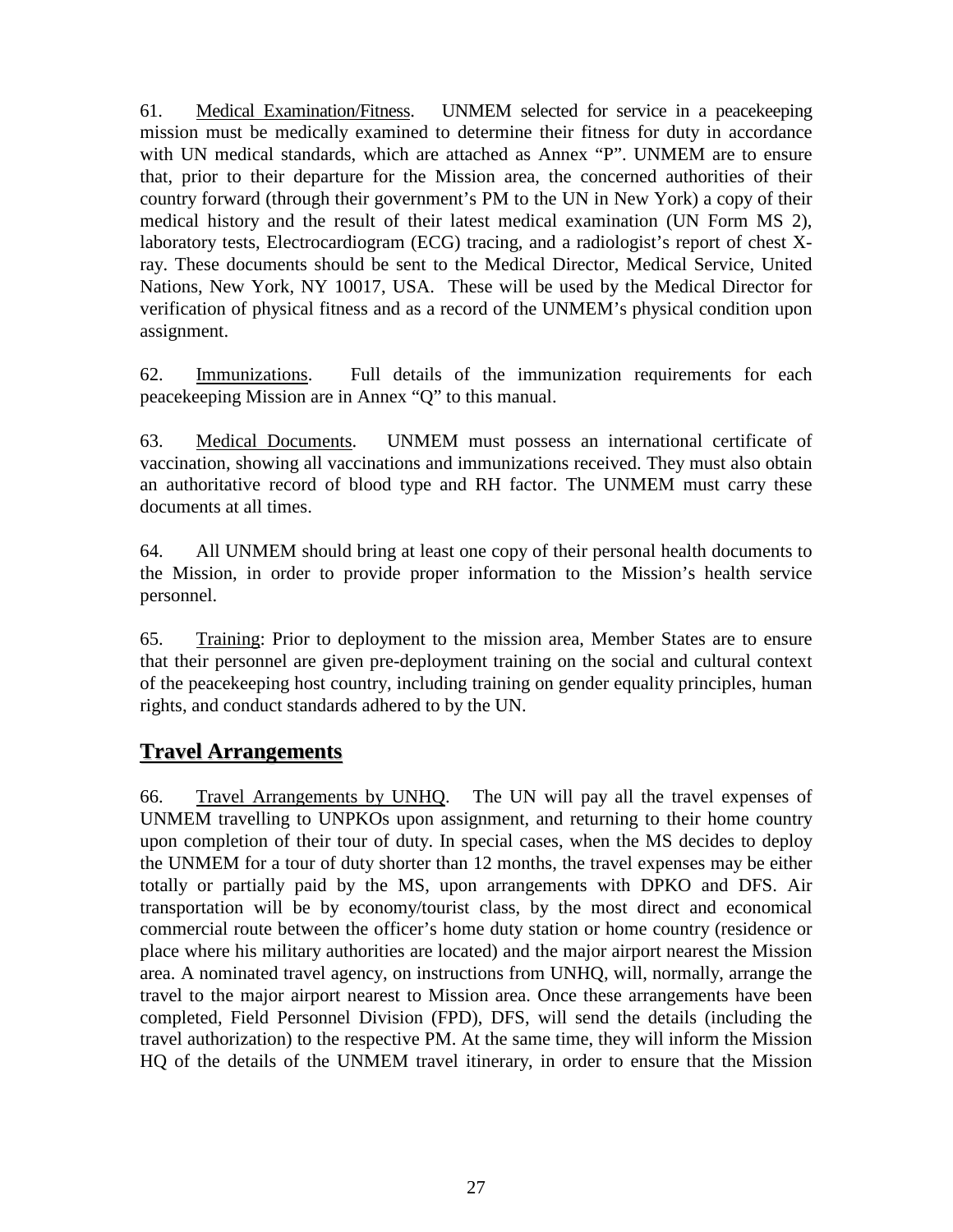61. Medical Examination/Fitness. UNMEM selected for service in a peacekeeping mission must be medically examined to determine their fitness for duty in accordance with UN medical standards, which are attached as Annex "P". UNMEM are to ensure that, prior to their departure for the Mission area, the concerned authorities of their country forward (through their government's PM to the UN in New York) a copy of their medical history and the result of their latest medical examination (UN Form MS 2), laboratory tests, Electrocardiogram (ECG) tracing, and a radiologist's report of chest X-ray. These documents should be sent to the Medical Director, Medical Service, United Nations, New York, NY 10017, USA. These will be used by the Medical Director for verification of physical fitness and as a record of the UNMEM's physical condition upon assignment.

62. Immunizations. Full details of the immunization requirements for each peacekeeping Mission are in Annex "Q" to this manual.

63. Medical Documents. UNMEM must possess an international certificate of vaccination, showing all vaccinations and immunizations received. They must also obtain an authoritative record of blood type and RH factor. The UNMEM must carry these documents at all times.

64. All UNMEM should bring at least one copy of their personal health documents to the Mission, in order to provide proper information to the Mission's health service personnel.

65. Training: Prior to deployment to the mission area, Member States are to ensure that their personnel are given pre-deployment training on the social and cultural context of the peacekeeping host country, including training on gender equality principles, human rights, and conduct standards adhered to by the UN.

## Travel Arrangements

66. Travel Arrangements by UNHQ. The UN will pay all the travel expenses of UNMEM travelling to UNPKOs upon assignment, and returning to their home country upon completion of their tour of duty. In special cases, when the MS decides to deploy the UNMEM for a tour of duty shorter than 12 months, the travel expenses may be either totally or partially paid by the MS, upon arrangements with DPKO and DFS. Air transportation will be by economy/tourist class, by the most direct and economical commercial route between the officer's home duty station or home country (residence or place where his military authorities are located) and the major airport nearest the Mission area. A nominated travel agency, on instructions from UNHQ, will, normally, arrange the travel to the major airport nearest to Mission area. Once these arrangements have been completed, Field Personnel Division (FPD), DFS, will send the details (including the travel authorization) to the respective PM. At the same time, they will inform the Mission HQ of the details of the UNMEM travel itinerary, in order to ensure that the Mission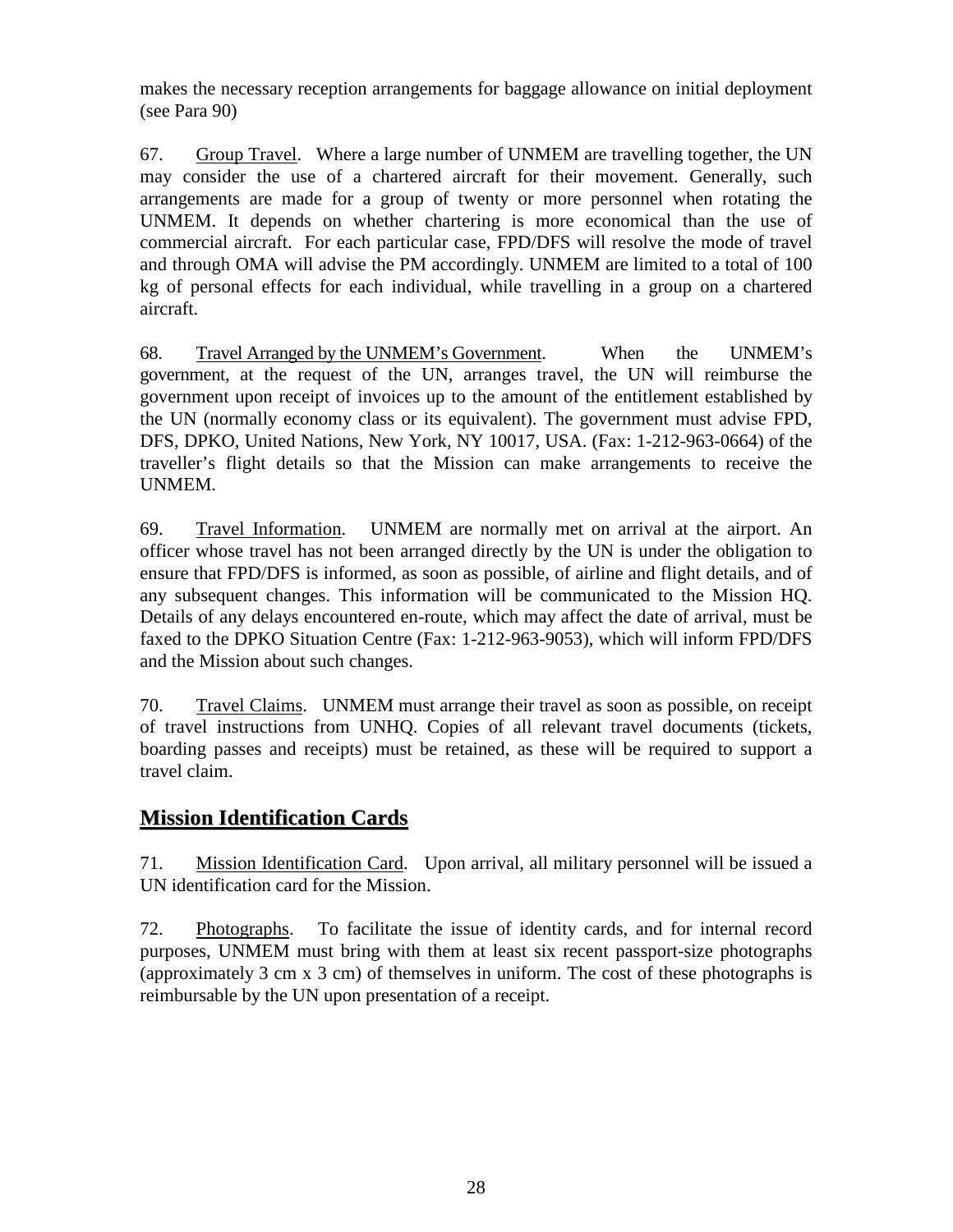makes the necessary reception arrangements for baggage allowance on initial deployment (see Para 90)

67. Group Travel. Where a large number of UNMEM are travelling together, the UN may consider the use of a chartered aircraft for their movement. Generally, such arrangements are made for a group of twenty or more personnel when rotating the UNMEM. It depends on whether chartering is more economical than the use of commercial aircraft. For each particular case, FPD/DFS will resolve the mode of travel and through OMA will advise the PM accordingly. UNMEM are limited to a total of 100 kg of personal effects for each individual, while travelling in a group on a chartered aircraft.

68. Travel Arranged by the UNMEM's Government. When the UNMEM's government, at the request of the UN, arranges travel, the UN will reimburse the government upon receipt of invoices up to the amount of the entitlement established by the UN (normally economy class or its equivalent). The government must advise FPD, DFS, DPKO, United Nations, New York, NY 10017, USA. (Fax: 1-212-963-0664) of the traveller's flight details so that the Mission can make arrangements to receive the UNMEM.

69. Travel Information. UNMEM are normally met on arrival at the airport. An officer whose travel has not been arranged directly by the UN is under the obligation to ensure that FPD/DFS is informed, as soon as possible, of airline and flight details, and of any subsequent changes. This information will be communicated to the Mission HQ. Details of any delays encountered en-route, which may affect the date of arrival, must be faxed to the DPKO Situation Centre (Fax: 1-212-963-9053), which will inform FPD/DFS and the Mission about such changes.

70. Travel Claims. UNMEM must arrange their travel as soon as possible, on receipt of travel instructions from UNHQ. Copies of all relevant travel documents (tickets, boarding passes and receipts) must be retained, as these will be required to support a travel claim.

## Mission Identification Cards

71. Mission Identification Card. Upon arrival, all military personnel will be issued a UN identification card for the Mission.

72. Photographs. To facilitate the issue of identity cards, and for internal record purposes, UNMEM must bring with them at least six recent passport-size photographs (approximately 3 cm x 3 cm) of themselves in uniform. The cost of these photographs is reimbursable by the UN upon presentation of a receipt.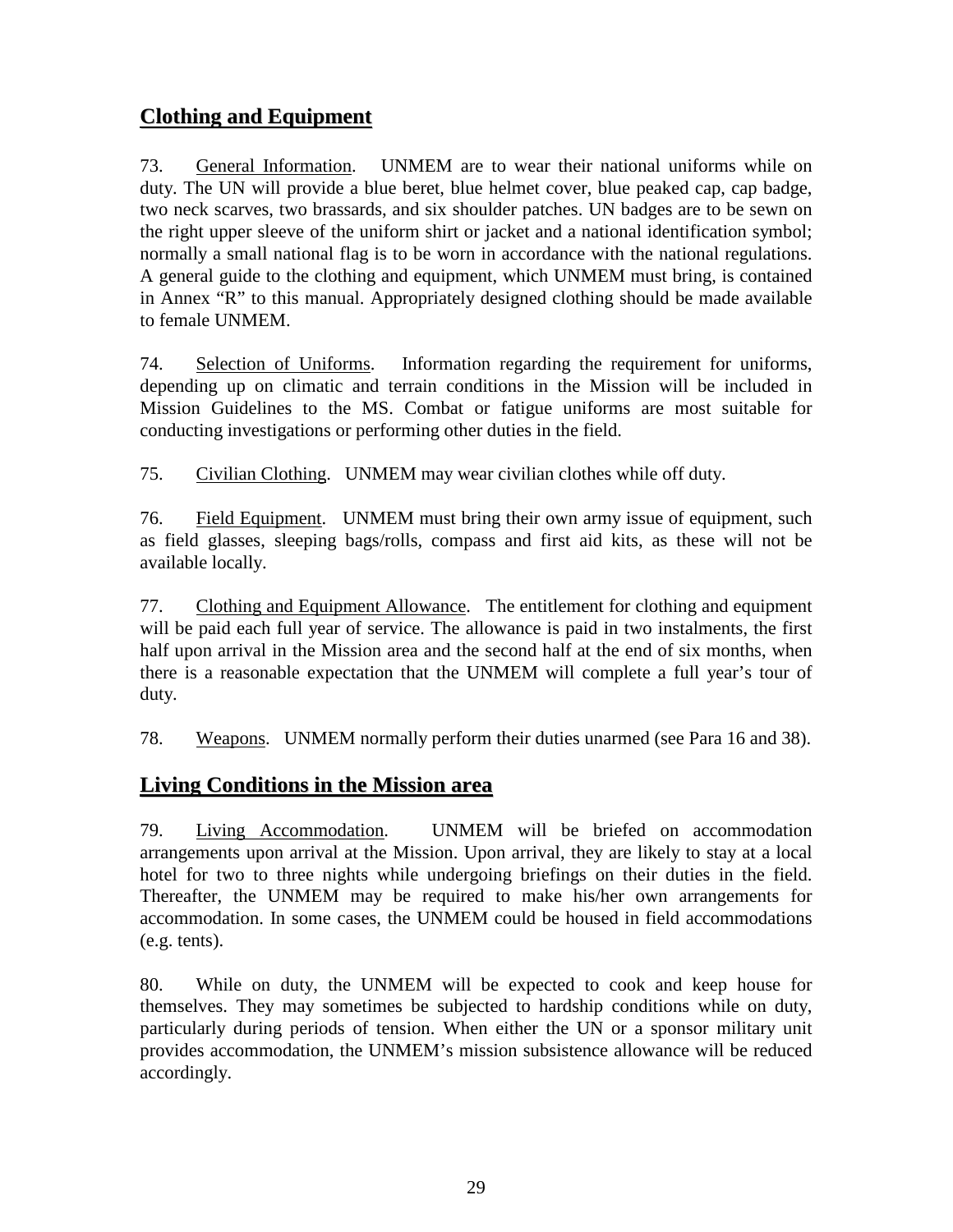## Clothing and Equipment

73. General Information. UNMEM are to wear their national uniforms while on duty. The UN will provide a blue beret, blue helmet cover, blue peaked cap, cap badge, two neck scarves, two brassards, and six shoulder patches. UN badges are to be sewn on the right upper sleeve of the uniform shirt or jacket and a national identification symbol; normally a small national flag is to be worn in accordance with the national regulations. A general guide to the clothing and equipment, which UNMEM must bring, is contained in Annex "R" to this manual. Appropriately designed clothing should be made available to female UNMEM.

74. Selection of Uniforms. Information regarding the requirement for uniforms, depending up on climatic and terrain conditions in the Mission will be included in Mission Guidelines to the MS. Combat or fatigue uniforms are most suitable for conducting investigations or performing other duties in the field.

75. Civilian Clothing. UNMEM may wear civilian clothes while off duty.

76. Field Equipment. UNMEM must bring their own army issue of equipment, such as field glasses, sleeping bags/rolls, compass and first aid kits, as these will not be available locally.

77. Clothing and Equipment Allowance. The entitlement for clothing and equipment will be paid each full year of service. The allowance is paid in two instalments, the first half upon arrival in the Mission area and the second half at the end of six months, when there is a reasonable expectation that the UNMEM will complete a full year's tour of duty.

78. Weapons. UNMEM normally perform their duties unarmed (see Para 16 and 38).

## Living Conditions in the Mission area

79. Living Accommodation. UNMEM will be briefed on accommodation arrangements upon arrival at the Mission. Upon arrival, they are likely to stay at a local hotel for two to three nights while undergoing briefings on their duties in the field. Thereafter, the UNMEM may be required to make his/her own arrangements for accommodation. In some cases, the UNMEM could be housed in field accommodations (e.g. tents).

80. While on duty, the UNMEM will be expected to cook and keep house for themselves. They may sometimes be subjected to hardship conditions while on duty, particularly during periods of tension. When either the UN or a sponsor military unit provides accommodation, the UNMEM's mission subsistence allowance will be reduced accordingly.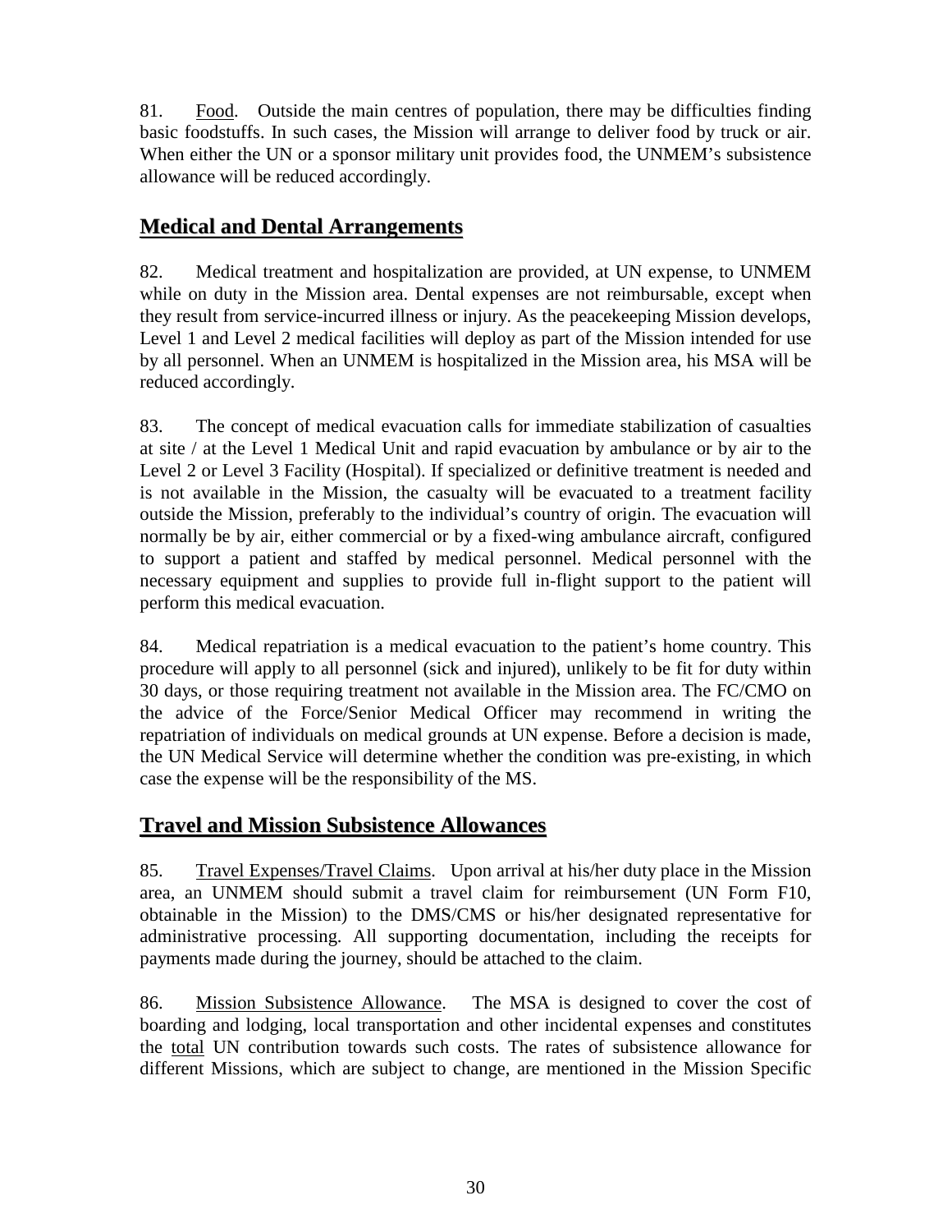81. Food. Outside the main centres of population, there may be difficulties finding basic foodstuffs. In such cases, the Mission will arrange to deliver food by truck or air. When either the UN or a sponsor military unit provides food, the UNMEM's subsistence allowance will be reduced accordingly.

## Medical and Dental Arrangements

82. Medical treatment and hospitalization are provided, at UN expense, to UNMEM while on duty in the Mission area. Dental expenses are not reimbursable, except when they result from service-incurred illness or injury. As the peacekeeping Mission develops, Level 1 and Level 2 medical facilities will deploy as part of the Mission intended for use by all personnel. When an UNMEM is hospitalized in the Mission area, his MSA will be reduced accordingly.

83. The concept of medical evacuation calls for immediate stabilization of casualties at site / at the Level 1 Medical Unit and rapid evacuation by ambulance or by air to the Level 2 or Level 3 Facility (Hospital). If specialized or definitive treatment is needed and is not available in the Mission, the casualty will be evacuated to a treatment facility outside the Mission, preferably to the individual's country of origin. The evacuation will normally be by air, either commercial or by a fixed-wing ambulance aircraft, configured to support a patient and staffed by medical personnel. Medical personnel with the necessary equipment and supplies to provide full in-flight support to the patient will perform this medical evacuation.

84. Medical repatriation is a medical evacuation to the patient's home country. This procedure will apply to all personnel (sick and injured), unlikely to be fit for duty within 30 days, or those requiring treatment not available in the Mission area. The FC/CMO on the advice of the Force/Senior Medical Officer may recommend in writing the repatriation of individuals on medical grounds at UN expense. Before a decision is made, the UN Medical Service will determine whether the condition was pre-existing, in which case the expense will be the responsibility of the MS.

## Travel and Mission Subsistence Allowances

85. Travel Expenses/Travel Claims. Upon arrival at his/her duty place in the Mission area, an UNMEM should submit a travel claim for reimbursement (UN Form F10, obtainable in the Mission) to the DMS/CMS or his/her designated representative for administrative processing. All supporting documentation, including the receipts for payments made during the journey, should be attached to the claim.

86. Mission Subsistence Allowance. The MSA is designed to cover the cost of boarding and lodging, local transportation and other incidental expenses and constitutes the total UN contribution towards such costs. The rates of subsistence allowance for different Missions, which are subject to change, are mentioned in the Mission Specific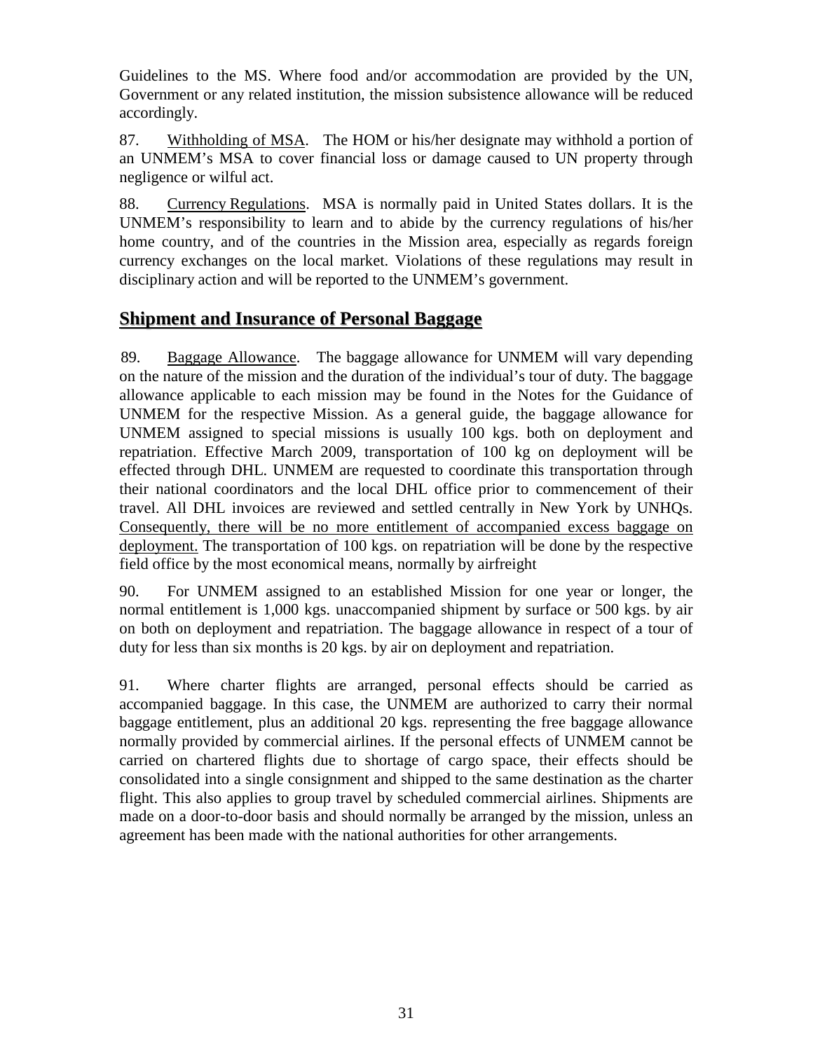Guidelines to the MS. Where food and/or accommodation are provided by the UN, Government or any related institution, the mission subsistence allowance will be reduced accordingly.

87. Withholding of MSA. The HOM or his/her designate may withhold a portion of an UNMEM's MSA to cover financial loss or damage caused to UN property through negligence or wilful act.

88. Currency Regulations. MSA is normally paid in United States dollars. It is the UNMEM's responsibility to learn and to abide by the currency regulations of his/her home country, and of the countries in the Mission area, especially as regards foreign currency exchanges on the local market. Violations of these regulations may result in disciplinary action and will be reported to the UNMEM's government.

## Shipment and Insurance of Personal Baggage

89. Baggage Allowance. The baggage allowance for UNMEM will vary depending on the nature of the mission and the duration of the individual's tour of duty. The baggage allowance applicable to each mission may be found in the Notes for the Guidance of UNMEM for the respective Mission. As a general guide, the baggage allowance for UNMEM assigned to special missions is usually 100 kgs. both on deployment and repatriation. Effective March 2009, transportation of 100 kg on deployment will be effected through DHL. UNMEM are requested to coordinate this transportation through their national coordinators and the local DHL office prior to commencement of their travel. All DHL invoices are reviewed and settled centrally in New York by UNHQs. Consequently, there will be no more entitlement of accompanied excess baggage on deployment. The transportation of 100 kgs. on repatriation will be done by the respective field office by the most economical means, normally by airfreight

90. For UNMEM assigned to an established Mission for one year or longer, the normal entitlement is 1,000 kgs. unaccompanied shipment by surface or 500 kgs. by air on both on deployment and repatriation. The baggage allowance in respect of a tour of duty for less than six months is 20 kgs. by air on deployment and repatriation.

91. Where charter flights are arranged, personal effects should be carried as accompanied baggage. In this case, the UNMEM are authorized to carry their normal baggage entitlement, plus an additional 20 kgs. representing the free baggage allowance normally provided by commercial airlines. If the personal effects of UNMEM cannot be carried on chartered flights due to shortage of cargo space, their effects should be consolidated into a single consignment and shipped to the same destination as the charter flight. This also applies to group travel by scheduled commercial airlines. Shipments are made on a door-to-door basis and should normally be arranged by the mission, unless an agreement has been made with the national authorities for other arrangements.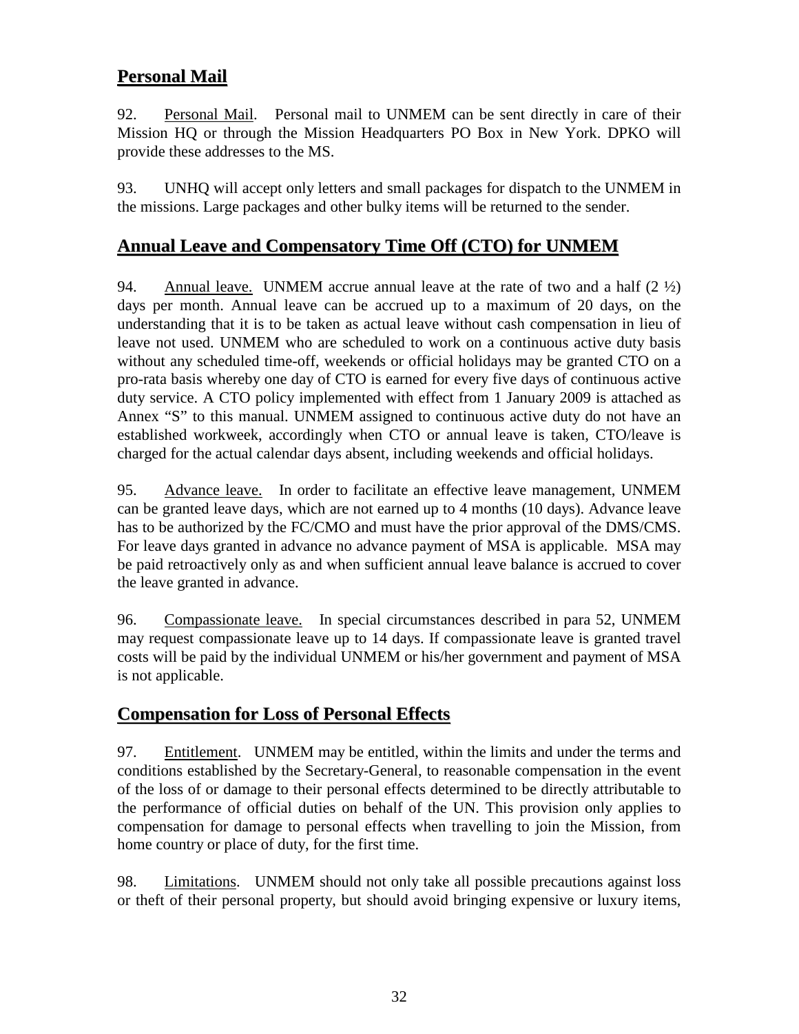## Personal Mail

92. Personal Mail. Personal mail to UNMEM can be sent directly in care of their Mission HQ or through the Mission Headquarters PO Box in New York. DPKO will provide these addresses to the MS.

93. UNHQ will accept only letters and small packages for dispatch to the UNMEM in the missions. Large packages and other bulky items will be returned to the sender.

## Annual Leave and Compensatory Time Off (CTO) for UNMEM

94. Annual leave. UNMEM accrue annual leave at the rate of two and a half (2 ½) days per month. Annual leave can be accrued up to a maximum of 20 days, on the understanding that it is to be taken as actual leave without cash compensation in lieu of leave not used. UNMEM who are scheduled to work on a continuous active duty basis without any scheduled time-off, weekends or official holidays may be granted CTO on a pro-rata basis whereby one day of CTO is earned for every five days of continuous active duty service. A CTO policy implemented with effect from 1 January 2009 is attached as Annex "S" to this manual. UNMEM assigned to continuous active duty do not have an established workweek, accordingly when CTO or annual leave is taken, CTO/leave is charged for the actual calendar days absent, including weekends and official holidays.

95. Advance leave. In order to facilitate an effective leave management, UNMEM can be granted leave days, which are not earned up to 4 months (10 days). Advance leave has to be authorized by the FC/CMO and must have the prior approval of the DMS/CMS. For leave days granted in advance no advance payment of MSA is applicable. MSA may be paid retroactively only as and when sufficient annual leave balance is accrued to cover the leave granted in advance.

96. Compassionate leave. In special circumstances described in para 52, UNMEM may request compassionate leave up to 14 days. If compassionate leave is granted travel costs will be paid by the individual UNMEM or his/her government and payment of MSA is not applicable.

## Compensation for Loss of Personal Effects

97. Entitlement. UNMEM may be entitled, within the limits and under the terms and conditions established by the Secretary-General, to reasonable compensation in the event of the loss of or damage to their personal effects determined to be directly attributable to the performance of official duties on behalf of the UN. This provision only applies to compensation for damage to personal effects when travelling to join the Mission, from home country or place of duty, for the first time.

98. Limitations. UNMEM should not only take all possible precautions against loss or theft of their personal property, but should avoid bringing expensive or luxury items,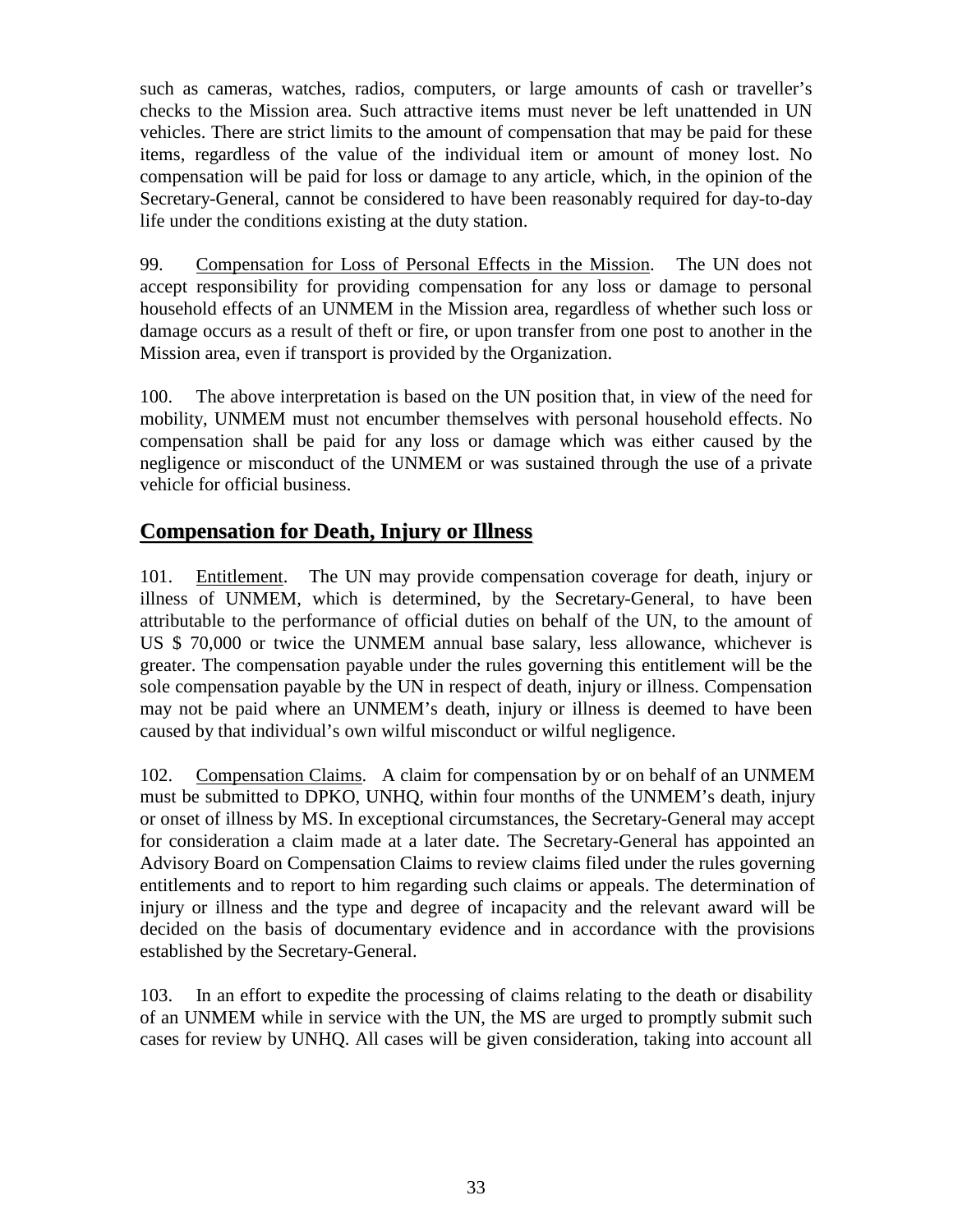such as cameras, watches, radios, computers, or large amounts of cash or traveller's checks to the Mission area. Such attractive items must never be left unattended in UN vehicles. There are strict limits to the amount of compensation that may be paid for these items, regardless of the value of the individual item or amount of money lost. No compensation will be paid for loss or damage to any article, which, in the opinion of the Secretary-General, cannot be considered to have been reasonably required for day-to-day life under the conditions existing at the duty station.

99. Compensation for Loss of Personal Effects in the Mission. The UN does not accept responsibility for providing compensation for any loss or damage to personal household effects of an UNMEM in the Mission area, regardless of whether such loss or damage occurs as a result of theft or fire, or upon transfer from one post to another in the Mission area, even if transport is provided by the Organization.

100. The above interpretation is based on the UN position that, in view of the need for mobility, UNMEM must not encumber themselves with personal household effects. No compensation shall be paid for any loss or damage which was either caused by the negligence or misconduct of the UNMEM or was sustained through the use of a private vehicle for official business.

## Compensation for Death, Injury or Illness

101. Entitlement. The UN may provide compensation coverage for death, injury or illness of UNMEM, which is determined, by the Secretary-General, to have been attributable to the performance of official duties on behalf of the UN, to the amount of US $ 70,000 or twice the UNMEM annual base salary, less allowance, whichever is greater. The compensation payable under the rules governing this entitlement will be the sole compensation payable by the UN in respect of death, injury or illness. Compensation may not be paid where an UNMEM's death, injury or illness is deemed to have been caused by that individual's own wilful misconduct or wilful negligence.

102. Compensation Claims. A claim for compensation by or on behalf of an UNMEM must be submitted to DPKO, UNHQ, within four months of the UNMEM's death, injury or onset of illness by MS. In exceptional circumstances, the Secretary-General may accept for consideration a claim made at a later date. The Secretary-General has appointed an Advisory Board on Compensation Claims to review claims filed under the rules governing entitlements and to report to him regarding such claims or appeals. The determination of injury or illness and the type and degree of incapacity and the relevant award will be decided on the basis of documentary evidence and in accordance with the provisions established by the Secretary-General.

103. In an effort to expedite the processing of claims relating to the death or disability of an UNMEM while in service with the UN, the MS are urged to promptly submit such cases for review by UNHQ. All cases will be given consideration, taking into account all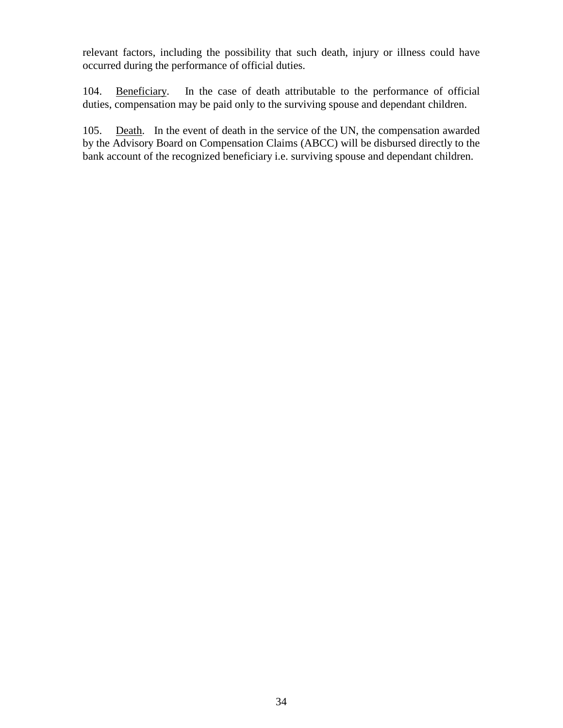relevant factors, including the possibility that such death, injury or illness could have occurred during the performance of official duties.

104. Beneficiary. In the case of death attributable to the performance of official duties, compensation may be paid only to the surviving spouse and dependant children.

105. Death. In the event of death in the service of the UN, the compensation awarded by the Advisory Board on Compensation Claims (ABCC) will be disbursed directly to the bank account of the recognized beneficiary i.e. surviving spouse and dependant children.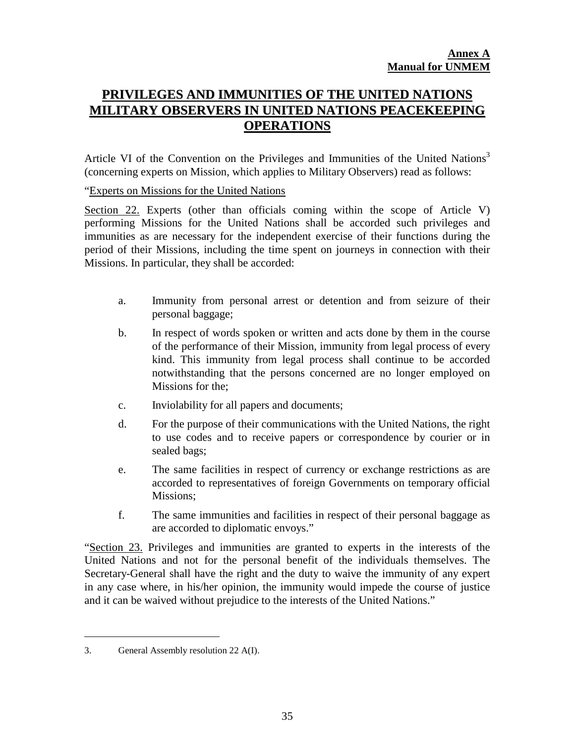**Annex A**
**Manual for UNMEM**

# PRIVILEGES AND IMMUNITIES OF THE UNITED NATIONS MILITARY OBSERVERS IN UNITED NATIONS PEACEKEEPING OPERATIONS

Article VI of the Convention on the Privileges and Immunities of the United Nations[3] (concerning experts on Mission, which applies to Military Observers) read as follows:

"Experts on Missions for the United Nations

Section 22. Experts (other than officials coming within the scope of Article V) performing Missions for the United Nations shall be accorded such privileges and immunities as are necessary for the independent exercise of their functions during the period of their Missions, including the time spent on journeys in connection with their Missions. In particular, they shall be accorded:

a. Immunity from personal arrest or detention and from seizure of their personal baggage;

b. In respect of words spoken or written and acts done by them in the course of the performance of their Mission, immunity from legal process of every kind. This immunity from legal process shall continue to be accorded notwithstanding that the persons concerned are no longer employed on Missions for the;

c. Inviolability for all papers and documents;

d. For the purpose of their communications with the United Nations, the right to use codes and to receive papers or correspondence by courier or in sealed bags;

e. The same facilities in respect of currency or exchange restrictions as are accorded to representatives of foreign Governments on temporary official Missions;

f. The same immunities and facilities in respect of their personal baggage as are accorded to diplomatic envoys."

"Section 23. Privileges and immunities are granted to experts in the interests of the United Nations and not for the personal benefit of the individuals themselves. The Secretary-General shall have the right and the duty to waive the immunity of any expert in any case where, in his/her opinion, the immunity would impede the course of justice and it can be waived without prejudice to the interests of the United Nations."

---

3. General Assembly resolution 22 A(I).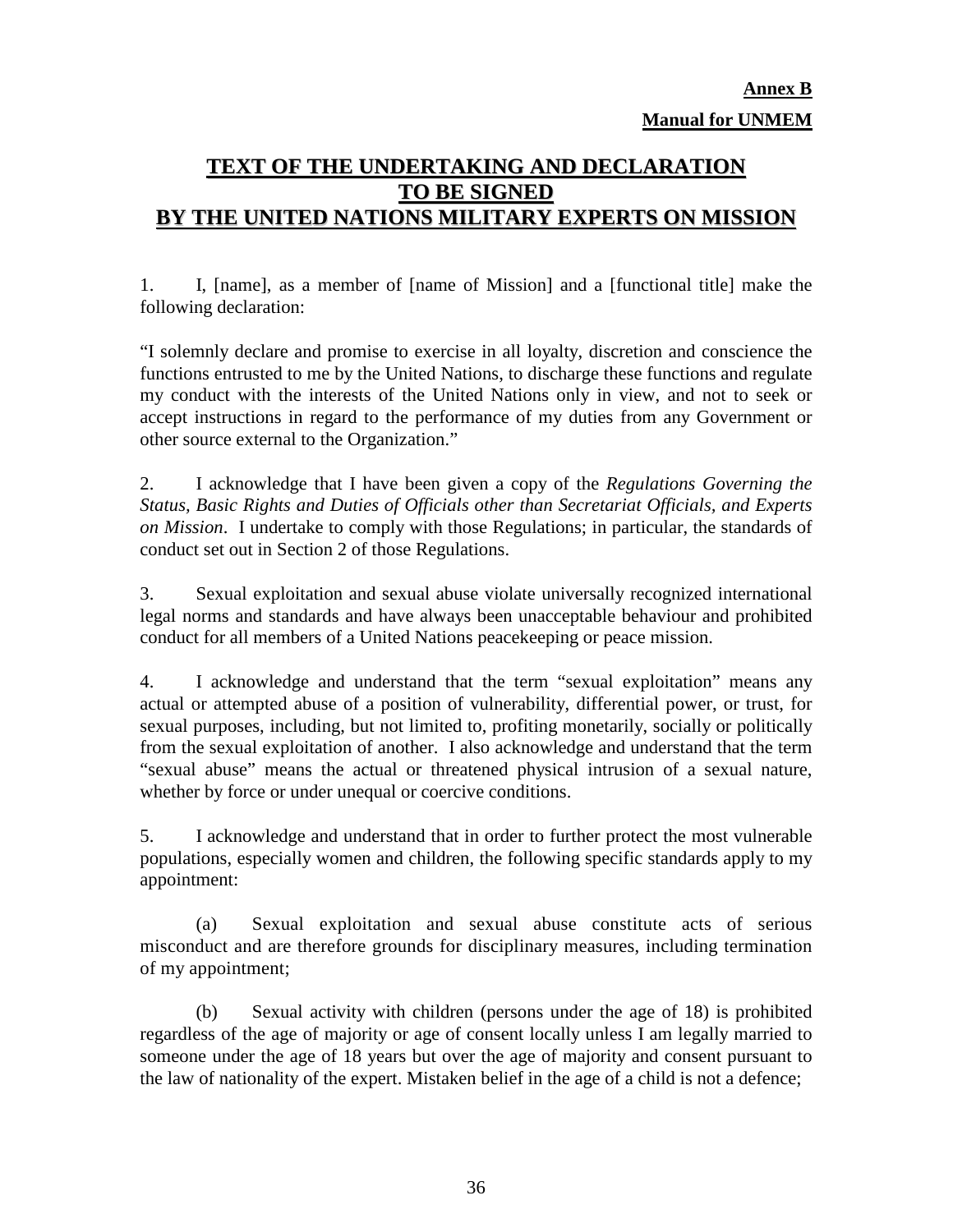**Annex B**

**Manual for UNMEM**

# TEXT OF THE UNDERTAKING AND DECLARATION TO BE SIGNED BY THE UNITED NATIONS MILITARY EXPERTS ON MISSION

1. I, [name], as a member of [name of Mission] and a [functional title] make the following declaration:

"I solemnly declare and promise to exercise in all loyalty, discretion and conscience the functions entrusted to me by the United Nations, to discharge these functions and regulate my conduct with the interests of the United Nations only in view, and not to seek or accept instructions in regard to the performance of my duties from any Government or other source external to the Organization."

2. I acknowledge that I have been given a copy of the *Regulations Governing the Status, Basic Rights and Duties of Officials other than Secretariat Officials, and Experts on Mission*. I undertake to comply with those Regulations; in particular, the standards of conduct set out in Section 2 of those Regulations.

3. Sexual exploitation and sexual abuse violate universally recognized international legal norms and standards and have always been unacceptable behaviour and prohibited conduct for all members of a United Nations peacekeeping or peace mission.

4. I acknowledge and understand that the term "sexual exploitation" means any actual or attempted abuse of a position of vulnerability, differential power, or trust, for sexual purposes, including, but not limited to, profiting monetarily, socially or politically from the sexual exploitation of another. I also acknowledge and understand that the term "sexual abuse" means the actual or threatened physical intrusion of a sexual nature, whether by force or under unequal or coercive conditions.

5. I acknowledge and understand that in order to further protect the most vulnerable populations, especially women and children, the following specific standards apply to my appointment:

(a) Sexual exploitation and sexual abuse constitute acts of serious misconduct and are therefore grounds for disciplinary measures, including termination of my appointment;

(b) Sexual activity with children (persons under the age of 18) is prohibited regardless of the age of majority or age of consent locally unless I am legally married to someone under the age of 18 years but over the age of majority and consent pursuant to the law of nationality of the expert. Mistaken belief in the age of a child is not a defence;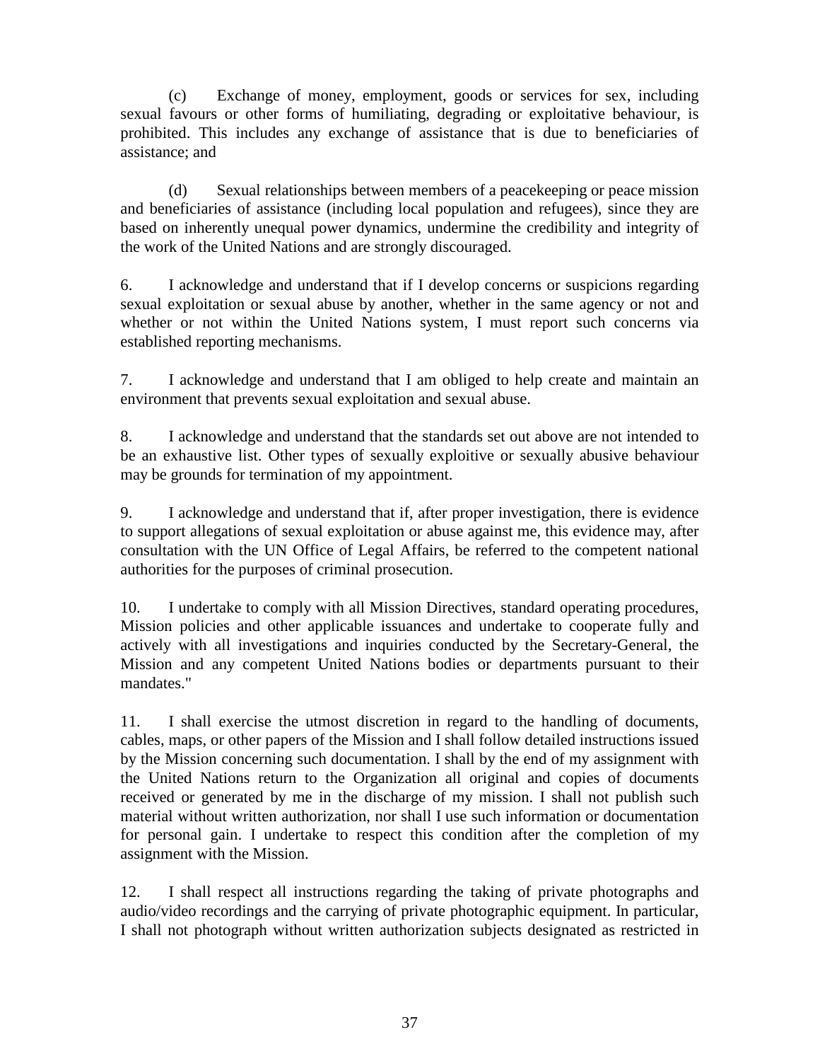(c) Exchange of money, employment, goods or services for sex, including sexual favours or other forms of humiliating, degrading or exploitative behaviour, is prohibited. This includes any exchange of assistance that is due to beneficiaries of assistance; and

(d) Sexual relationships between members of a peacekeeping or peace mission and beneficiaries of assistance (including local population and refugees), since they are based on inherently unequal power dynamics, undermine the credibility and integrity of the work of the United Nations and are strongly discouraged.

6. I acknowledge and understand that if I develop concerns or suspicions regarding sexual exploitation or sexual abuse by another, whether in the same agency or not and whether or not within the United Nations system, I must report such concerns via established reporting mechanisms.

7. I acknowledge and understand that I am obliged to help create and maintain an environment that prevents sexual exploitation and sexual abuse.

8. I acknowledge and understand that the standards set out above are not intended to be an exhaustive list. Other types of sexually exploitive or sexually abusive behaviour may be grounds for termination of my appointment.

9. I acknowledge and understand that if, after proper investigation, there is evidence to support allegations of sexual exploitation or abuse against me, this evidence may, after consultation with the UN Office of Legal Affairs, be referred to the competent national authorities for the purposes of criminal prosecution.

10. I undertake to comply with all Mission Directives, standard operating procedures, Mission policies and other applicable issuances and undertake to cooperate fully and actively with all investigations and inquiries conducted by the Secretary-General, the Mission and any competent United Nations bodies or departments pursuant to their mandates."

11. I shall exercise the utmost discretion in regard to the handling of documents, cables, maps, or other papers of the Mission and I shall follow detailed instructions issued by the Mission concerning such documentation. I shall by the end of my assignment with the United Nations return to the Organization all original and copies of documents received or generated by me in the discharge of my mission. I shall not publish such material without written authorization, nor shall I use such information or documentation for personal gain. I undertake to respect this condition after the completion of my assignment with the Mission.

12. I shall respect all instructions regarding the taking of private photographs and audio/video recordings and the carrying of private photographic equipment. In particular, I shall not photograph without written authorization subjects designated as restricted in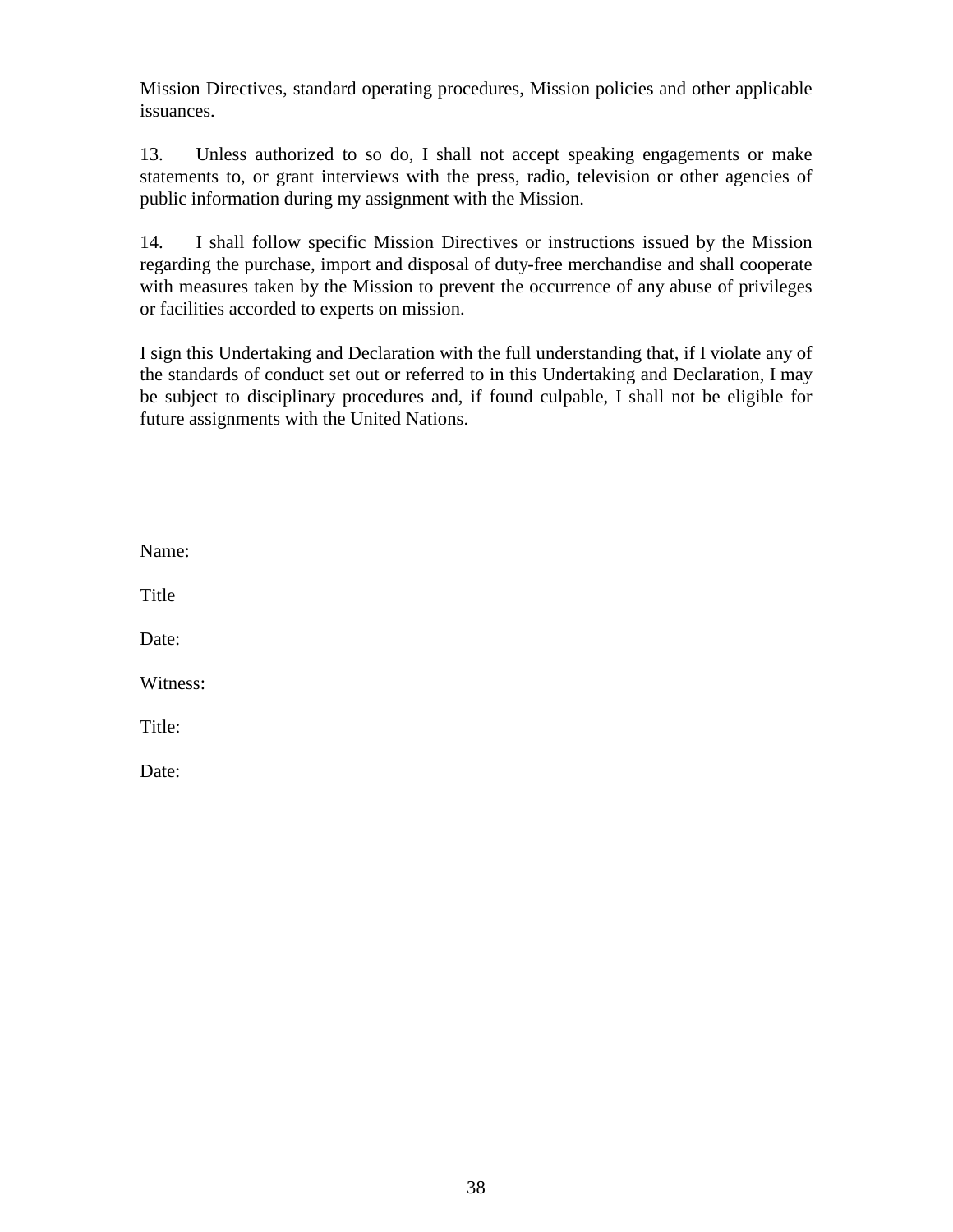Mission Directives, standard operating procedures, Mission policies and other applicable issuances.

13. Unless authorized to so do, I shall not accept speaking engagements or make statements to, or grant interviews with the press, radio, television or other agencies of public information during my assignment with the Mission.

14. I shall follow specific Mission Directives or instructions issued by the Mission regarding the purchase, import and disposal of duty-free merchandise and shall cooperate with measures taken by the Mission to prevent the occurrence of any abuse of privileges or facilities accorded to experts on mission.

I sign this Undertaking and Declaration with the full understanding that, if I violate any of the standards of conduct set out or referred to in this Undertaking and Declaration, I may be subject to disciplinary procedures and, if found culpable, I shall not be eligible for future assignments with the United Nations.

Name:

Title

Date:

Witness:

Title:

Date: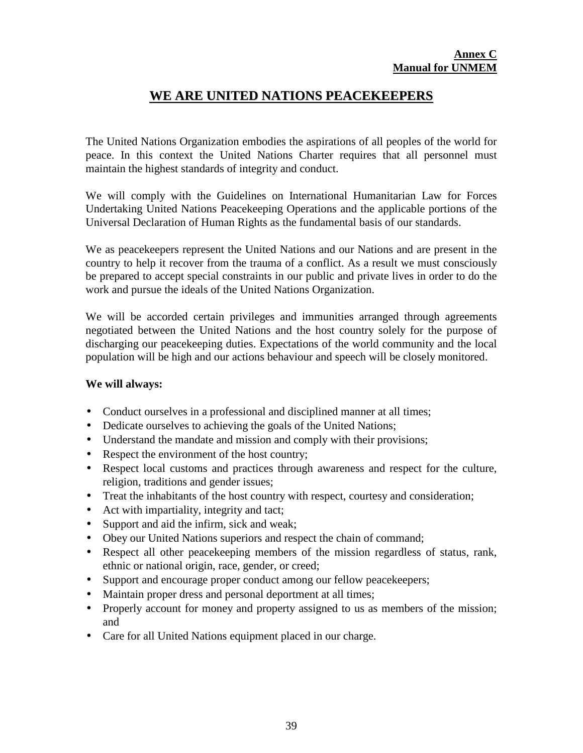**Annex C**
**Manual for UNMEM**

# WE ARE UNITED NATIONS PEACEKEEPERS

The United Nations Organization embodies the aspirations of all peoples of the world for peace. In this context the United Nations Charter requires that all personnel must maintain the highest standards of integrity and conduct.

We will comply with the Guidelines on International Humanitarian Law for Forces Undertaking United Nations Peacekeeping Operations and the applicable portions of the Universal Declaration of Human Rights as the fundamental basis of our standards.

We as peacekeepers represent the United Nations and our Nations and are present in the country to help it recover from the trauma of a conflict. As a result we must consciously be prepared to accept special constraints in our public and private lives in order to do the work and pursue the ideals of the United Nations Organization.

We will be accorded certain privileges and immunities arranged through agreements negotiated between the United Nations and the host country solely for the purpose of discharging our peacekeeping duties. Expectations of the world community and the local population will be high and our actions behaviour and speech will be closely monitored.

**We will always:**

- Conduct ourselves in a professional and disciplined manner at all times;
- Dedicate ourselves to achieving the goals of the United Nations;
- Understand the mandate and mission and comply with their provisions;
- Respect the environment of the host country;
- Respect local customs and practices through awareness and respect for the culture, religion, traditions and gender issues;
- Treat the inhabitants of the host country with respect, courtesy and consideration;
- Act with impartiality, integrity and tact;
- Support and aid the infirm, sick and weak;
- Obey our United Nations superiors and respect the chain of command;
- Respect all other peacekeeping members of the mission regardless of status, rank, ethnic or national origin, race, gender, or creed;
- Support and encourage proper conduct among our fellow peacekeepers;
- Maintain proper dress and personal deportment at all times;
- Properly account for money and property assigned to us as members of the mission; and
- Care for all United Nations equipment placed in our charge.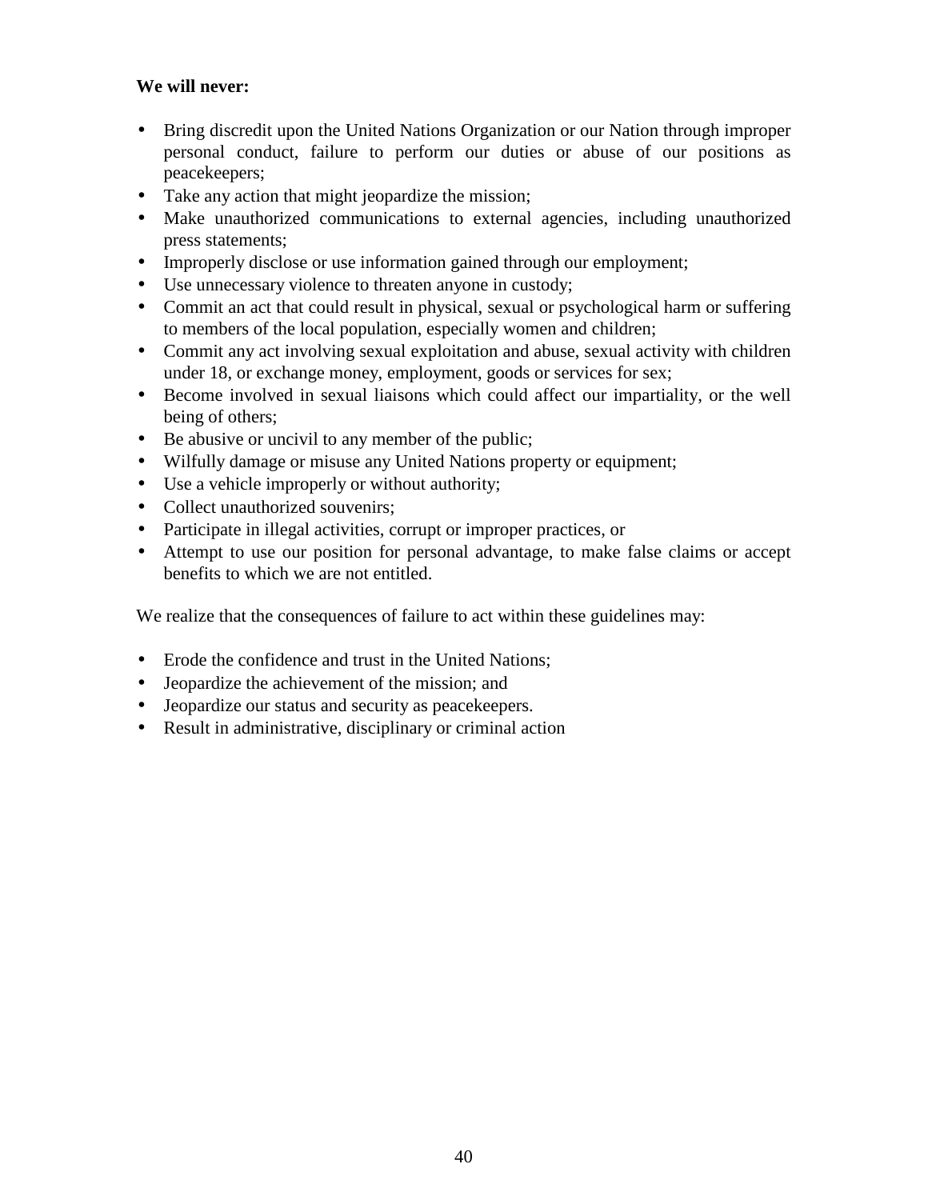**We will never:**

- Bring discredit upon the United Nations Organization or our Nation through improper personal conduct, failure to perform our duties or abuse of our positions as peacekeepers;
- Take any action that might jeopardize the mission;
- Make unauthorized communications to external agencies, including unauthorized press statements;
- Improperly disclose or use information gained through our employment;
- Use unnecessary violence to threaten anyone in custody;
- Commit an act that could result in physical, sexual or psychological harm or suffering to members of the local population, especially women and children;
- Commit any act involving sexual exploitation and abuse, sexual activity with children under 18, or exchange money, employment, goods or services for sex;
- Become involved in sexual liaisons which could affect our impartiality, or the well being of others;
- Be abusive or uncivil to any member of the public;
- Wilfully damage or misuse any United Nations property or equipment;
- Use a vehicle improperly or without authority;
- Collect unauthorized souvenirs;
- Participate in illegal activities, corrupt or improper practices, or
- Attempt to use our position for personal advantage, to make false claims or accept benefits to which we are not entitled.

We realize that the consequences of failure to act within these guidelines may:

- Erode the confidence and trust in the United Nations;
- Jeopardize the achievement of the mission; and
- Jeopardize our status and security as peacekeepers.
- Result in administrative, disciplinary or criminal action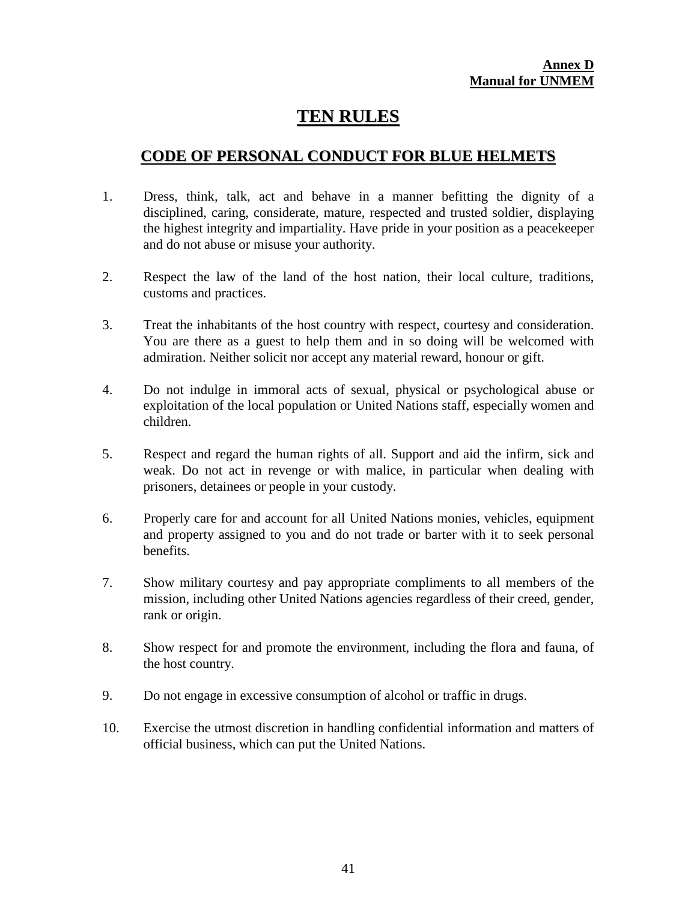**Annex D**
**Manual for UNMEM**

# TEN RULES

## CODE OF PERSONAL CONDUCT FOR BLUE HELMETS

1. Dress, think, talk, act and behave in a manner befitting the dignity of a disciplined, caring, considerate, mature, respected and trusted soldier, displaying the highest integrity and impartiality. Have pride in your position as a peacekeeper and do not abuse or misuse your authority.

2. Respect the law of the land of the host nation, their local culture, traditions, customs and practices.

3. Treat the inhabitants of the host country with respect, courtesy and consideration. You are there as a guest to help them and in so doing will be welcomed with admiration. Neither solicit nor accept any material reward, honour or gift.

4. Do not indulge in immoral acts of sexual, physical or psychological abuse or exploitation of the local population or United Nations staff, especially women and children.

5. Respect and regard the human rights of all. Support and aid the infirm, sick and weak. Do not act in revenge or with malice, in particular when dealing with prisoners, detainees or people in your custody.

6. Properly care for and account for all United Nations monies, vehicles, equipment and property assigned to you and do not trade or barter with it to seek personal benefits.

7. Show military courtesy and pay appropriate compliments to all members of the mission, including other United Nations agencies regardless of their creed, gender, rank or origin.

8. Show respect for and promote the environment, including the flora and fauna, of the host country.

9. Do not engage in excessive consumption of alcohol or traffic in drugs.

10. Exercise the utmost discretion in handling confidential information and matters of official business, which can put the United Nations.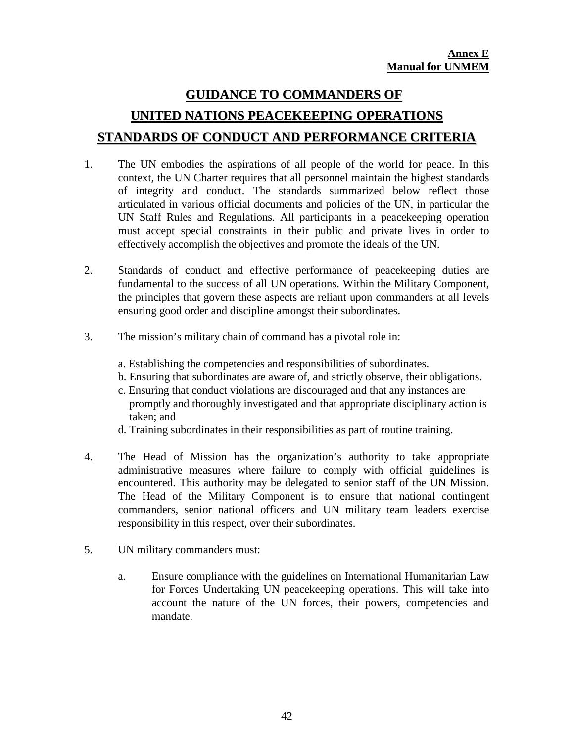**Annex E**
**Manual for UNMEM**

# GUIDANCE TO COMMANDERS OF UNITED NATIONS PEACEKEEPING OPERATIONS STANDARDS OF CONDUCT AND PERFORMANCE CRITERIA

1. The UN embodies the aspirations of all people of the world for peace. In this context, the UN Charter requires that all personnel maintain the highest standards of integrity and conduct. The standards summarized below reflect those articulated in various official documents and policies of the UN, in particular the UN Staff Rules and Regulations. All participants in a peacekeeping operation must accept special constraints in their public and private lives in order to effectively accomplish the objectives and promote the ideals of the UN.

2. Standards of conduct and effective performance of peacekeeping duties are fundamental to the success of all UN operations. Within the Military Component, the principles that govern these aspects are reliant upon commanders at all levels ensuring good order and discipline amongst their subordinates.

3. The mission's military chain of command has a pivotal role in:

   a. Establishing the competencies and responsibilities of subordinates.
   b. Ensuring that subordinates are aware of, and strictly observe, their obligations.
   c. Ensuring that conduct violations are discouraged and that any instances are promptly and thoroughly investigated and that appropriate disciplinary action is taken; and
   d. Training subordinates in their responsibilities as part of routine training.

4. The Head of Mission has the organization's authority to take appropriate administrative measures where failure to comply with official guidelines is encountered. This authority may be delegated to senior staff of the UN Mission. The Head of the Military Component is to ensure that national contingent commanders, senior national officers and UN military team leaders exercise responsibility in this respect, over their subordinates.

5. UN military commanders must:

   a. Ensure compliance with the guidelines on International Humanitarian Law for Forces Undertaking UN peacekeeping operations. This will take into account the nature of the UN forces, their powers, competencies and mandate.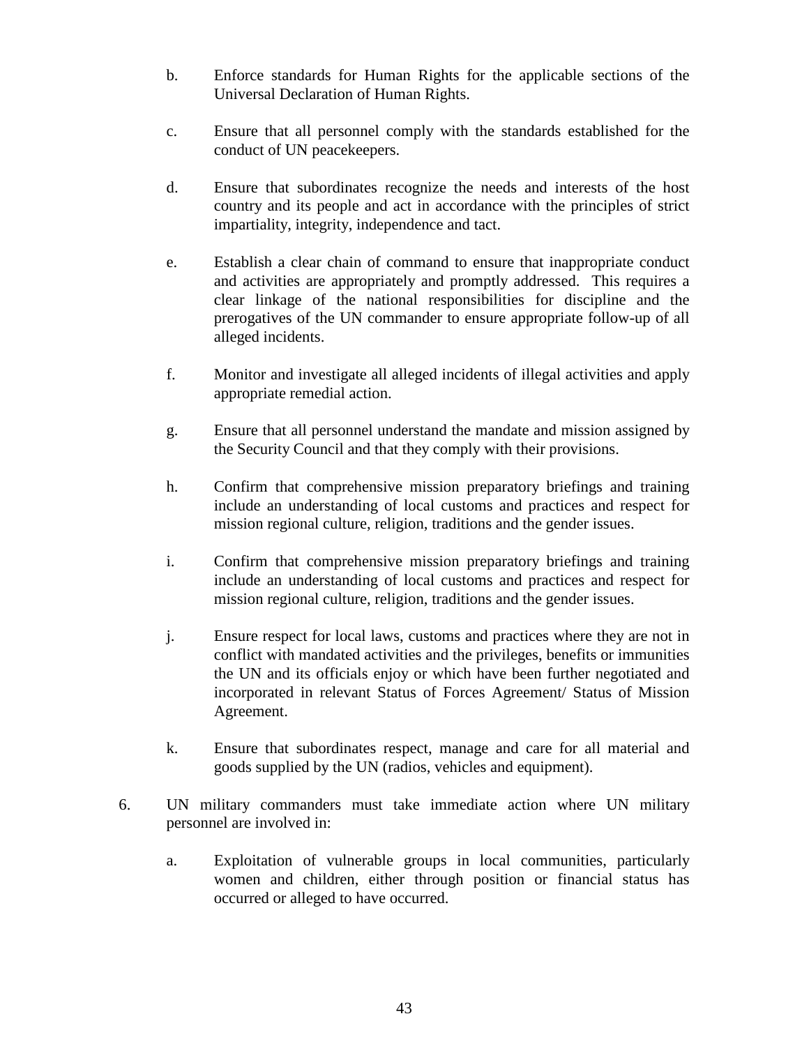b. Enforce standards for Human Rights for the applicable sections of the Universal Declaration of Human Rights.

c. Ensure that all personnel comply with the standards established for the conduct of UN peacekeepers.

d. Ensure that subordinates recognize the needs and interests of the host country and its people and act in accordance with the principles of strict impartiality, integrity, independence and tact.

e. Establish a clear chain of command to ensure that inappropriate conduct and activities are appropriately and promptly addressed. This requires a clear linkage of the national responsibilities for discipline and the prerogatives of the UN commander to ensure appropriate follow-up of all alleged incidents.

f. Monitor and investigate all alleged incidents of illegal activities and apply appropriate remedial action.

g. Ensure that all personnel understand the mandate and mission assigned by the Security Council and that they comply with their provisions.

h. Confirm that comprehensive mission preparatory briefings and training include an understanding of local customs and practices and respect for mission regional culture, religion, traditions and the gender issues.

i. Confirm that comprehensive mission preparatory briefings and training include an understanding of local customs and practices and respect for mission regional culture, religion, traditions and the gender issues.

j. Ensure respect for local laws, customs and practices where they are not in conflict with mandated activities and the privileges, benefits or immunities the UN and its officials enjoy or which have been further negotiated and incorporated in relevant Status of Forces Agreement/ Status of Mission Agreement.

k. Ensure that subordinates respect, manage and care for all material and goods supplied by the UN (radios, vehicles and equipment).

6. UN military commanders must take immediate action where UN military personnel are involved in:

   a. Exploitation of vulnerable groups in local communities, particularly women and children, either through position or financial status has occurred or alleged to have occurred.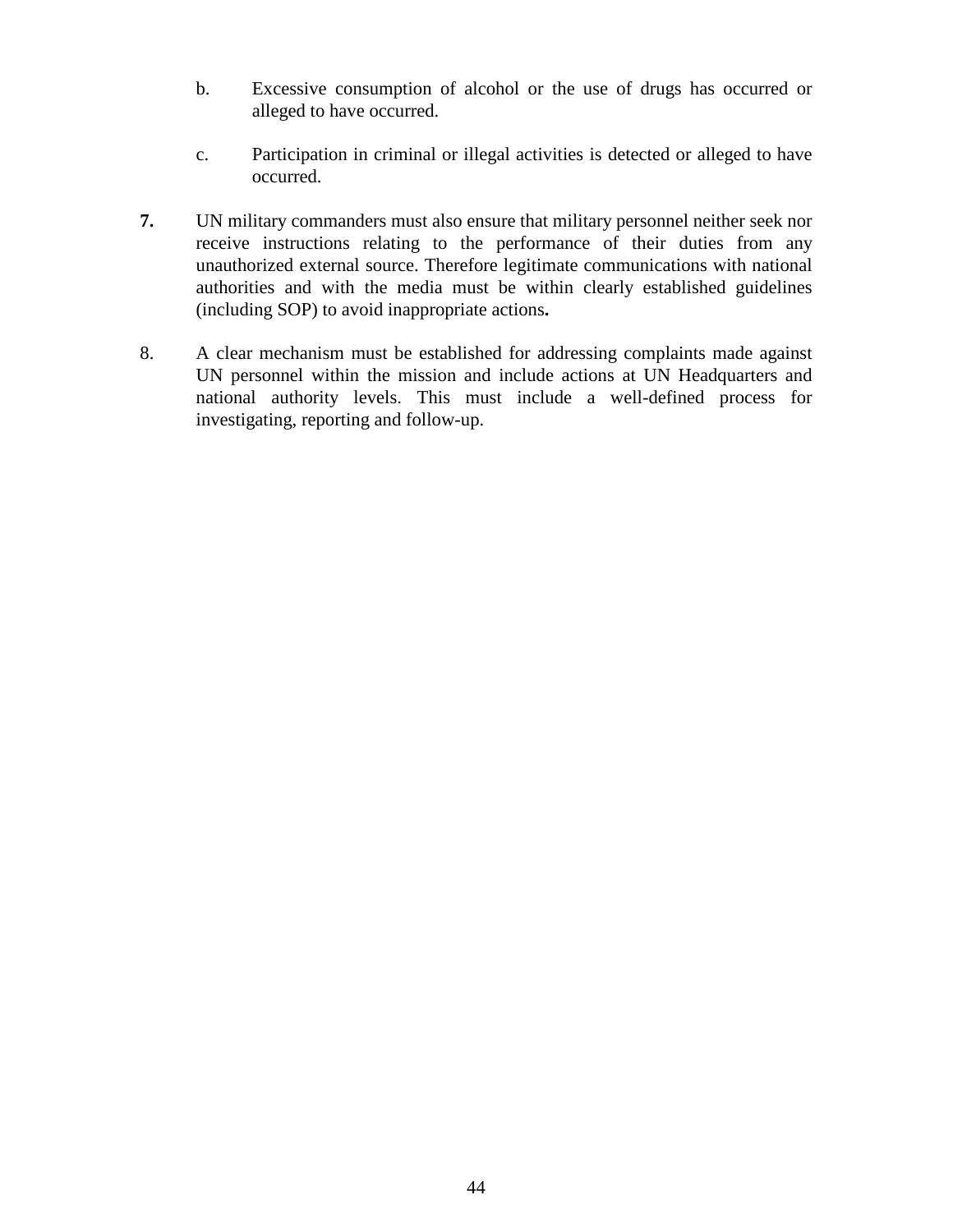b. Excessive consumption of alcohol or the use of drugs has occurred or alleged to have occurred.

c. Participation in criminal or illegal activities is detected or alleged to have occurred.

**7.** UN military commanders must also ensure that military personnel neither seek nor receive instructions relating to the performance of their duties from any unauthorized external source. Therefore legitimate communications with national authorities and with the media must be within clearly established guidelines (including SOP) to avoid inappropriate actions**.**

8. A clear mechanism must be established for addressing complaints made against UN personnel within the mission and include actions at UN Headquarters and national authority levels. This must include a well-defined process for investigating, reporting and follow-up.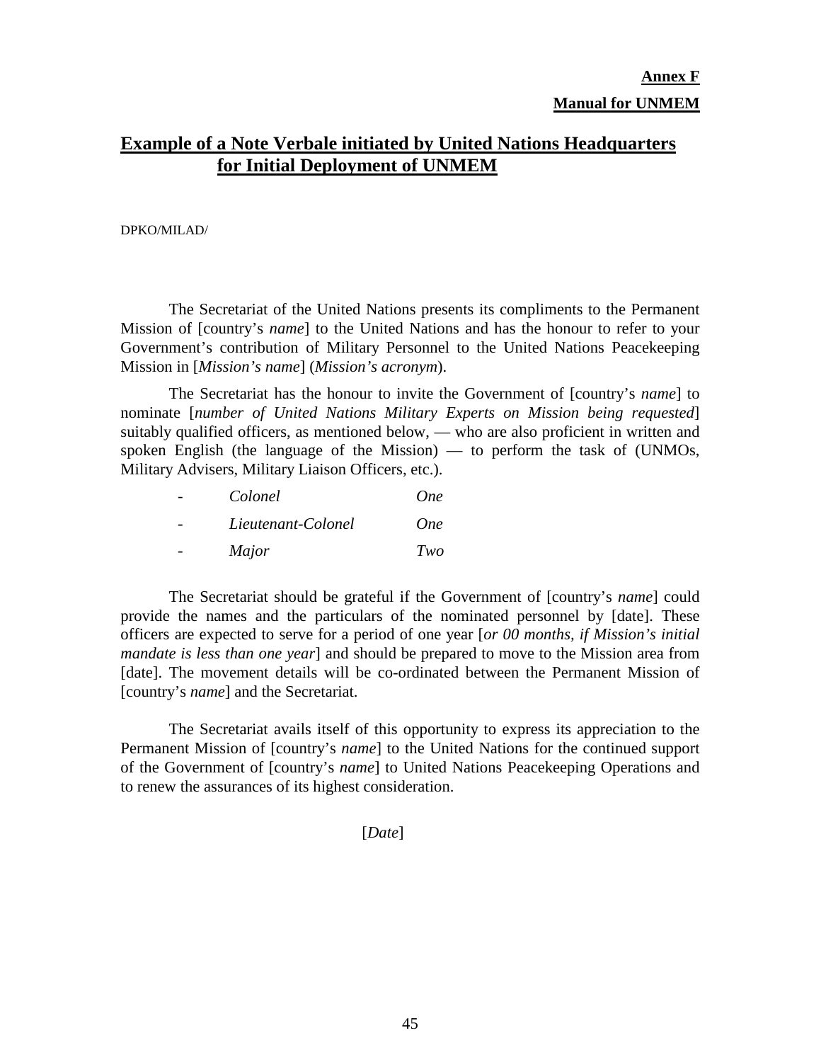**Annex F**

**Manual for UNMEM**

## Example of a Note Verbale initiated by United Nations Headquarters for Initial Deployment of UNMEM

DPKO/MILAD/

The Secretariat of the United Nations presents its compliments to the Permanent Mission of [country's *name*] to the United Nations and has the honour to refer to your Government's contribution of Military Personnel to the United Nations Peacekeeping Mission in [*Mission's name*] (*Mission's acronym*).

The Secretariat has the honour to invite the Government of [country's *name*] to nominate [*number of United Nations Military Experts on Mission being requested*] suitably qualified officers, as mentioned below, — who are also proficient in written and spoken English (the language of the Mission) — to perform the task of (UNMOs, Military Advisers, Military Liaison Officers, etc.).

- *Colonel* *One*
- *Lieutenant-Colonel* *One*
- *Major* *Two*

The Secretariat should be grateful if the Government of [country's *name*] could provide the names and the particulars of the nominated personnel by [date]. These officers are expected to serve for a period of one year [*or 00 months, if Mission's initial mandate is less than one year*] and should be prepared to move to the Mission area from [date]. The movement details will be co-ordinated between the Permanent Mission of [country's *name*] and the Secretariat.

The Secretariat avails itself of this opportunity to express its appreciation to the Permanent Mission of [country's *name*] to the United Nations for the continued support of the Government of [country's *name*] to United Nations Peacekeeping Operations and to renew the assurances of its highest consideration.

[*Date*]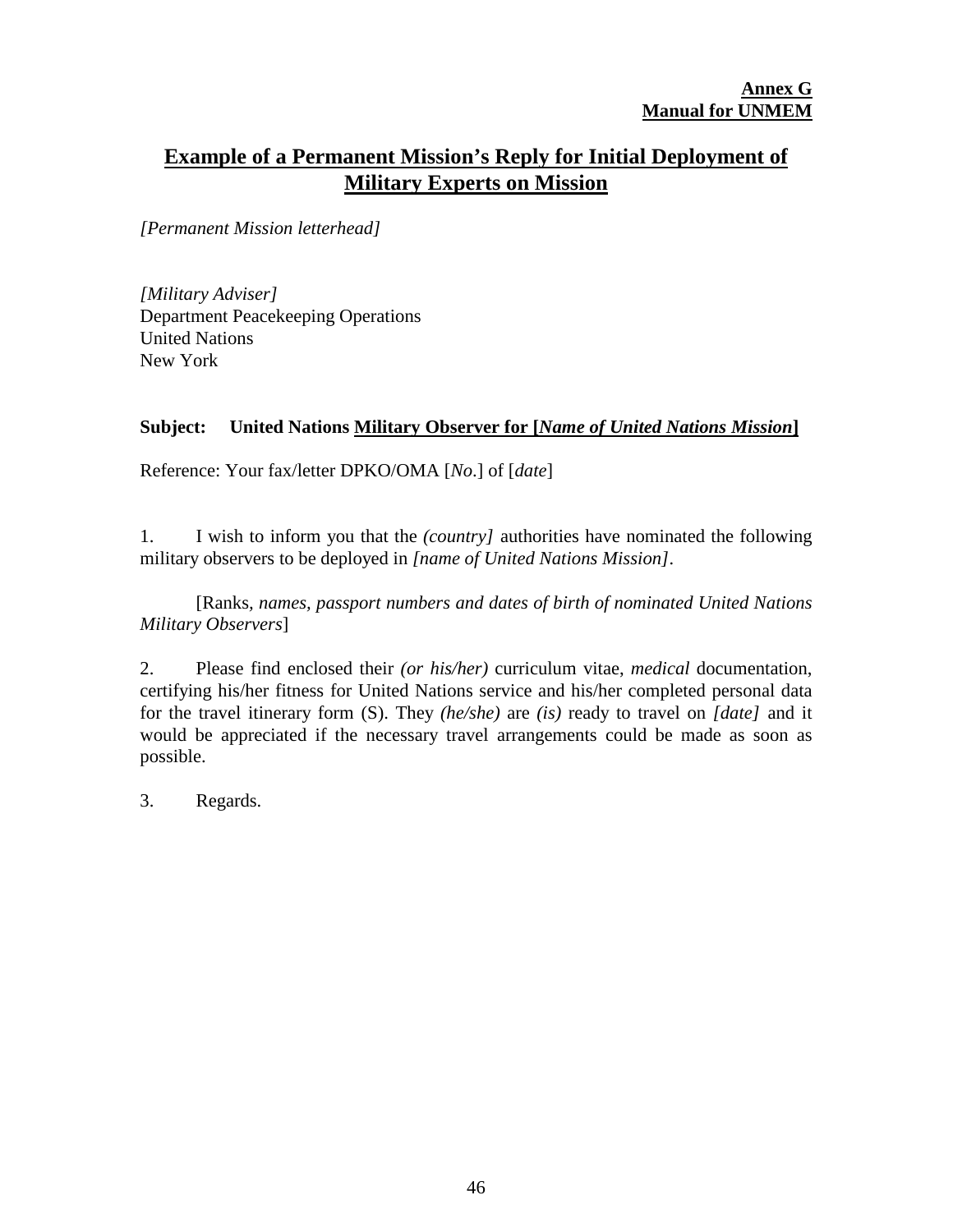**Annex G**
**Manual for UNMEM**

## Example of a Permanent Mission's Reply for Initial Deployment of Military Experts on Mission

*[Permanent Mission letterhead]*

*[Military Adviser]*
Department Peacekeeping Operations
United Nations
New York

**Subject: United Nations Military Observer for [*Name of United Nations Mission*]**

Reference: Your fax/letter DPKO/OMA [*No.*] of [*date*]

1. I wish to inform you that the *(country]* authorities have nominated the following military observers to be deployed in *[name of United Nations Mission]*.

[Ranks, *names, passport numbers and dates of birth of nominated United Nations Military Observers*]

2. Please find enclosed their *(or his/her)* curriculum vitae, *medical* documentation, certifying his/her fitness for United Nations service and his/her completed personal data for the travel itinerary form (S). They *(he/she)* are *(is)* ready to travel on *[date]* and it would be appreciated if the necessary travel arrangements could be made as soon as possible.

3. Regards.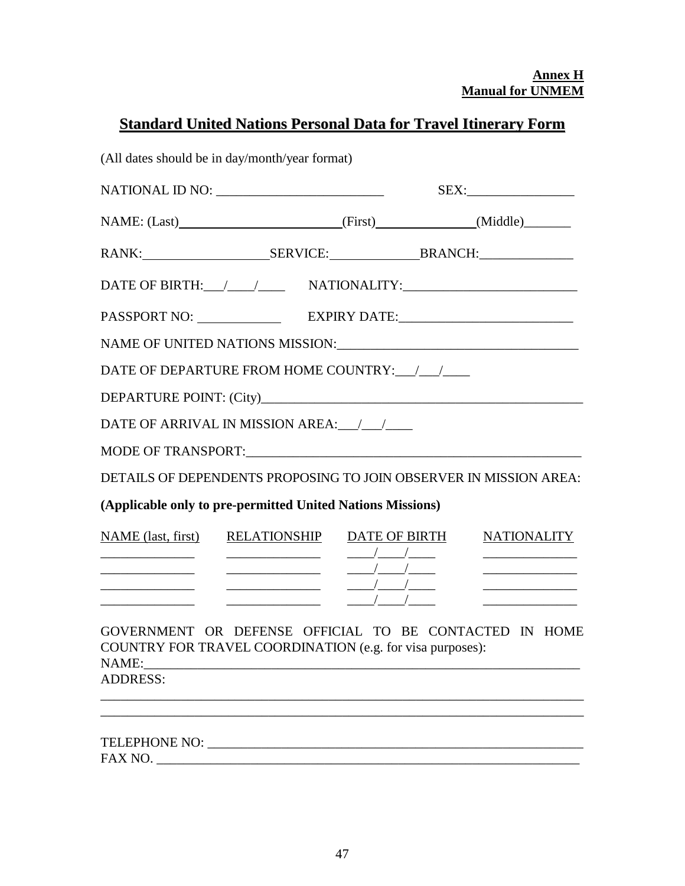**Annex H**
**Manual for UNMEM**

# Standard United Nations Personal Data for Travel Itinerary Form

(All dates should be in day/month/year format)

NATIONAL ID NO: ________________________ SEX:________________

NAME: (Last)________________________(First)______________(Middle)_______

RANK:___________________SERVICE:_____________BRANCH:______________

DATE OF BIRTH:___/____/____ NATIONALITY:_________________________

PASSPORT NO: ____________ EXPIRY DATE:_________________________

NAME OF UNITED NATIONS MISSION:___________________________________

DATE OF DEPARTURE FROM HOME COUNTRY:___/___/____

DEPARTURE POINT: (City)_______________________________________________

DATE OF ARRIVAL IN MISSION AREA:___/___/____

MODE OF TRANSPORT:__________________________________________________

DETAILS OF DEPENDENTS PROPOSING TO JOIN OBSERVER IN MISSION AREA:

**(Applicable only to pre-permitted United Nations Missions)**

| NAME (last, first) | RELATIONSHIP | DATE OF BIRTH | NATIONALITY |
|---|---|---|---|
| ______________ | ______________ | ____/____/____ | ______________ |
| ______________ | ______________ | ____/____/____ | ______________ |
| ______________ | ______________ | ____/____/____ | ______________ |
| ______________ | ______________ | ____/____/____ | ______________ |

GOVERNMENT OR DEFENSE OFFICIAL TO BE CONTACTED IN HOME COUNTRY FOR TRAVEL COORDINATION (e.g. for visa purposes):

NAME:_________________________________________________________________

ADDRESS:

______________________________________________________________________

______________________________________________________________________

TELEPHONE NO: _______________________________________________________

FAX NO. ______________________________________________________________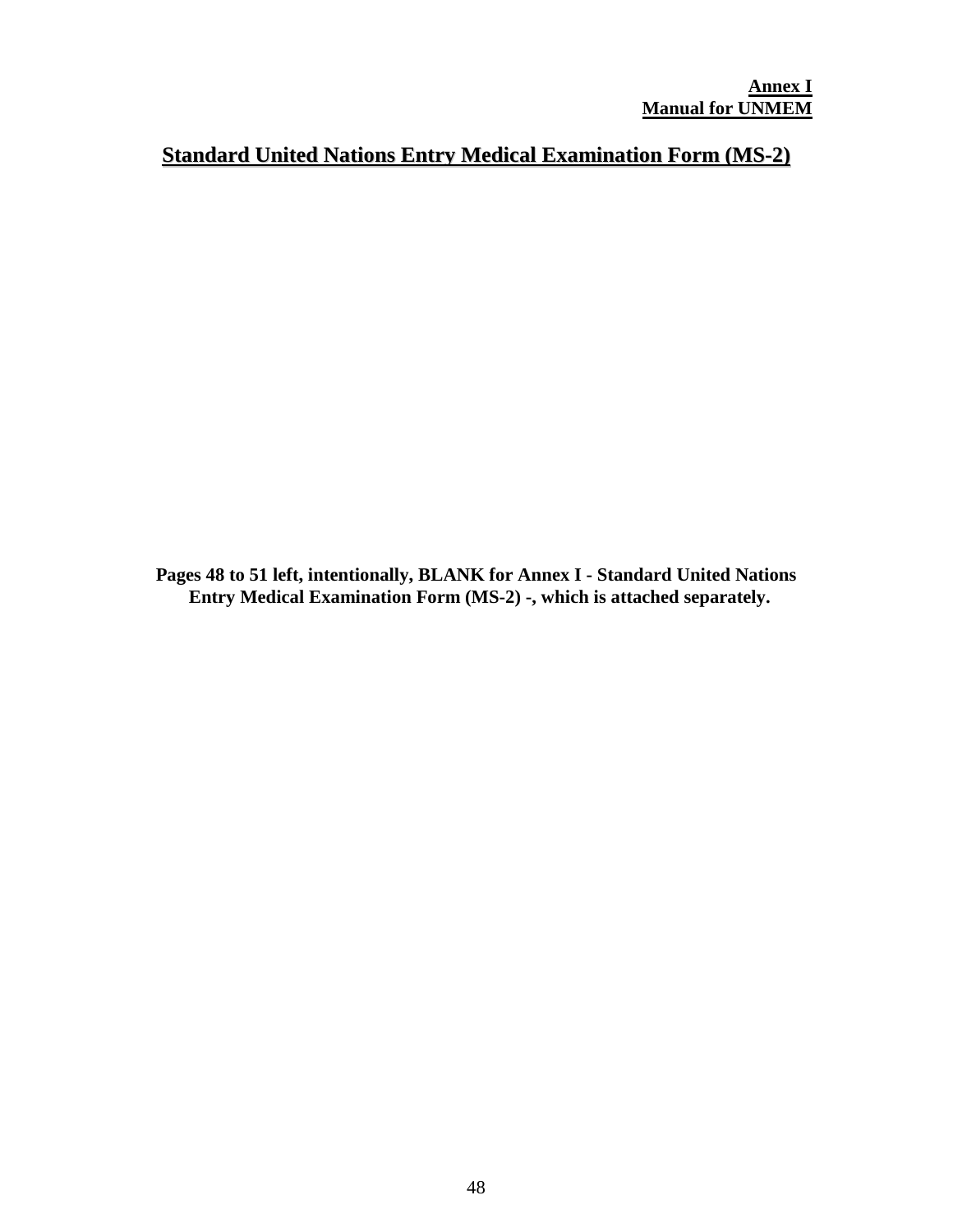**Annex I**
**Manual for UNMEM**

# Standard United Nations Entry Medical Examination Form (MS-2)

**Pages 48 to 51 left, intentionally, BLANK for Annex I - Standard United Nations Entry Medical Examination Form (MS-2) -, which is attached separately.**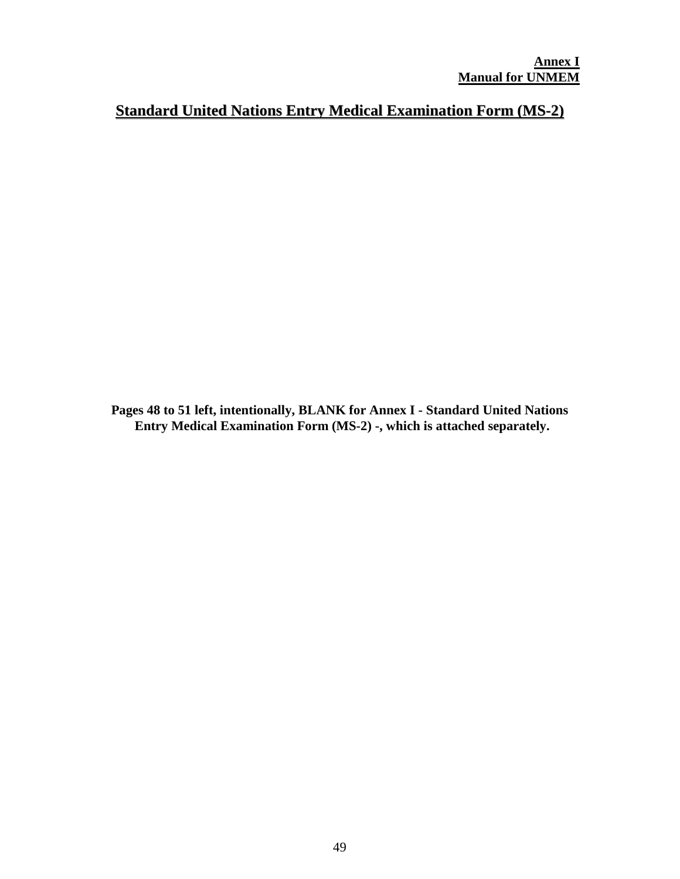**Annex I**
**Manual for UNMEM**

# Standard United Nations Entry Medical Examination Form (MS-2)

**Pages 48 to 51 left, intentionally, BLANK for Annex I - Standard United Nations Entry Medical Examination Form (MS-2) -, which is attached separately.**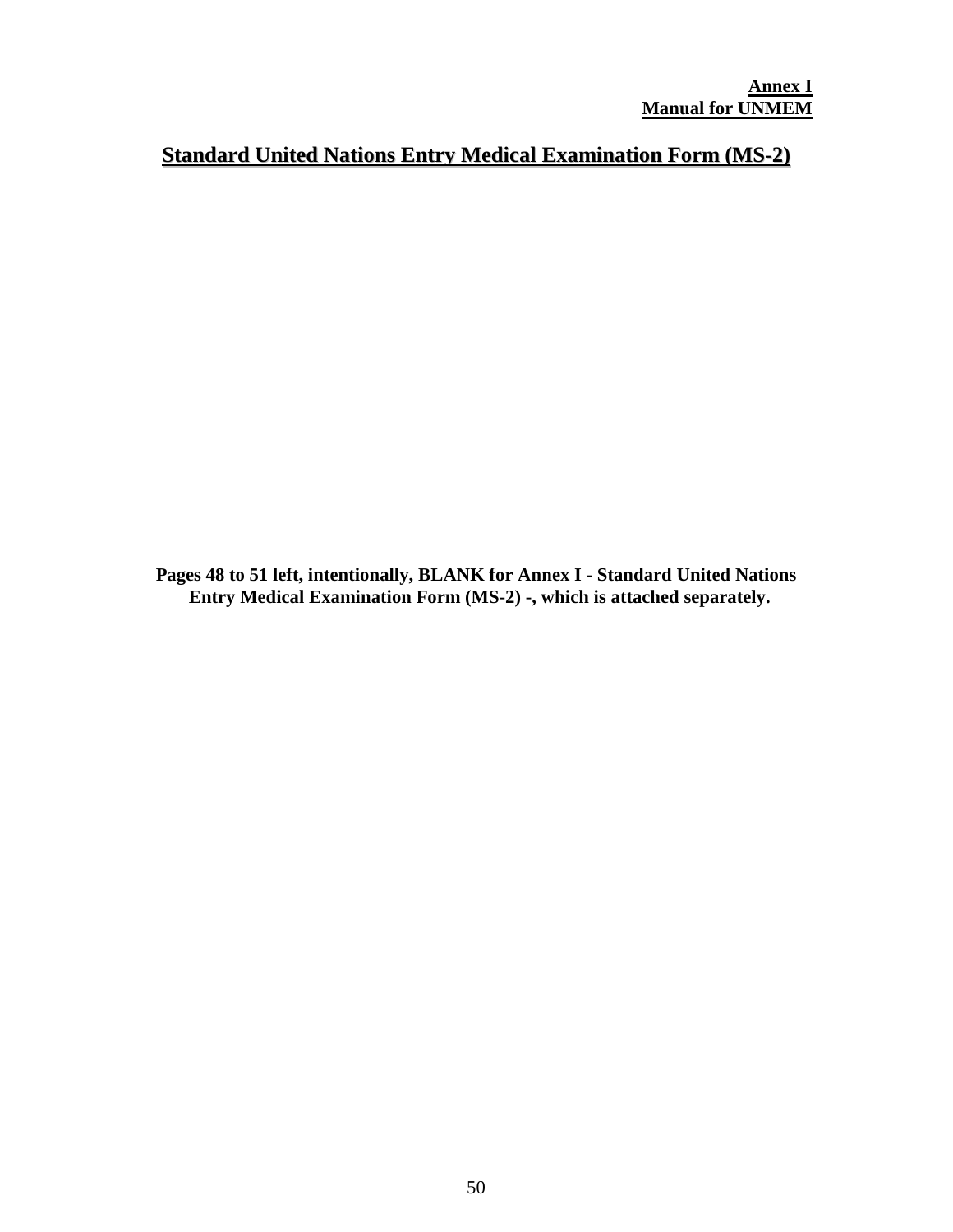**Annex I**
**Manual for UNMEM**

## Standard United Nations Entry Medical Examination Form (MS-2)

**Pages 48 to 51 left, intentionally, BLANK for Annex I - Standard United Nations Entry Medical Examination Form (MS-2) -, which is attached separately.**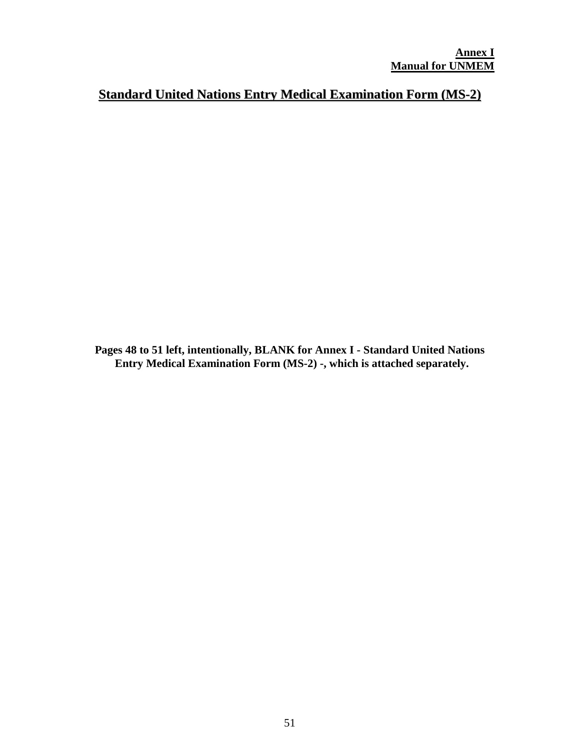**Annex I**
**Manual for UNMEM**

# Standard United Nations Entry Medical Examination Form (MS-2)

**Pages 48 to 51 left, intentionally, BLANK for Annex I - Standard United Nations Entry Medical Examination Form (MS-2) -, which is attached separately.**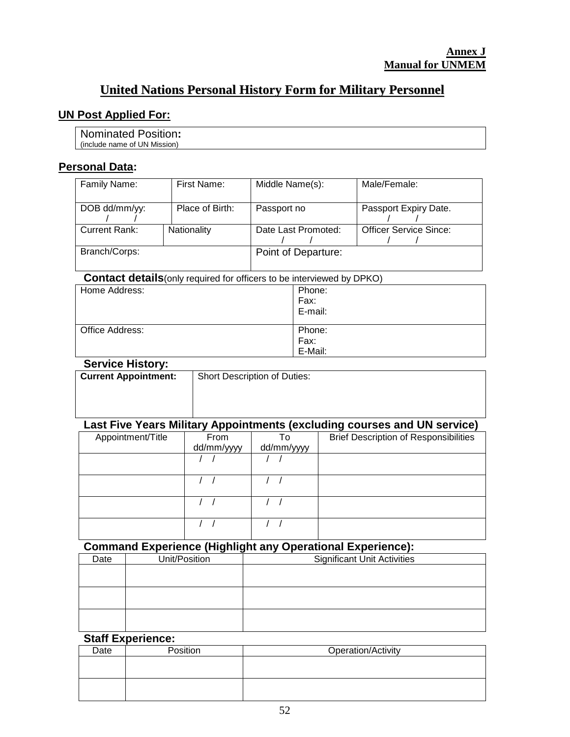**Annex J**
**Manual for UNMEM**

# United Nations Personal History Form for Military Personnel

## UN Post Applied For:

| Nominated Position: (include name of UN Mission) |
|---|

## Personal Data:

| Family Name: | First Name: | Middle Name(s): | Male/Female: |
|---|---|---|---|
| DOB dd/mm/yy: / / | Place of Birth: | Passport no | Passport Expiry Date. / / |
| Current Rank: | Nationality | Date Last Promoted: / / | Officer Service Since: / / |
| Branch/Corps: | | Point of Departure: | |

**Contact details**(only required for officers to be interviewed by DPKO)

| Home Address: | Phone: Fax: E-mail: |
|---|---|
| Office Address: | Phone: Fax: E-Mail: |

**Service History:**

| **Current Appointment:** | Short Description of Duties: |
|---|---|

**Last Five Years Military Appointments (excluding courses and UN service)**

| Appointment/Title | From dd/mm/yyyy | To dd/mm/yyyy | Brief Description of Responsibilities |
|---|---|---|---|
| | / / | / / | |
| | / / | / / | |
| | / / | / / | |
| | / / | / / | |

**Command Experience (Highlight any Operational Experience):**

| Date | Unit/Position | Significant Unit Activities |
|---|---|---|
| | | |
| | | |
| | | |

**Staff Experience:**

| Date | Position | Operation/Activity |
|---|---|---|
| | | |
| | | |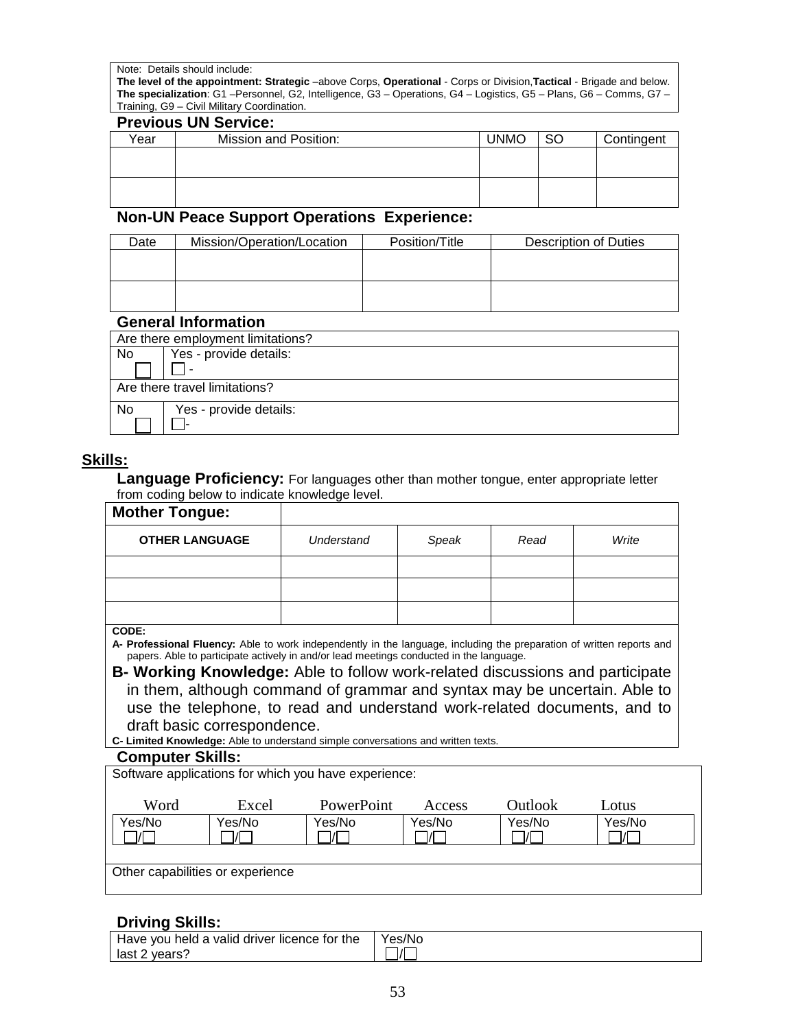Note: Details should include:
**The level of the appointment: Strategic** –above Corps, **Operational** - Corps or Division,**Tactical** - Brigade and below.
**The specialization**: G1 –Personnel, G2, Intelligence, G3 – Operations, G4 – Logistics, G5 – Plans, G6 – Comms, G7 – Training, G9 – Civil Military Coordination.

### Previous UN Service:

| Year | Mission and Position: | UNMO | SO | Contingent |
|---|---|---|---|---|
| | | | | |
| | | | | |

### Non-UN Peace Support Operations Experience:

| Date | Mission/Operation/Location | Position/Title | Description of Duties |
|---|---|---|---|
| | | | |
| | | | |

### General Information

| Are there employment limitations? | |
|---|---|
| No ☐ | Yes - provide details: ☐ - |
| **Are there travel limitations?** | |
| No ☐ | Yes - provide details: ☐- |

## Skills:

**Language Proficiency:** For languages other than mother tongue, enter appropriate letter from coding below to indicate knowledge level.

| **Mother Tongue:** | | | | |
|---|---|---|---|---|
| **OTHER LANGUAGE** | *Understand* | *Speak* | *Read* | *Write* |
| | | | | |
| | | | | |
| | | | | |

**CODE:**

**A- Professional Fluency:** Able to work independently in the language, including the preparation of written reports and papers. Able to participate actively in and/or lead meetings conducted in the language.

**B- Working Knowledge:** Able to follow work-related discussions and participate in them, although command of grammar and syntax may be uncertain. Able to use the telephone, to read and understand work-related documents, and to draft basic correspondence.

**C- Limited Knowledge:** Able to understand simple conversations and written texts.

### Computer Skills:

Software applications for which you have experience:

| Word | Excel | PowerPoint | Access | Outlook | Lotus |
|---|---|---|---|---|---|
| Yes/No ☐/☐ | Yes/No ☐/☐ | Yes/No ☐/☐ | Yes/No ☐/☐ | Yes/No ☐/☐ | Yes/No ☐/☐ |

Other capabilities or experience

### Driving Skills:

| Have you held a valid driver licence for the last 2 years? | Yes/No ☐/☐ |
|---|---|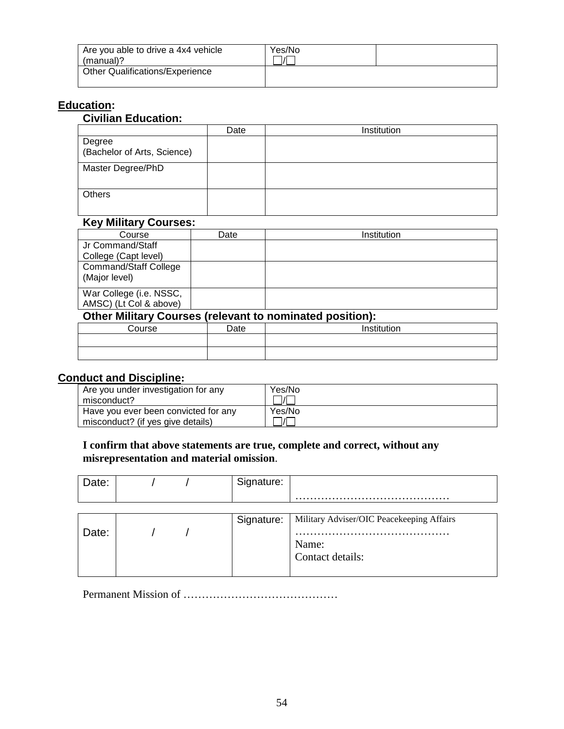| Are you able to drive a 4x4 vehicle (manual)? | Yes/No ☐/☐ | |
|---|---|---|
| Other Qualifications/Experience | | |

## Education:

### Civilian Education:

| | Date | Institution |
|---|---|---|
| Degree (Bachelor of Arts, Science) | | |
| Master Degree/PhD | | |
| Others | | |

### Key Military Courses:

| Course | Date | Institution |
|---|---|---|
| Jr Command/Staff College (Capt level) | | |
| Command/Staff College (Major level) | | |
| War College (i.e. NSSC, AMSC) (Lt Col & above) | | |

### Other Military Courses (relevant to nominated position):

| Course | Date | Institution |
|---|---|---|
| | | |
| | | |

## Conduct and Discipline:

| Are you under investigation for any misconduct? | Yes/No ☐/☐ |
|---|---|
| Have you ever been convicted for any misconduct? (if yes give details) | Yes/No ☐/☐ |

**I confirm that above statements are true, complete and correct, without any misrepresentation and material omission**.

| Date: | / / | Signature: | …………………………………… |
|---|---|---|---|

| Date: | / / | Signature: | Military Adviser/OIC Peacekeeping Affairs …………………………………… Name: Contact details: |
|---|---|---|---|

Permanent Mission of ……………………………………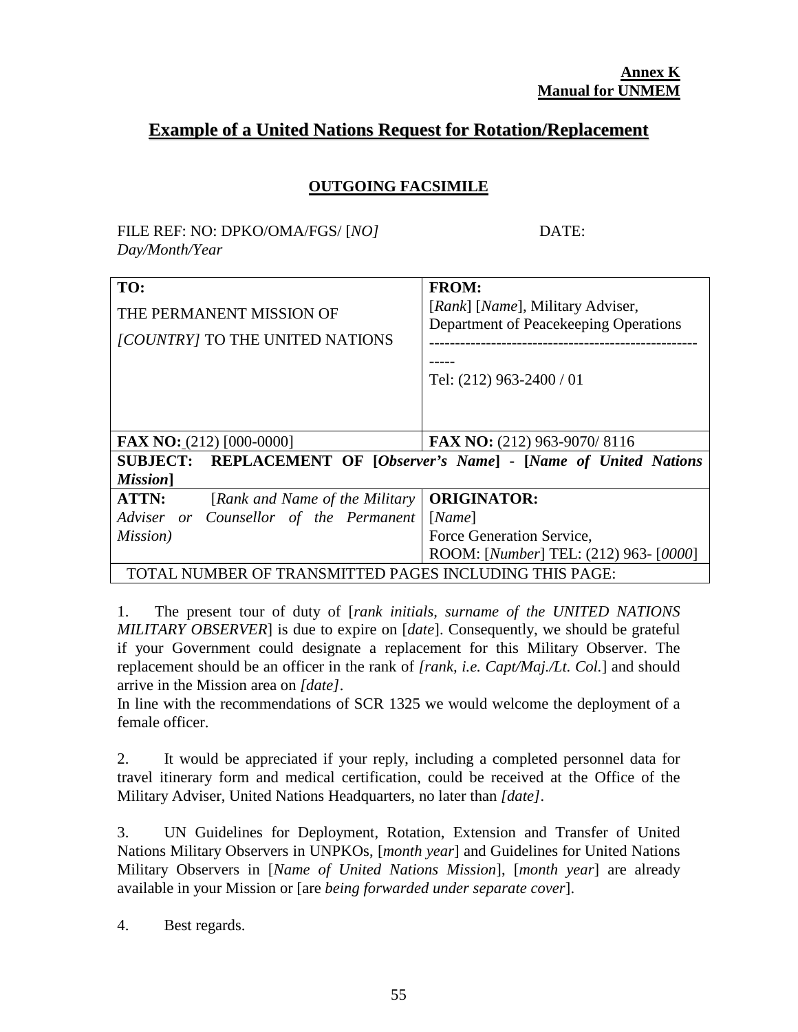**Annex K**
**Manual for UNMEM**

# Example of a United Nations Request for Rotation/Replacement

**OUTGOING FACSIMILE**

FILE REF: NO: DPKO/OMA/FGS/ [*NO]* DATE: *Day/Month/Year*

| **TO:** THE PERMANENT MISSION OF *[COUNTRY]* TO THE UNITED NATIONS | **FROM:** [*Rank*] [*Name*], Military Adviser, Department of Peacekeeping Operations ------------------------------------------------------- Tel: (212) 963-2400 / 01 |
|---|---|
| **FAX NO:** (212) [000-0000] | **FAX NO:** (212) 963-9070/ 8116 |
| **SUBJECT: REPLACEMENT OF [*Observer's Name*] - [*Name of United Nations Mission*]** | |
| **ATTN:** [*Rank and Name of the Military Adviser or Counsellor of the Permanent Mission)* | **ORIGINATOR:** [*Name*] Force Generation Service, ROOM: [*Number*] TEL: (212) 963- [*0000*] |
| TOTAL NUMBER OF TRANSMITTED PAGES INCLUDING THIS PAGE: | |

1. The present tour of duty of [*rank initials, surname of the UNITED NATIONS MILITARY OBSERVER*] is due to expire on [*date*]. Consequently, we should be grateful if your Government could designate a replacement for this Military Observer. The replacement should be an officer in the rank of *[rank, i.e. Capt/Maj./Lt. Col.*] and should arrive in the Mission area on *[date]*.
In line with the recommendations of SCR 1325 we would welcome the deployment of a female officer.

2. It would be appreciated if your reply, including a completed personnel data for travel itinerary form and medical certification, could be received at the Office of the Military Adviser, United Nations Headquarters, no later than *[date]*.

3. UN Guidelines for Deployment, Rotation, Extension and Transfer of United Nations Military Observers in UNPKOs, [*month year*] and Guidelines for United Nations Military Observers in [*Name of United Nations Mission*], [*month year*] are already available in your Mission or [are *being forwarded under separate cover*].

4. Best regards.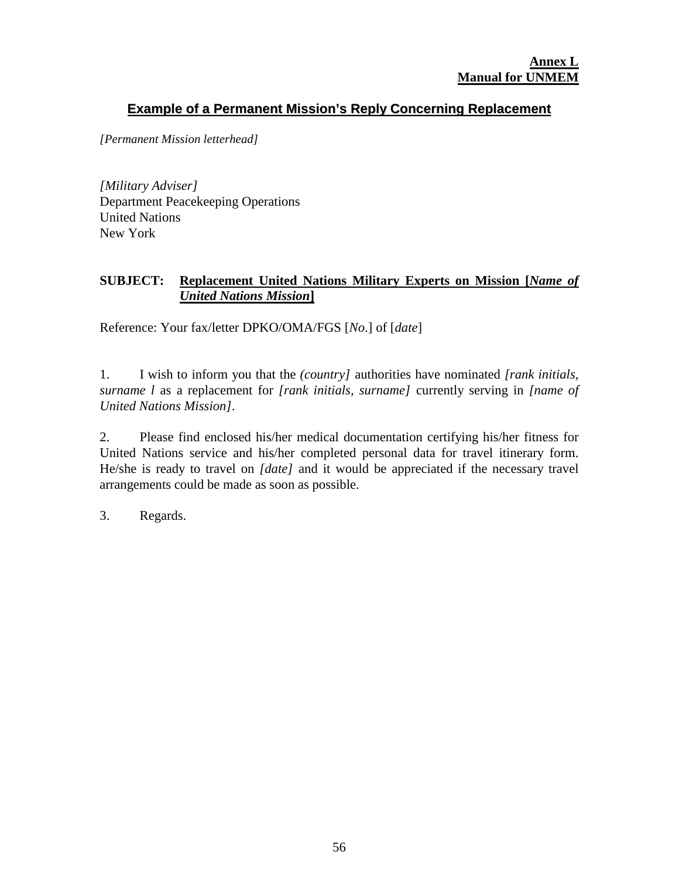**Annex L**
**Manual for UNMEM**

## Example of a Permanent Mission's Reply Concerning Replacement

*[Permanent Mission letterhead]*

*[Military Adviser]*
Department Peacekeeping Operations
United Nations
New York

**SUBJECT: Replacement United Nations Military Experts on Mission [*Name of United Nations Mission*]**

Reference: Your fax/letter DPKO/OMA/FGS [*No*.] of [*date*]

1. I wish to inform you that the *(country)* authorities have nominated *[rank initials, surname l* as a replacement for *[rank initials, surname]* currently serving in *[name of United Nations Mission]*.

2. Please find enclosed his/her medical documentation certifying his/her fitness for United Nations service and his/her completed personal data for travel itinerary form. He/she is ready to travel on *[date]* and it would be appreciated if the necessary travel arrangements could be made as soon as possible.

3. Regards.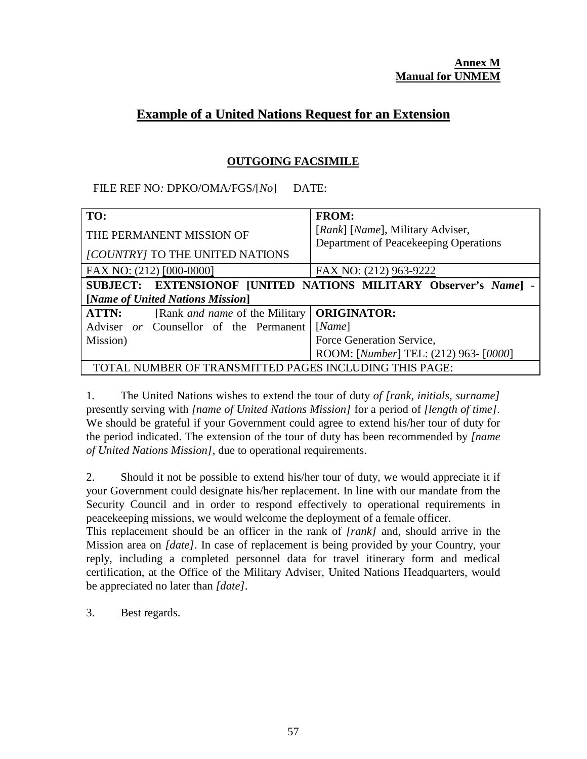**Annex M**
**Manual for UNMEM**

# Example of a United Nations Request for an Extension

## OUTGOING FACSIMILE

FILE REF NO*:* DPKO/OMA/FGS/[*No*]      DATE:

| **TO:** THE PERMANENT MISSION OF *[COUNTRY]* TO THE UNITED NATIONS | **FROM:** [*Rank*] [*Name*], Military Adviser, Department of Peacekeeping Operations |
|---|---|
| FAX NO: (212) [000-0000] | FAX NO: (212) 963-9222 |
| **SUBJECT: EXTENSIONOF [UNITED NATIONS MILITARY Observer's *Name*] - [*Name of United Nations Mission*]** | |
| **ATTN:** [Rank *and name* of the Military Adviser *or* Counsellor of the Permanent Mission) | **ORIGINATOR:** [*Name*] Force Generation Service, ROOM: [*Number*] TEL: (212) 963- [*0000*] |
| TOTAL NUMBER OF TRANSMITTED PAGES INCLUDING THIS PAGE: | |

1. The United Nations wishes to extend the tour of duty *of [rank, initials, surname]* presently serving with *[name of United Nations Mission]* for a period of *[length of time]*. We should be grateful if your Government could agree to extend his/her tour of duty for the period indicated. The extension of the tour of duty has been recommended by *[name of United Nations Mission]*, due to operational requirements.

2. Should it not be possible to extend his/her tour of duty, we would appreciate it if your Government could designate his/her replacement. In line with our mandate from the Security Council and in order to respond effectively to operational requirements in peacekeeping missions, we would welcome the deployment of a female officer.
This replacement should be an officer in the rank of *[rank]* and, should arrive in the Mission area on *[date]*. In case of replacement is being provided by your Country, your reply, including a completed personnel data for travel itinerary form and medical certification, at the Office of the Military Adviser, United Nations Headquarters, would be appreciated no later than *[date]*.

3. Best regards.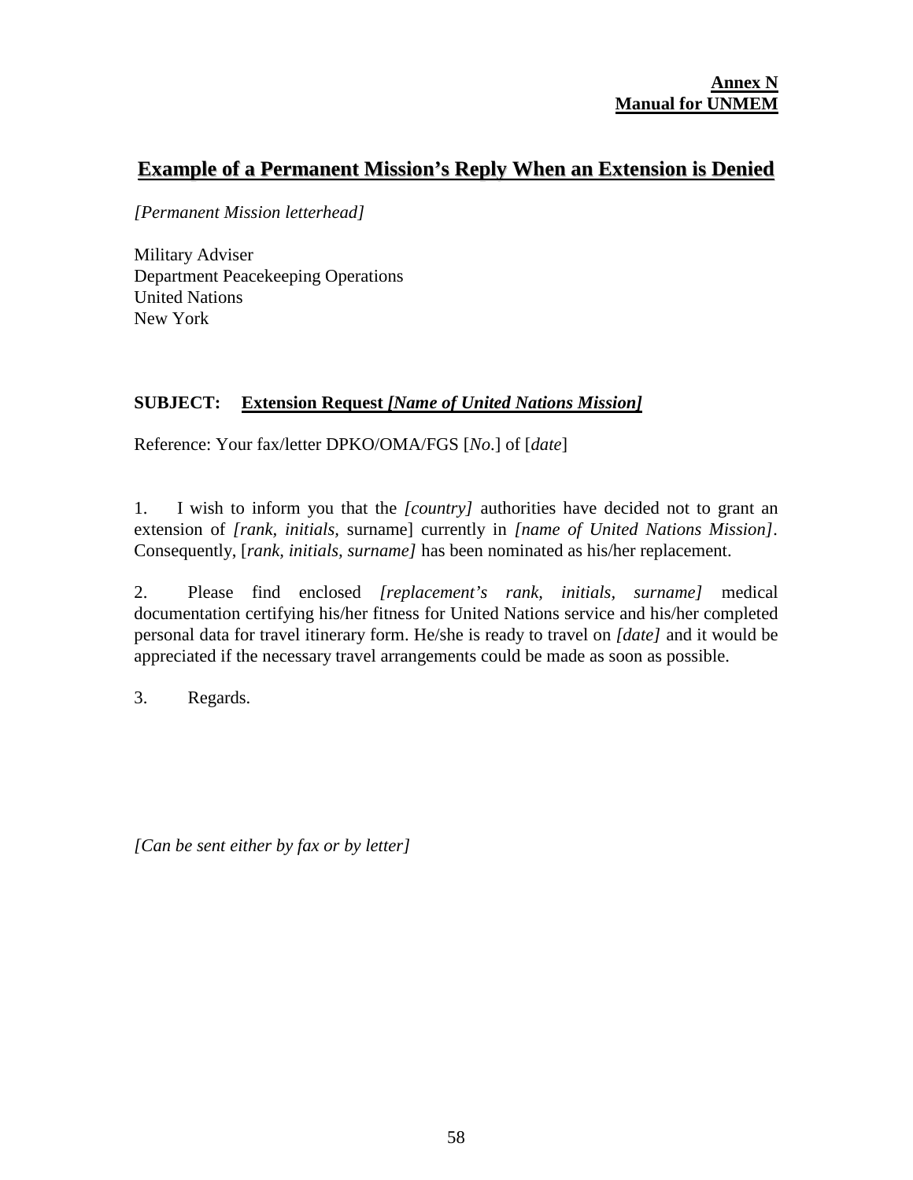**Annex N**
**Manual for UNMEM**

## Example of a Permanent Mission's Reply When an Extension is Denied

*[Permanent Mission letterhead]*

Military Adviser
Department Peacekeeping Operations
United Nations
New York

**SUBJECT: Extension Request *[Name of United Nations Mission]***

Reference: Your fax/letter DPKO/OMA/FGS [*No*.] of [*date*]

1. I wish to inform you that the *[country]* authorities have decided not to grant an extension of *[rank, initials,* surname] currently in *[name of United Nations Mission]*. Consequently, [*rank, initials, surname]* has been nominated as his/her replacement.

2. Please find enclosed *[replacement's rank, initials, surname]* medical documentation certifying his/her fitness for United Nations service and his/her completed personal data for travel itinerary form. He/she is ready to travel on *[date]* and it would be appreciated if the necessary travel arrangements could be made as soon as possible.

3. Regards.

*[Can be sent either by fax or by letter]*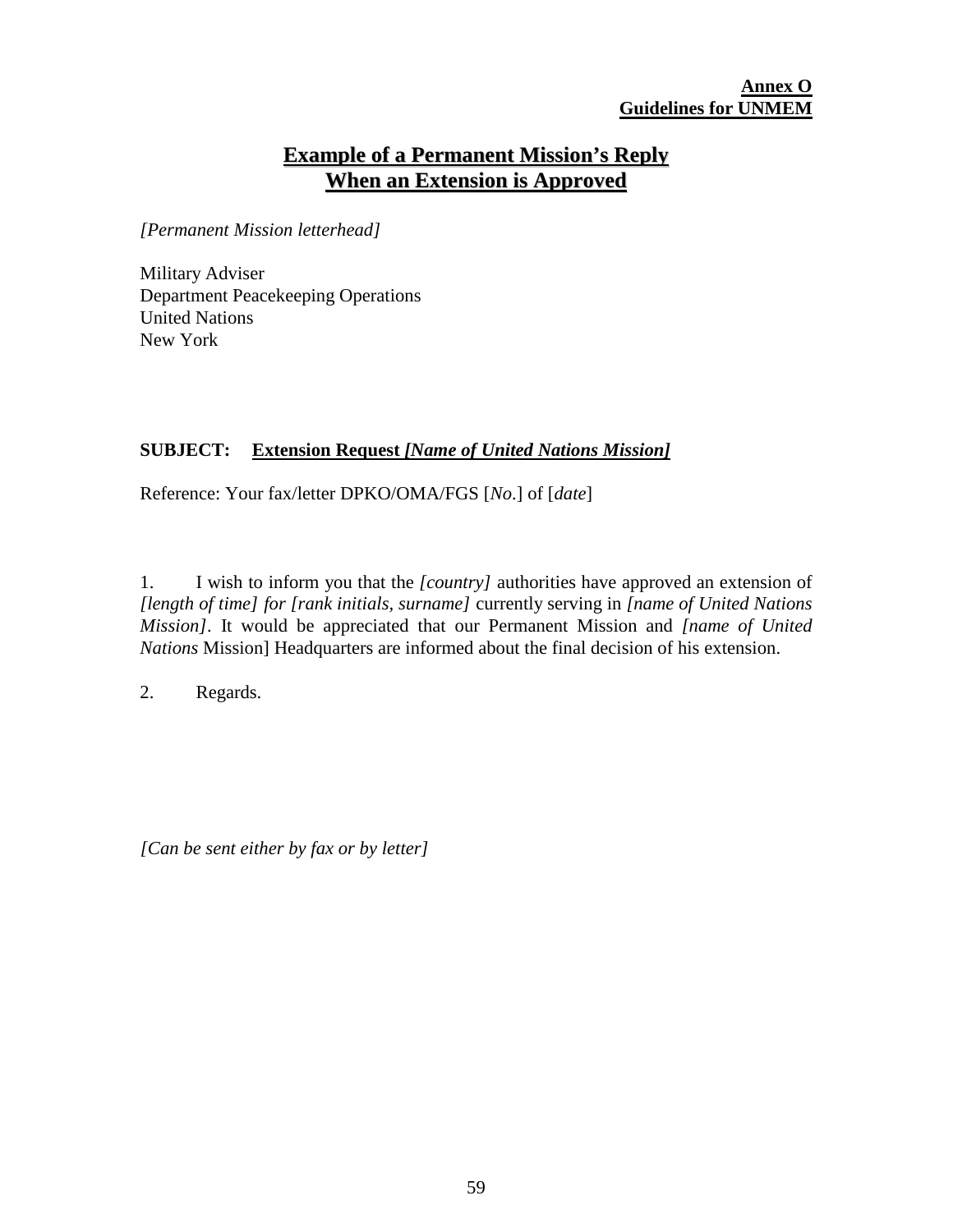**Annex O**
**Guidelines for UNMEM**

# Example of a Permanent Mission's Reply When an Extension is Approved

*[Permanent Mission letterhead]*

Military Adviser
Department Peacekeeping Operations
United Nations
New York

**SUBJECT: Extension Request *[Name of United Nations Mission]***

Reference: Your fax/letter DPKO/OMA/FGS [*No*.] of [*date*]

1. I wish to inform you that the *[country]* authorities have approved an extension of *[length of time] for [rank initials, surname]* currently serving in *[name of United Nations Mission]*. It would be appreciated that our Permanent Mission and *[name of United Nations* Mission] Headquarters are informed about the final decision of his extension.

2. Regards.

*[Can be sent either by fax or by letter]*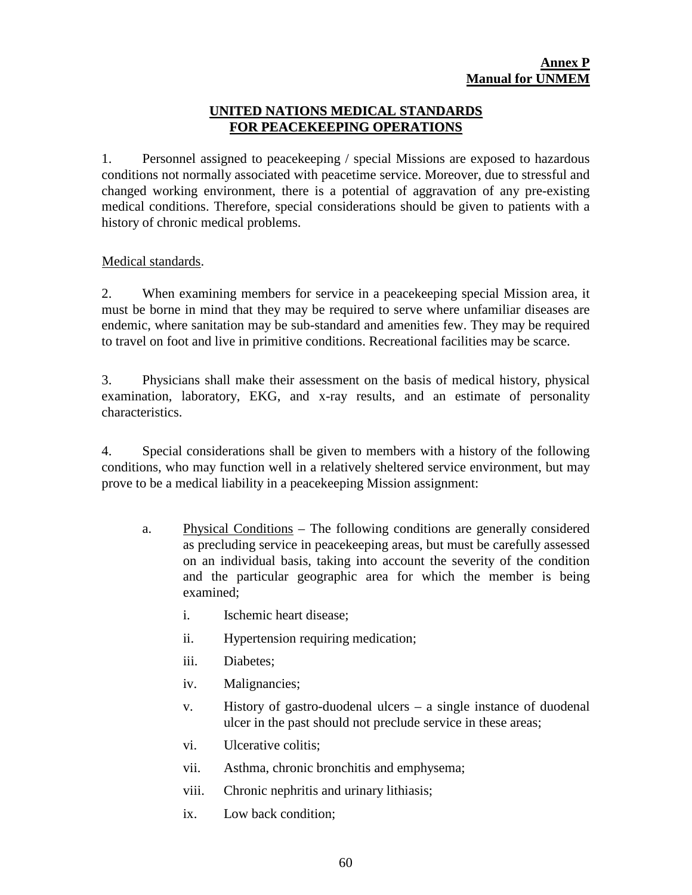**Annex P**
**Manual for UNMEM**

## UNITED NATIONS MEDICAL STANDARDS FOR PEACEKEEPING OPERATIONS

1. Personnel assigned to peacekeeping / special Missions are exposed to hazardous conditions not normally associated with peacetime service. Moreover, due to stressful and changed working environment, there is a potential of aggravation of any pre-existing medical conditions. Therefore, special considerations should be given to patients with a history of chronic medical problems.

Medical standards.

2. When examining members for service in a peacekeeping special Mission area, it must be borne in mind that they may be required to serve where unfamiliar diseases are endemic, where sanitation may be sub-standard and amenities few. They may be required to travel on foot and live in primitive conditions. Recreational facilities may be scarce.

3. Physicians shall make their assessment on the basis of medical history, physical examination, laboratory, EKG, and x-ray results, and an estimate of personality characteristics.

4. Special considerations shall be given to members with a history of the following conditions, who may function well in a relatively sheltered service environment, but may prove to be a medical liability in a peacekeeping Mission assignment:

a. Physical Conditions – The following conditions are generally considered as precluding service in peacekeeping areas, but must be carefully assessed on an individual basis, taking into account the severity of the condition and the particular geographic area for which the member is being examined;

   i. Ischemic heart disease;

   ii. Hypertension requiring medication;

   iii. Diabetes;

   iv. Malignancies;

   v. History of gastro-duodenal ulcers – a single instance of duodenal ulcer in the past should not preclude service in these areas;

   vi. Ulcerative colitis;

   vii. Asthma, chronic bronchitis and emphysema;

   viii. Chronic nephritis and urinary lithiasis;

   ix. Low back condition;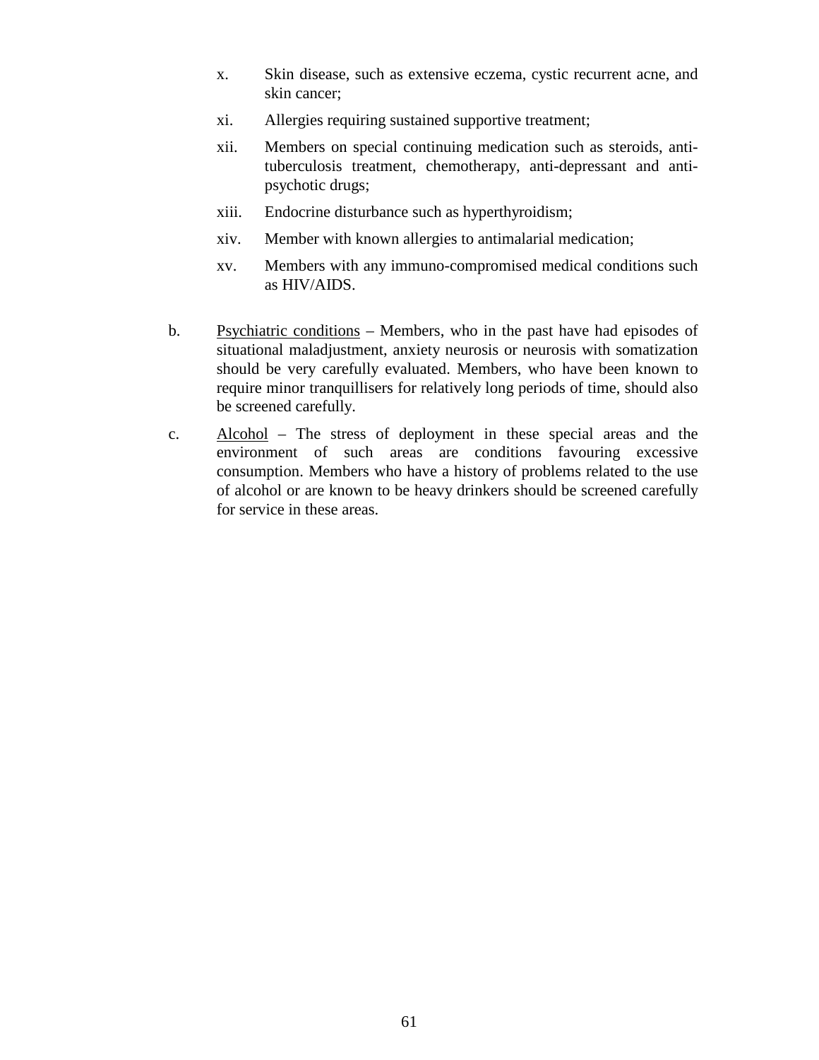x. Skin disease, such as extensive eczema, cystic recurrent acne, and skin cancer;

xi. Allergies requiring sustained supportive treatment;

xii. Members on special continuing medication such as steroids, anti-tuberculosis treatment, chemotherapy, anti-depressant and anti-psychotic drugs;

xiii. Endocrine disturbance such as hyperthyroidism;

xiv. Member with known allergies to antimalarial medication;

xv. Members with any immuno-compromised medical conditions such as HIV/AIDS.

b. <u>Psychiatric conditions</u> – Members, who in the past have had episodes of situational maladjustment, anxiety neurosis or neurosis with somatization should be very carefully evaluated. Members, who have been known to require minor tranquillisers for relatively long periods of time, should also be screened carefully.

c. <u>Alcohol</u> – The stress of deployment in these special areas and the environment of such areas are conditions favouring excessive consumption. Members who have a history of problems related to the use of alcohol or are known to be heavy drinkers should be screened carefully for service in these areas.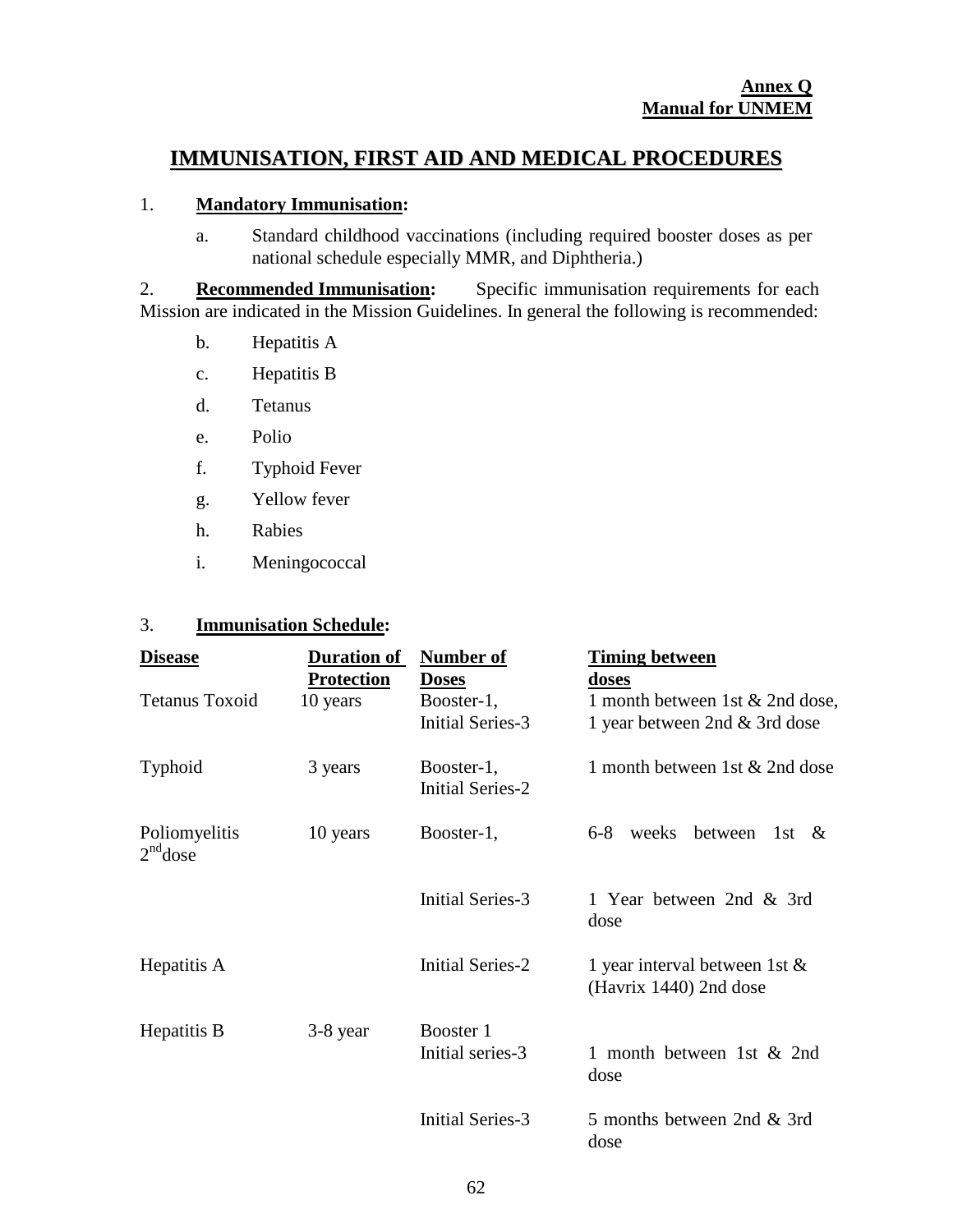**Annex Q**
**Manual for UNMEM**

# IMMUNISATION, FIRST AID AND MEDICAL PROCEDURES

1. **Mandatory Immunisation:**

   a. Standard childhood vaccinations (including required booster doses as per national schedule especially MMR, and Diphtheria.)

2. **Recommended Immunisation:** Specific immunisation requirements for each Mission are indicated in the Mission Guidelines. In general the following is recommended:

   b. Hepatitis A

   c. Hepatitis B

   d. Tetanus

   e. Polio

   f. Typhoid Fever

   g. Yellow fever

   h. Rabies

   i. Meningococcal

3. **Immunisation Schedule:**

| Disease | Duration of Protection | Number of Doses | Timing between doses |
|---|---|---|---|
| Tetanus Toxoid | 10 years | Booster-1, Initial Series-3 | 1 month between 1st & 2nd dose, 1 year between 2nd & 3rd dose |
| Typhoid | 3 years | Booster-1, Initial Series-2 | 1 month between 1st & 2nd dose |
| Poliomyelitis | 10 years | Booster-1, | 6-8 weeks between 1st & 2nd dose |
| | | Initial Series-3 | 1 Year between 2nd & 3rd dose |
| Hepatitis A | | Initial Series-2 | 1 year interval between 1st & (Havrix 1440) 2nd dose |
| Hepatitis B | 3-8 year | Booster 1 | |
| | | Initial series-3 | 1 month between 1st & 2nd dose |
| | | Initial Series-3 | 5 months between 2nd & 3rd dose |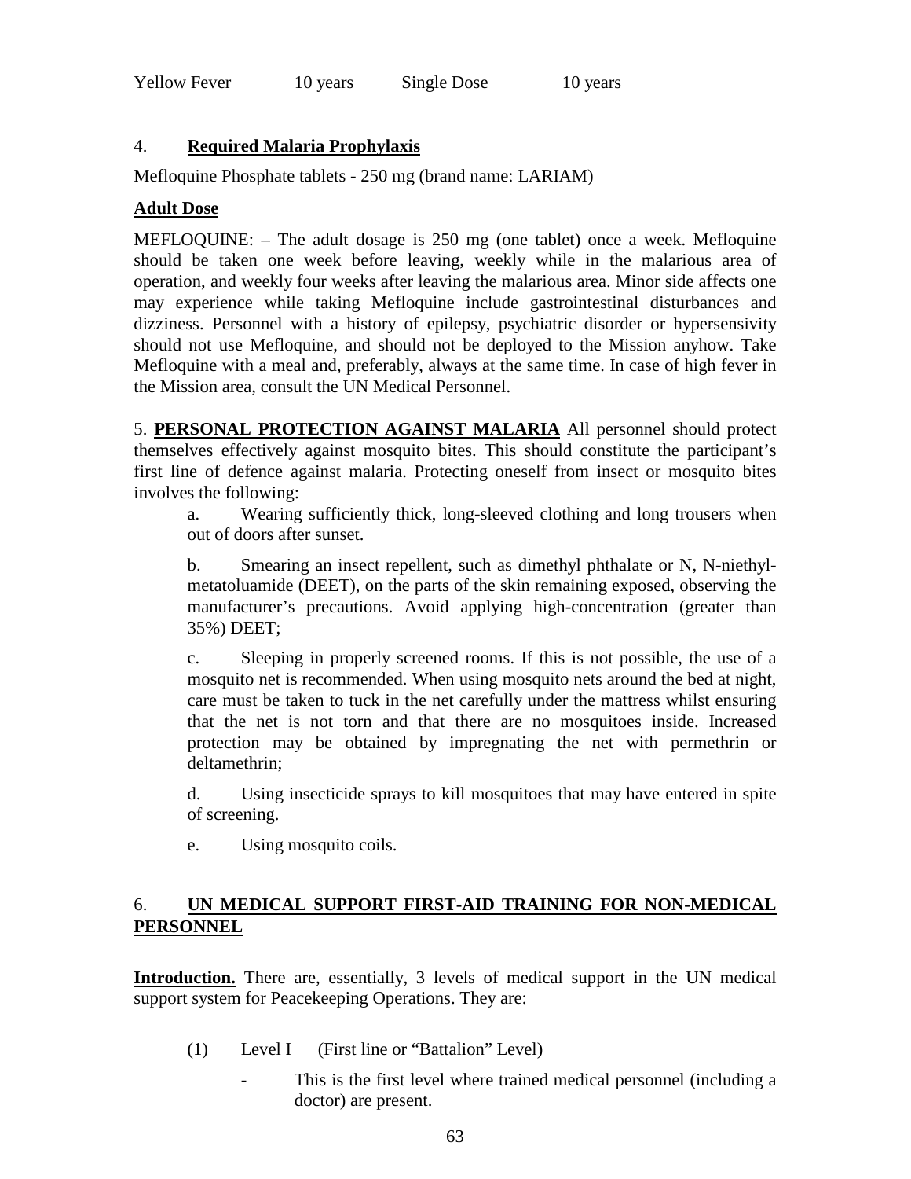| Yellow Fever | 10 years | Single Dose | 10 years |
|---|---|---|---|

4. **Required Malaria Prophylaxis**

Mefloquine Phosphate tablets - 250 mg (brand name: LARIAM)

**Adult Dose**

MEFLOQUINE: – The adult dosage is 250 mg (one tablet) once a week. Mefloquine should be taken one week before leaving, weekly while in the malarious area of operation, and weekly four weeks after leaving the malarious area. Minor side affects one may experience while taking Mefloquine include gastrointestinal disturbances and dizziness. Personnel with a history of epilepsy, psychiatric disorder or hypersensivity should not use Mefloquine, and should not be deployed to the Mission anyhow. Take Mefloquine with a meal and, preferably, always at the same time. In case of high fever in the Mission area, consult the UN Medical Personnel.

5. **PERSONAL PROTECTION AGAINST MALARIA** All personnel should protect themselves effectively against mosquito bites. This should constitute the participant's first line of defence against malaria. Protecting oneself from insect or mosquito bites involves the following:

a. Wearing sufficiently thick, long-sleeved clothing and long trousers when out of doors after sunset.

b. Smearing an insect repellent, such as dimethyl phthalate or N, N-niethyl-metatoluamide (DEET), on the parts of the skin remaining exposed, observing the manufacturer's precautions. Avoid applying high-concentration (greater than 35%) DEET;

c. Sleeping in properly screened rooms. If this is not possible, the use of a mosquito net is recommended. When using mosquito nets around the bed at night, care must be taken to tuck in the net carefully under the mattress whilst ensuring that the net is not torn and that there are no mosquitoes inside. Increased protection may be obtained by impregnating the net with permethrin or deltamethrin;

d. Using insecticide sprays to kill mosquitoes that may have entered in spite of screening.

e. Using mosquito coils.

6. **UN MEDICAL SUPPORT FIRST-AID TRAINING FOR NON-MEDICAL PERSONNEL**

**Introduction.** There are, essentially, 3 levels of medical support in the UN medical support system for Peacekeeping Operations. They are:

(1) Level I (First line or "Battalion" Level)

- This is the first level where trained medical personnel (including a doctor) are present.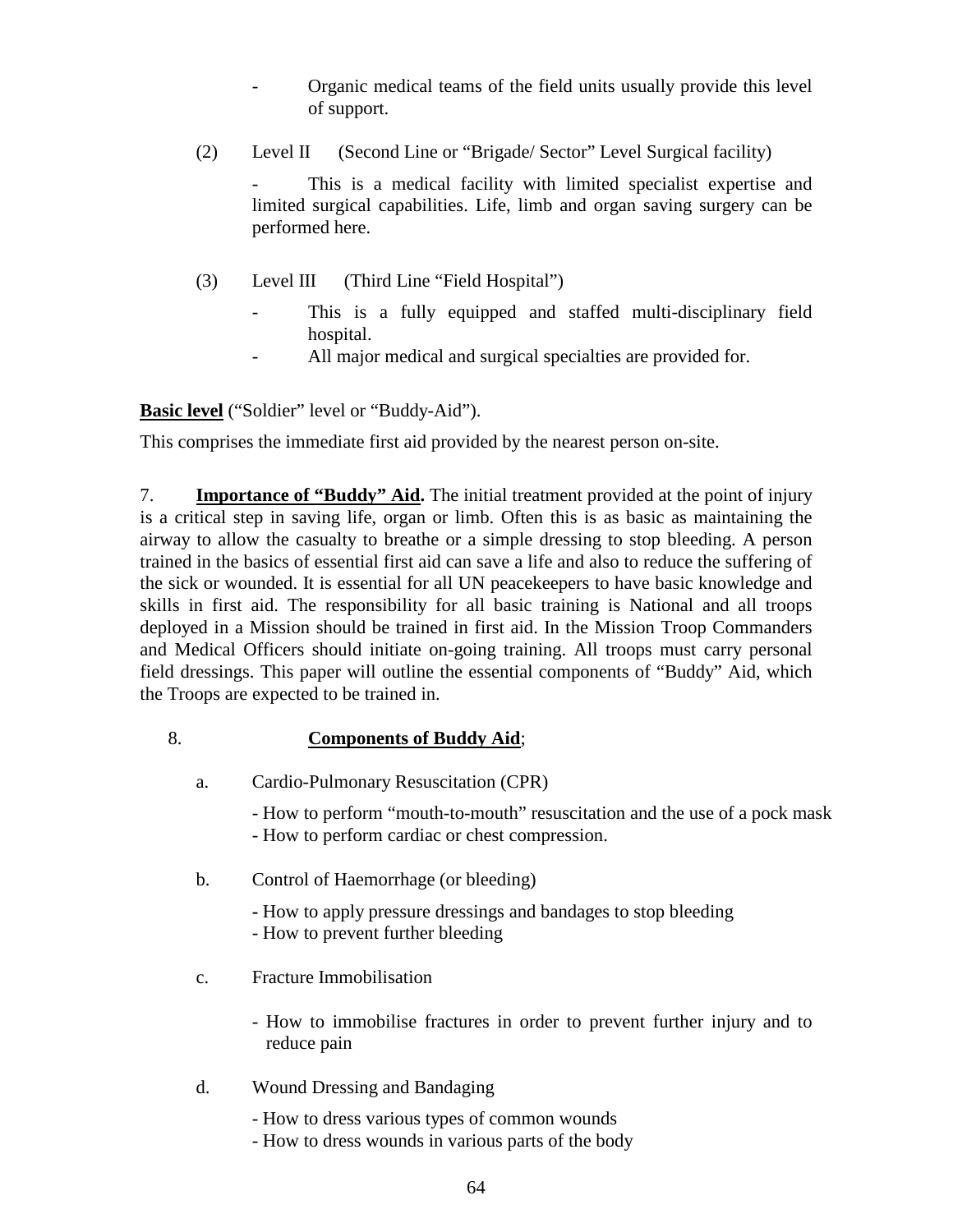- Organic medical teams of the field units usually provide this level of support.

(2) Level II (Second Line or "Brigade/ Sector" Level Surgical facility)

- This is a medical facility with limited specialist expertise and limited surgical capabilities. Life, limb and organ saving surgery can be performed here.

(3) Level III (Third Line "Field Hospital")

- This is a fully equipped and staffed multi-disciplinary field hospital.
- All major medical and surgical specialties are provided for.

**Basic level** ("Soldier" level or "Buddy-Aid").

This comprises the immediate first aid provided by the nearest person on-site.

7. **Importance of "Buddy" Aid.** The initial treatment provided at the point of injury is a critical step in saving life, organ or limb. Often this is as basic as maintaining the airway to allow the casualty to breathe or a simple dressing to stop bleeding. A person trained in the basics of essential first aid can save a life and also to reduce the suffering of the sick or wounded. It is essential for all UN peacekeepers to have basic knowledge and skills in first aid. The responsibility for all basic training is National and all troops deployed in a Mission should be trained in first aid. In the Mission Troop Commanders and Medical Officers should initiate on-going training. All troops must carry personal field dressings. This paper will outline the essential components of "Buddy" Aid, which the Troops are expected to be trained in.

8. **Components of Buddy Aid**;

a. Cardio-Pulmonary Resuscitation (CPR)

- How to perform "mouth-to-mouth" resuscitation and the use of a pock mask
- How to perform cardiac or chest compression.

b. Control of Haemorrhage (or bleeding)

- How to apply pressure dressings and bandages to stop bleeding
- How to prevent further bleeding

c. Fracture Immobilisation

- How to immobilise fractures in order to prevent further injury and to reduce pain

d. Wound Dressing and Bandaging

- How to dress various types of common wounds
- How to dress wounds in various parts of the body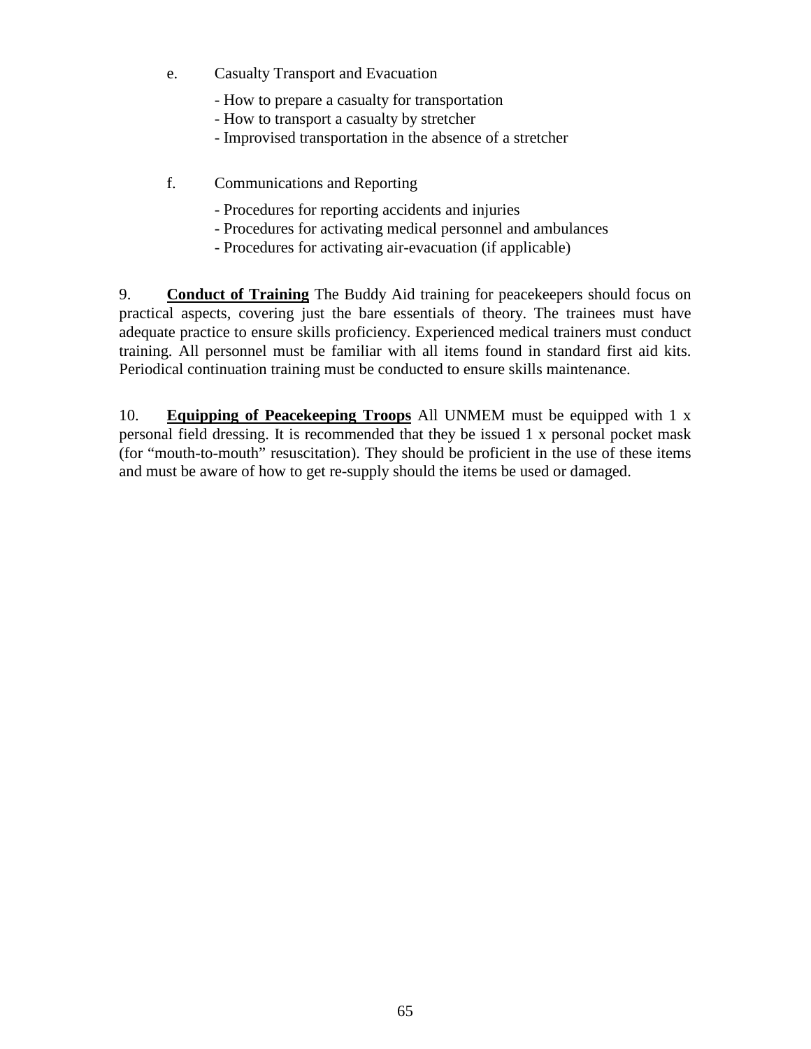e. Casualty Transport and Evacuation

- How to prepare a casualty for transportation
- How to transport a casualty by stretcher
- Improvised transportation in the absence of a stretcher

f. Communications and Reporting

- Procedures for reporting accidents and injuries
- Procedures for activating medical personnel and ambulances
- Procedures for activating air-evacuation (if applicable)

9. **<u>Conduct of Training</u>** The Buddy Aid training for peacekeepers should focus on practical aspects, covering just the bare essentials of theory. The trainees must have adequate practice to ensure skills proficiency. Experienced medical trainers must conduct training. All personnel must be familiar with all items found in standard first aid kits. Periodical continuation training must be conducted to ensure skills maintenance.

10. **<u>Equipping of Peacekeeping Troops</u>** All UNMEM must be equipped with 1 x personal field dressing. It is recommended that they be issued 1 x personal pocket mask (for "mouth-to-mouth" resuscitation). They should be proficient in the use of these items and must be aware of how to get re-supply should the items be used or damaged.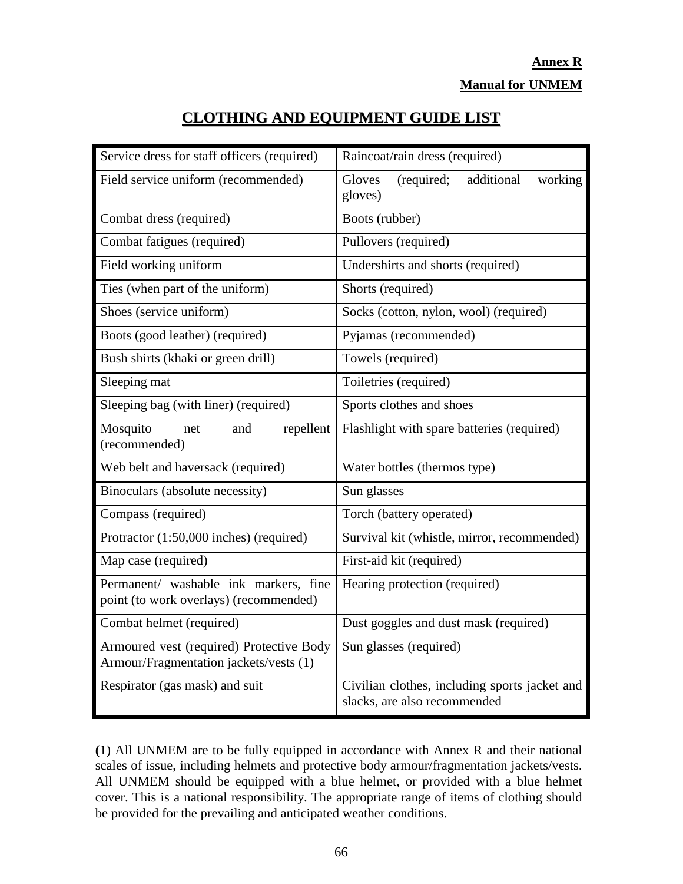**Annex R**

**Manual for UNMEM**

# CLOTHING AND EQUIPMENT GUIDE LIST

| | |
|---|---|
| Service dress for staff officers (required) | Raincoat/rain dress (required) |
| Field service uniform (recommended) | Gloves (required; additional working gloves) |
| Combat dress (required) | Boots (rubber) |
| Combat fatigues (required) | Pullovers (required) |
| Field working uniform | Undershirts and shorts (required) |
| Ties (when part of the uniform) | Shorts (required) |
| Shoes (service uniform) | Socks (cotton, nylon, wool) (required) |
| Boots (good leather) (required) | Pyjamas (recommended) |
| Bush shirts (khaki or green drill) | Towels (required) |
| Sleeping mat | Toiletries (required) |
| Sleeping bag (with liner) (required) | Sports clothes and shoes |
| Mosquito net and repellent (recommended) | Flashlight with spare batteries (required) |
| Web belt and haversack (required) | Water bottles (thermos type) |
| Binoculars (absolute necessity) | Sun glasses |
| Compass (required) | Torch (battery operated) |
| Protractor (1:50,000 inches) (required) | Survival kit (whistle, mirror, recommended) |
| Map case (required) | First-aid kit (required) |
| Permanent/ washable ink markers, fine point (to work overlays) (recommended) | Hearing protection (required) |
| Combat helmet (required) | Dust goggles and dust mask (required) |
| Armoured vest (required) Protective Body Armour/Fragmentation jackets/vests (1) | Sun glasses (required) |
| Respirator (gas mask) and suit | Civilian clothes, including sports jacket and slacks, are also recommended |

**(**1) All UNMEM are to be fully equipped in accordance with Annex R and their national scales of issue, including helmets and protective body armour/fragmentation jackets/vests. All UNMEM should be equipped with a blue helmet, or provided with a blue helmet cover. This is a national responsibility. The appropriate range of items of clothing should be provided for the prevailing and anticipated weather conditions.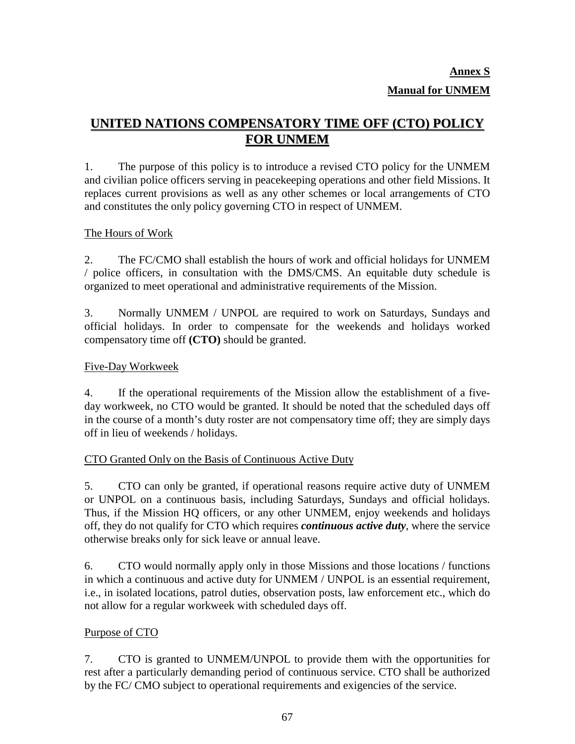**Annex S**

**Manual for UNMEM**

# UNITED NATIONS COMPENSATORY TIME OFF (CTO) POLICY FOR UNMEM

1. The purpose of this policy is to introduce a revised CTO policy for the UNMEM and civilian police officers serving in peacekeeping operations and other field Missions. It replaces current provisions as well as any other schemes or local arrangements of CTO and constitutes the only policy governing CTO in respect of UNMEM.

## The Hours of Work

2. The FC/CMO shall establish the hours of work and official holidays for UNMEM / police officers, in consultation with the DMS/CMS. An equitable duty schedule is organized to meet operational and administrative requirements of the Mission.

3. Normally UNMEM / UNPOL are required to work on Saturdays, Sundays and official holidays. In order to compensate for the weekends and holidays worked compensatory time off **(CTO)** should be granted.

## Five-Day Workweek

4. If the operational requirements of the Mission allow the establishment of a five-day workweek, no CTO would be granted. It should be noted that the scheduled days off in the course of a month's duty roster are not compensatory time off; they are simply days off in lieu of weekends / holidays.

## CTO Granted Only on the Basis of Continuous Active Duty

5. CTO can only be granted, if operational reasons require active duty of UNMEM or UNPOL on a continuous basis, including Saturdays, Sundays and official holidays. Thus, if the Mission HQ officers, or any other UNMEM, enjoy weekends and holidays off, they do not qualify for CTO which requires ***continuous active duty***, where the service otherwise breaks only for sick leave or annual leave.

6. CTO would normally apply only in those Missions and those locations / functions in which a continuous and active duty for UNMEM / UNPOL is an essential requirement, i.e., in isolated locations, patrol duties, observation posts, law enforcement etc., which do not allow for a regular workweek with scheduled days off.

## Purpose of CTO

7. CTO is granted to UNMEM/UNPOL to provide them with the opportunities for rest after a particularly demanding period of continuous service. CTO shall be authorized by the FC/ CMO subject to operational requirements and exigencies of the service.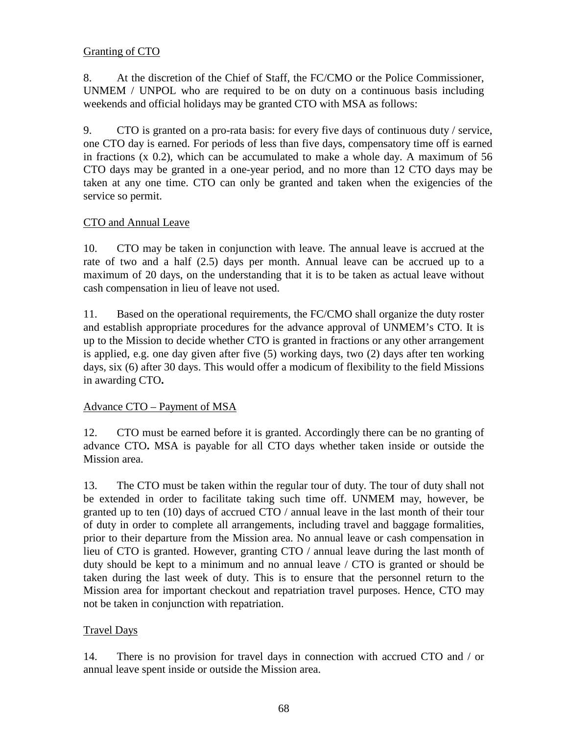Granting of CTO

8. At the discretion of the Chief of Staff, the FC/CMO or the Police Commissioner, UNMEM / UNPOL who are required to be on duty on a continuous basis including weekends and official holidays may be granted CTO with MSA as follows:

9. CTO is granted on a pro-rata basis: for every five days of continuous duty / service, one CTO day is earned. For periods of less than five days, compensatory time off is earned in fractions (x 0.2), which can be accumulated to make a whole day. A maximum of 56 CTO days may be granted in a one-year period, and no more than 12 CTO days may be taken at any one time. CTO can only be granted and taken when the exigencies of the service so permit.

CTO and Annual Leave

10. CTO may be taken in conjunction with leave. The annual leave is accrued at the rate of two and a half (2.5) days per month. Annual leave can be accrued up to a maximum of 20 days, on the understanding that it is to be taken as actual leave without cash compensation in lieu of leave not used.

11. Based on the operational requirements, the FC/CMO shall organize the duty roster and establish appropriate procedures for the advance approval of UNMEM's CTO. It is up to the Mission to decide whether CTO is granted in fractions or any other arrangement is applied, e.g. one day given after five (5) working days, two (2) days after ten working days, six (6) after 30 days. This would offer a modicum of flexibility to the field Missions in awarding CTO**.**

Advance CTO – Payment of MSA

12. CTO must be earned before it is granted. Accordingly there can be no granting of advance CTO**.** MSA is payable for all CTO days whether taken inside or outside the Mission area.

13. The CTO must be taken within the regular tour of duty. The tour of duty shall not be extended in order to facilitate taking such time off. UNMEM may, however, be granted up to ten (10) days of accrued CTO / annual leave in the last month of their tour of duty in order to complete all arrangements, including travel and baggage formalities, prior to their departure from the Mission area. No annual leave or cash compensation in lieu of CTO is granted. However, granting CTO / annual leave during the last month of duty should be kept to a minimum and no annual leave / CTO is granted or should be taken during the last week of duty. This is to ensure that the personnel return to the Mission area for important checkout and repatriation travel purposes. Hence, CTO may not be taken in conjunction with repatriation.

Travel Days

14. There is no provision for travel days in connection with accrued CTO and / or annual leave spent inside or outside the Mission area.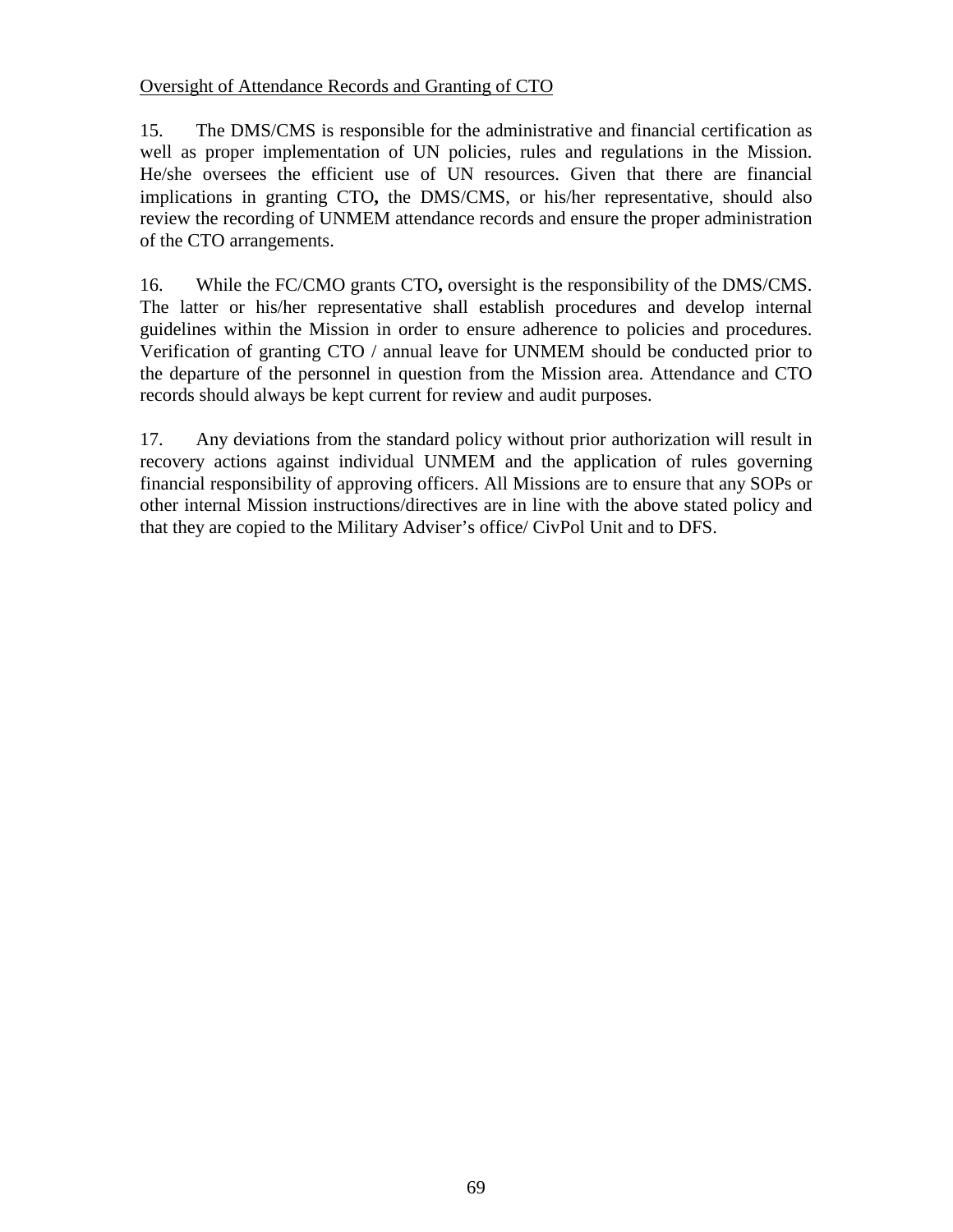<u>Oversight of Attendance Records and Granting of CTO</u>

15. The DMS/CMS is responsible for the administrative and financial certification as well as proper implementation of UN policies, rules and regulations in the Mission. He/she oversees the efficient use of UN resources. Given that there are financial implications in granting CTO**,** the DMS/CMS, or his/her representative, should also review the recording of UNMEM attendance records and ensure the proper administration of the CTO arrangements.

16. While the FC/CMO grants CTO**,** oversight is the responsibility of the DMS/CMS. The latter or his/her representative shall establish procedures and develop internal guidelines within the Mission in order to ensure adherence to policies and procedures. Verification of granting CTO / annual leave for UNMEM should be conducted prior to the departure of the personnel in question from the Mission area. Attendance and CTO records should always be kept current for review and audit purposes.

17. Any deviations from the standard policy without prior authorization will result in recovery actions against individual UNMEM and the application of rules governing financial responsibility of approving officers. All Missions are to ensure that any SOPs or other internal Mission instructions/directives are in line with the above stated policy and that they are copied to the Military Adviser's office/ CivPol Unit and to DFS.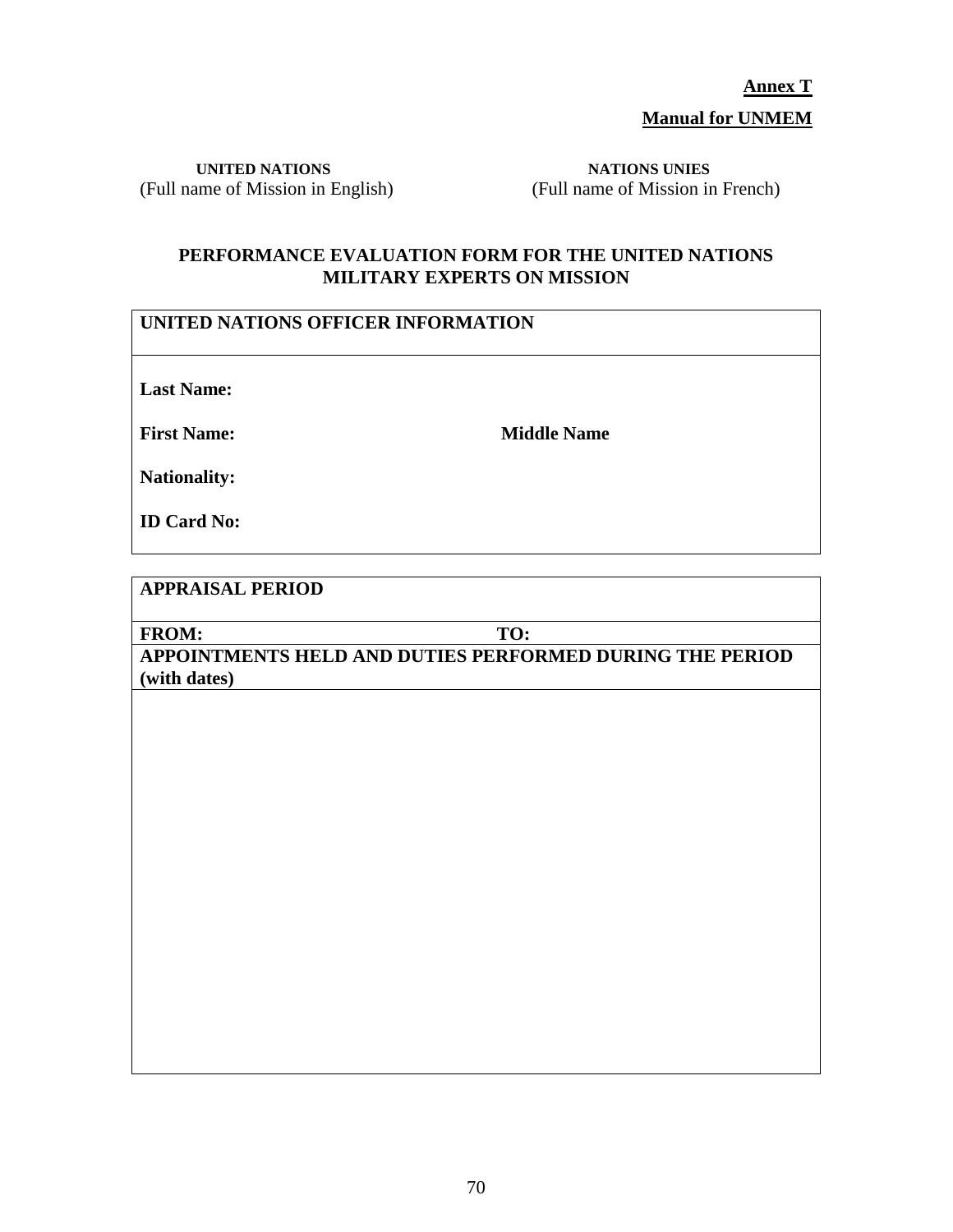**Annex T**

**Manual for UNMEM**

**UNITED NATIONS**
(Full name of Mission in English)

**NATIONS UNIES**
(Full name of Mission in French)

## PERFORMANCE EVALUATION FORM FOR THE UNITED NATIONS MILITARY EXPERTS ON MISSION

| **UNITED NATIONS OFFICER INFORMATION** | |
|---|---|
| **Last Name:** | |
| **First Name:** | **Middle Name** |
| **Nationality:** | |
| **ID Card No:** | |

| **APPRAISAL PERIOD** | |
|---|---|
| **FROM:** | **TO:** |
| **APPOINTMENTS HELD AND DUTIES PERFORMED DURING THE PERIOD (with dates)** | |
| | |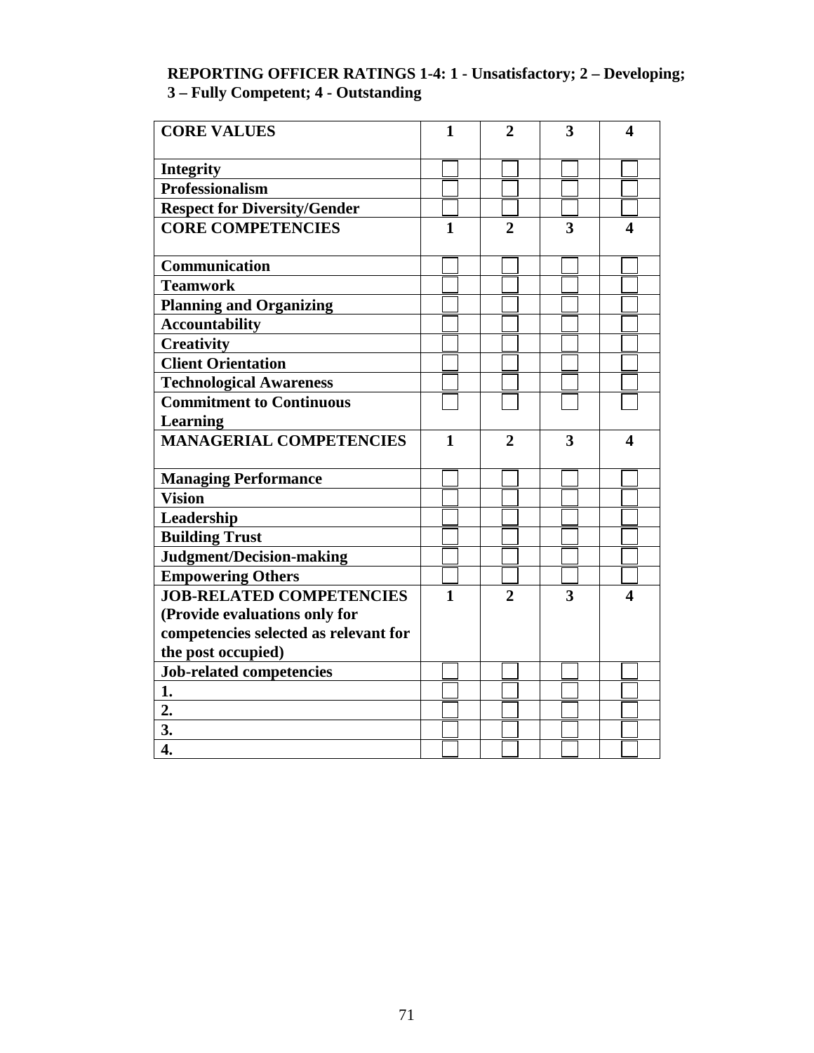**REPORTING OFFICER RATINGS 1-4: 1 - Unsatisfactory; 2 – Developing; 3 – Fully Competent; 4 - Outstanding**

| **CORE VALUES** | **1** | **2** | **3** | **4** |
|---|---|---|---|---|
| **Integrity** | ☐ | ☐ | ☐ | ☐ |
| **Professionalism** | ☐ | ☐ | ☐ | ☐ |
| **Respect for Diversity/Gender** | ☐ | ☐ | ☐ | ☐ |
| **CORE COMPETENCIES** | **1** | **2** | **3** | **4** |
| **Communication** | ☐ | ☐ | ☐ | ☐ |
| **Teamwork** | ☐ | ☐ | ☐ | ☐ |
| **Planning and Organizing** | ☐ | ☐ | ☐ | ☐ |
| **Accountability** | ☐ | ☐ | ☐ | ☐ |
| **Creativity** | ☐ | ☐ | ☐ | ☐ |
| **Client Orientation** | ☐ | ☐ | ☐ | ☐ |
| **Technological Awareness** | ☐ | ☐ | ☐ | ☐ |
| **Commitment to Continuous Learning** | ☐ | ☐ | ☐ | ☐ |
| **MANAGERIAL COMPETENCIES** | **1** | **2** | **3** | **4** |
| **Managing Performance** | ☐ | ☐ | ☐ | ☐ |
| **Vision** | ☐ | ☐ | ☐ | ☐ |
| **Leadership** | ☐ | ☐ | ☐ | ☐ |
| **Building Trust** | ☐ | ☐ | ☐ | ☐ |
| **Judgment/Decision-making** | ☐ | ☐ | ☐ | ☐ |
| **Empowering Others** | ☐ | ☐ | ☐ | ☐ |
| **JOB-RELATED COMPETENCIES (Provide evaluations only for competencies selected as relevant for the post occupied)** | **1** | **2** | **3** | **4** |
| **Job-related competencies** | ☐ | ☐ | ☐ | ☐ |
| **1.** | ☐ | ☐ | ☐ | ☐ |
| **2.** | ☐ | ☐ | ☐ | ☐ |
| **3.** | ☐ | ☐ | ☐ | ☐ |
| **4.** | ☐ | ☐ | ☐ | ☐ |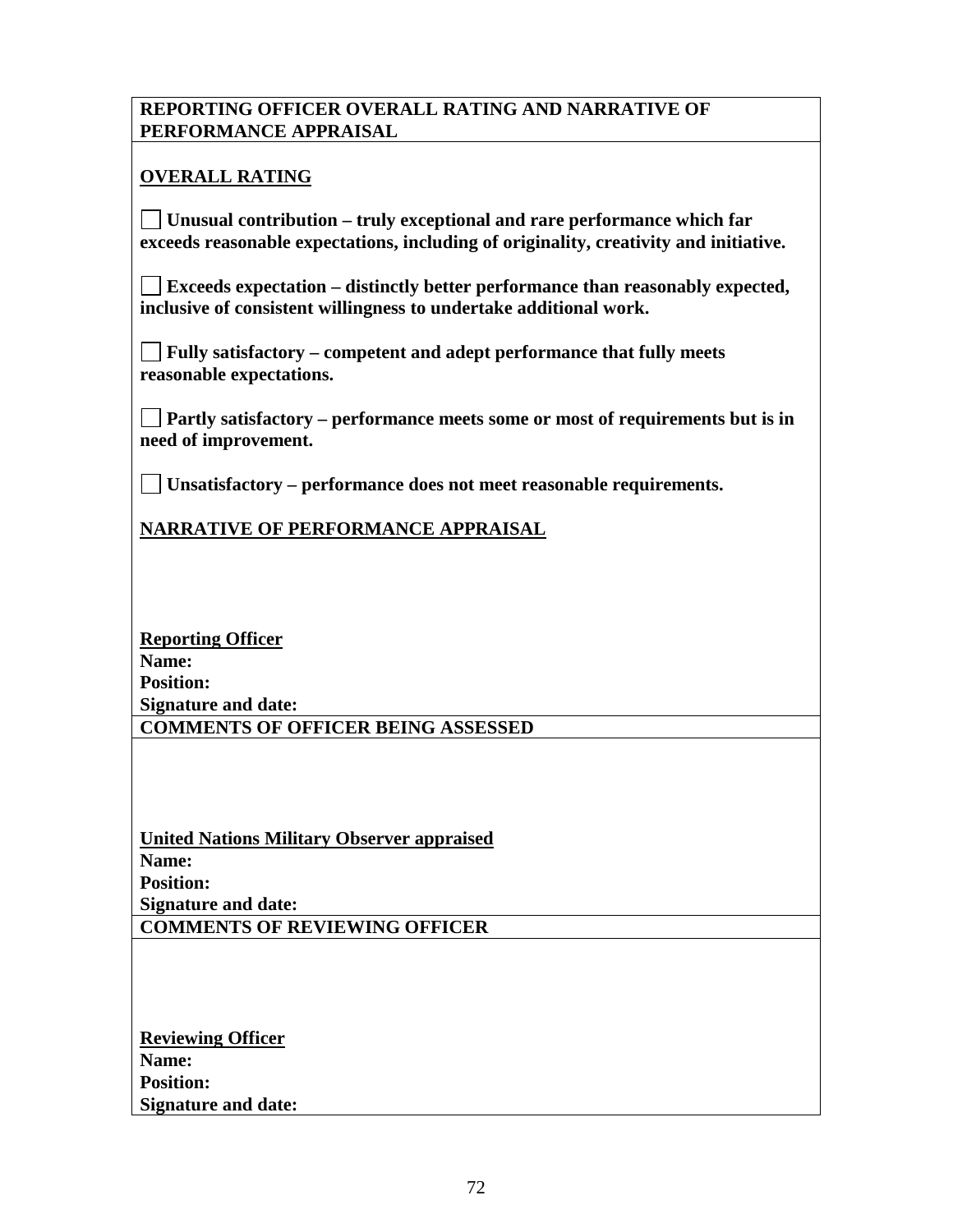**REPORTING OFFICER OVERALL RATING AND NARRATIVE OF PERFORMANCE APPRAISAL**

**OVERALL RATING**

☐ **Unusual contribution – truly exceptional and rare performance which far exceeds reasonable expectations, including of originality, creativity and initiative.**

☐ **Exceeds expectation – distinctly better performance than reasonably expected, inclusive of consistent willingness to undertake additional work.**

☐ **Fully satisfactory – competent and adept performance that fully meets reasonable expectations.**

☐ **Partly satisfactory – performance meets some or most of requirements but is in need of improvement.**

☐ **Unsatisfactory – performance does not meet reasonable requirements.**

**NARRATIVE OF PERFORMANCE APPRAISAL**

**Reporting Officer**
**Name:**
**Position:**
**Signature and date:**

**COMMENTS OF OFFICER BEING ASSESSED**

**United Nations Military Observer appraised**
**Name:**
**Position:**
**Signature and date:**

**COMMENTS OF REVIEWING OFFICER**

**Reviewing Officer**
**Name:**
**Position:**
**Signature and date:**